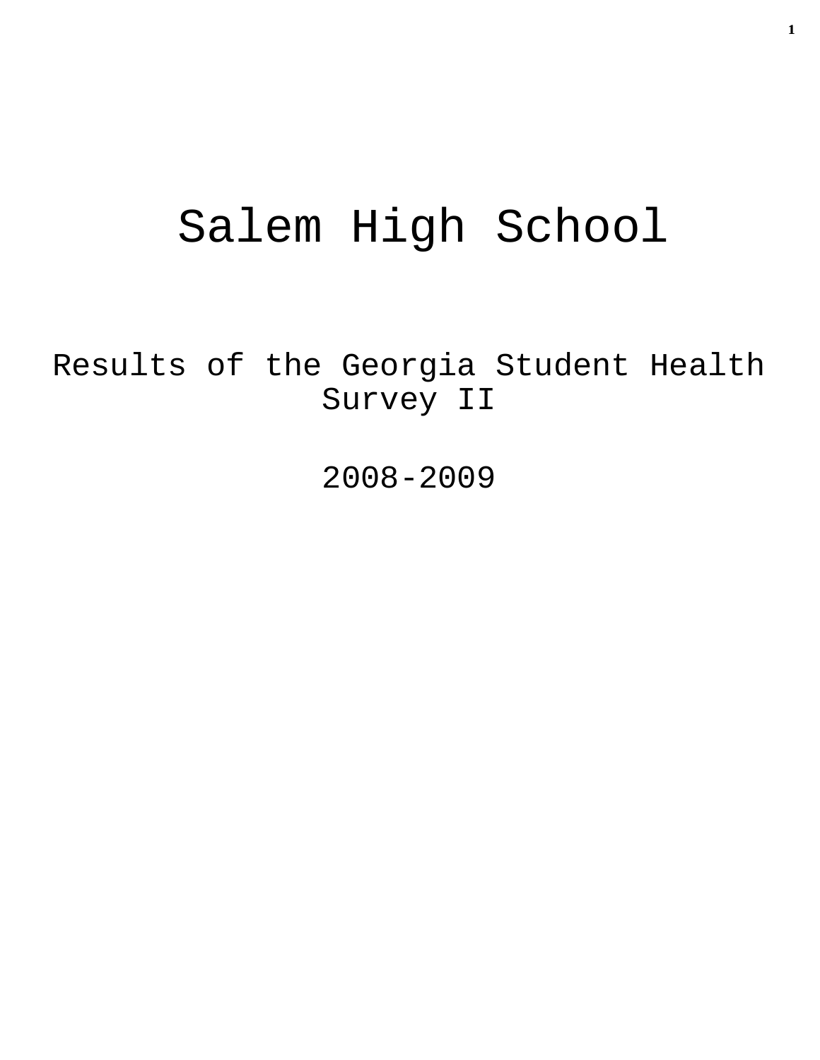# Salem High School

## Results of the Georgia Student Health Survey II

## 2008-2009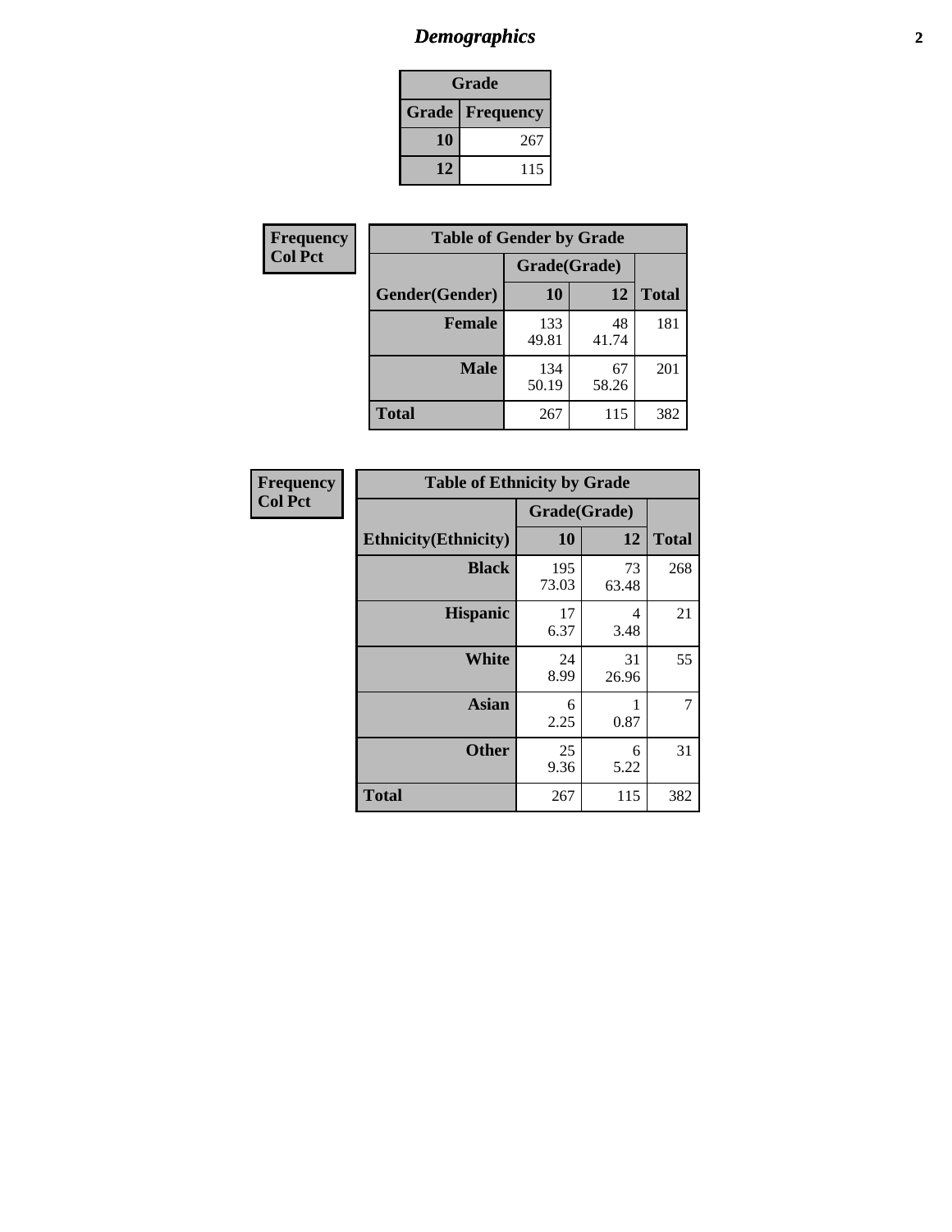# *Demographics*

| Grade | |
|---|---|
| **Grade** | **Frequency** |
| **10** | 267 |
| **12** | 115 |

| Frequency<br>Col Pct |
|---|

| Table of Gender by Grade | | | |
|---|---|---|---|
| | Grade(Grade) | | |
| **Gender(Gender)** | **10** | **12** | **Total** |
| **Female** | 133<br>49.81 | 48<br>41.74 | 181 |
| **Male** | 134<br>50.19 | 67<br>58.26 | 201 |
| **Total** | 267 | 115 | 382 |

| Frequency<br>Col Pct |
|---|

| Table of Ethnicity by Grade | | | |
|---|---|---|---|
| | Grade(Grade) | | |
| **Ethnicity(Ethnicity)** | **10** | **12** | **Total** |
| **Black** | 195<br>73.03 | 73<br>63.48 | 268 |
| **Hispanic** | 17<br>6.37 | 4<br>3.48 | 21 |
| **White** | 24<br>8.99 | 31<br>26.96 | 55 |
| **Asian** | 6<br>2.25 | 1<br>0.87 | 7 |
| **Other** | 25<br>9.36 | 6<br>5.22 | 31 |
| **Total** | 267 | 115 | 382 |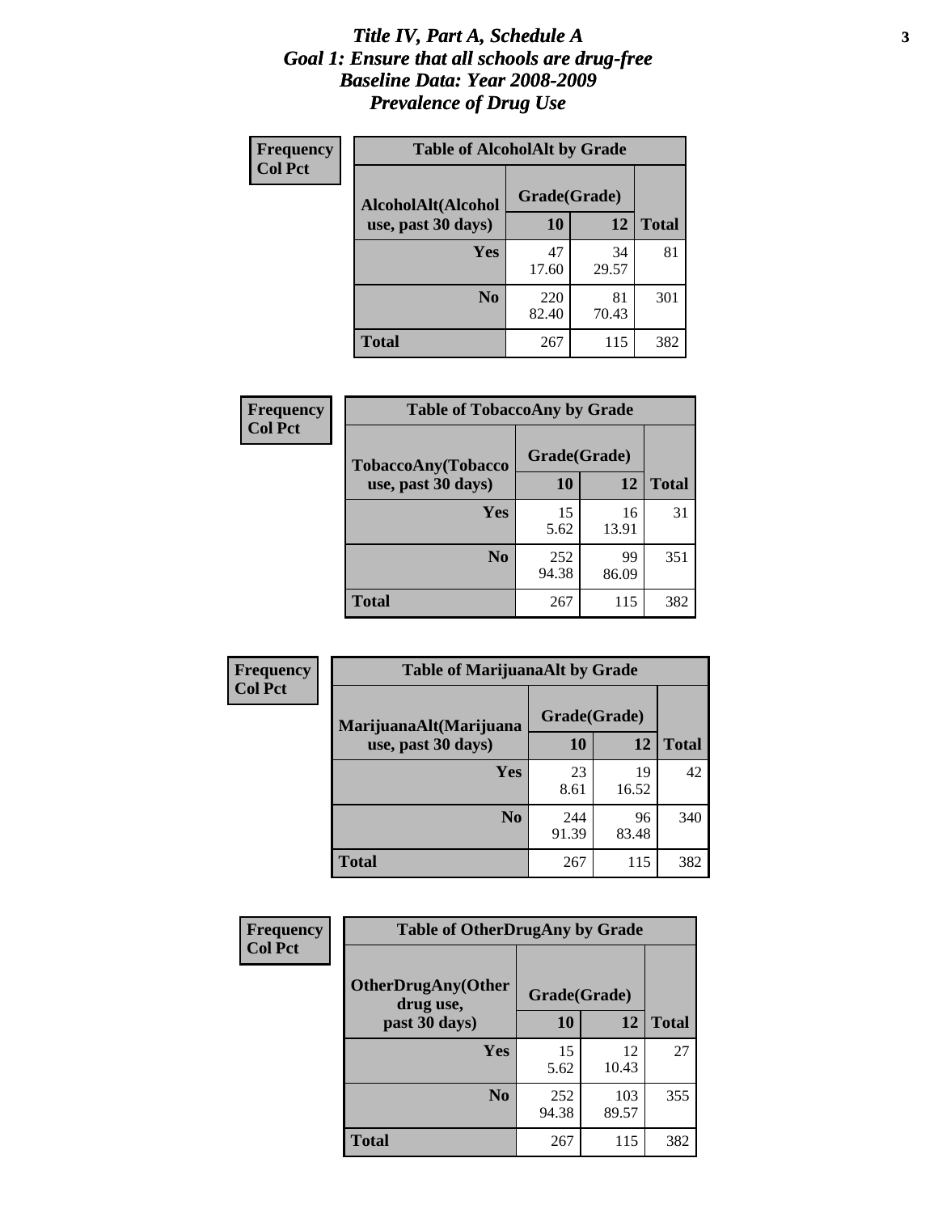# *Title IV, Part A, Schedule A*
# *Goal 1: Ensure that all schools are drug-free*
# *Baseline Data: Year 2008-2009*
# *Prevalence of Drug Use*

**Frequency**
**Col Pct**

**Table of AlcoholAlt by Grade**

| AlcoholAlt(Alcohol use, past 30 days) | Grade(Grade) 10 | 12 | Total |
|---|---|---|---|
| **Yes** | 47<br>17.60 | 34<br>29.57 | 81 |
| **No** | 220<br>82.40 | 81<br>70.43 | 301 |
| **Total** | 267 | 115 | 382 |

**Frequency**
**Col Pct**

**Table of TobaccoAny by Grade**

| TobaccoAny(Tobacco use, past 30 days) | Grade(Grade) 10 | 12 | Total |
|---|---|---|---|
| **Yes** | 15<br>5.62 | 16<br>13.91 | 31 |
| **No** | 252<br>94.38 | 99<br>86.09 | 351 |
| **Total** | 267 | 115 | 382 |

**Frequency**
**Col Pct**

**Table of MarijuanaAlt by Grade**

| MarijuanaAlt(Marijuana use, past 30 days) | Grade(Grade) 10 | 12 | Total |
|---|---|---|---|
| **Yes** | 23<br>8.61 | 19<br>16.52 | 42 |
| **No** | 244<br>91.39 | 96<br>83.48 | 340 |
| **Total** | 267 | 115 | 382 |

**Frequency**
**Col Pct**

**Table of OtherDrugAny by Grade**

| OtherDrugAny(Other drug use, past 30 days) | Grade(Grade) 10 | 12 | Total |
|---|---|---|---|
| **Yes** | 15<br>5.62 | 12<br>10.43 | 27 |
| **No** | 252<br>94.38 | 103<br>89.57 | 355 |
| **Total** | 267 | 115 | 382 |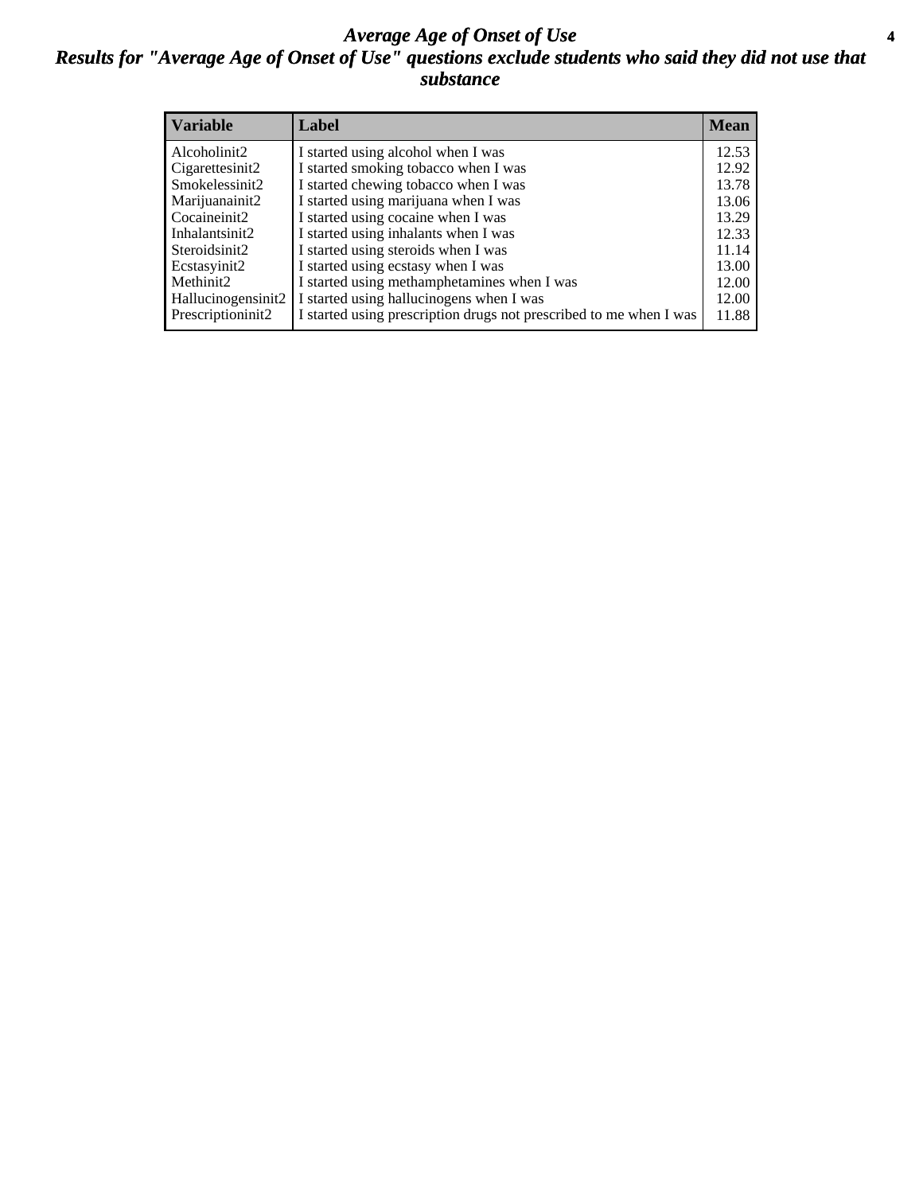# *Average Age of Onset of Use*

## *Results for "Average Age of Onset of Use" questions exclude students who said they did not use that substance*

| Variable | Label | Mean |
|---|---|---|
| Alcoholinit2 | I started using alcohol when I was | 12.53 |
| Cigarettesinit2 | I started smoking tobacco when I was | 12.92 |
| Smokelessinit2 | I started chewing tobacco when I was | 13.78 |
| Marijuanainit2 | I started using marijuana when I was | 13.06 |
| Cocaineinit2 | I started using cocaine when I was | 13.29 |
| Inhalantsinit2 | I started using inhalants when I was | 12.33 |
| Steroidsinit2 | I started using steroids when I was | 11.14 |
| Ecstasyinit2 | I started using ecstasy when I was | 13.00 |
| Methinit2 | I started using methamphetamines when I was | 12.00 |
| Hallucinogensinit2 | I started using hallucinogens when I was | 12.00 |
| Prescriptioninit2 | I started using prescription drugs not prescribed to me when I was | 11.88 |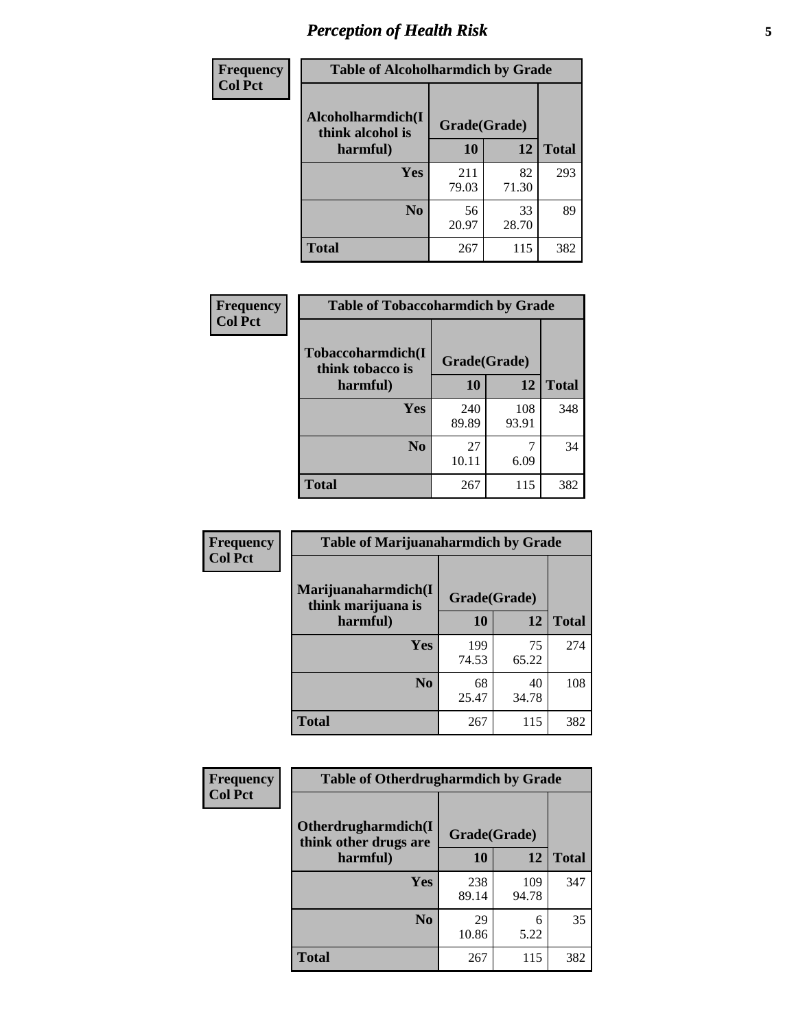# Perception of Health Risk

**Frequency**
**Col Pct**

| Table of Alcoholharmdich by Grade | | | |
|---|---|---|---|
| Alcoholharmdich(I think alcohol is harmful) | Grade(Grade) | | Total |
| | 10 | 12 | |
| **Yes** | 211<br>79.03 | 82<br>71.30 | 293 |
| **No** | 56<br>20.97 | 33<br>28.70 | 89 |
| **Total** | 267 | 115 | 382 |

**Frequency**
**Col Pct**

| Table of Tobaccoharmdich by Grade | | | |
|---|---|---|---|
| Tobaccoharmdich(I think tobacco is harmful) | Grade(Grade) | | Total |
| | 10 | 12 | |
| **Yes** | 240<br>89.89 | 108<br>93.91 | 348 |
| **No** | 27<br>10.11 | 7<br>6.09 | 34 |
| **Total** | 267 | 115 | 382 |

**Frequency**
**Col Pct**

| Table of Marijuanaharmdich by Grade | | | |
|---|---|---|---|
| Marijuanaharmdich(I think marijuana is harmful) | Grade(Grade) | | Total |
| | 10 | 12 | |
| **Yes** | 199<br>74.53 | 75<br>65.22 | 274 |
| **No** | 68<br>25.47 | 40<br>34.78 | 108 |
| **Total** | 267 | 115 | 382 |

**Frequency**
**Col Pct**

| Table of Otherdrugharmdich by Grade | | | |
|---|---|---|---|
| Otherdrugharmdich(I think other drugs are harmful) | Grade(Grade) | | Total |
| | 10 | 12 | |
| **Yes** | 238<br>89.14 | 109<br>94.78 | 347 |
| **No** | 29<br>10.86 | 6<br>5.22 | 35 |
| **Total** | 267 | 115 | 382 |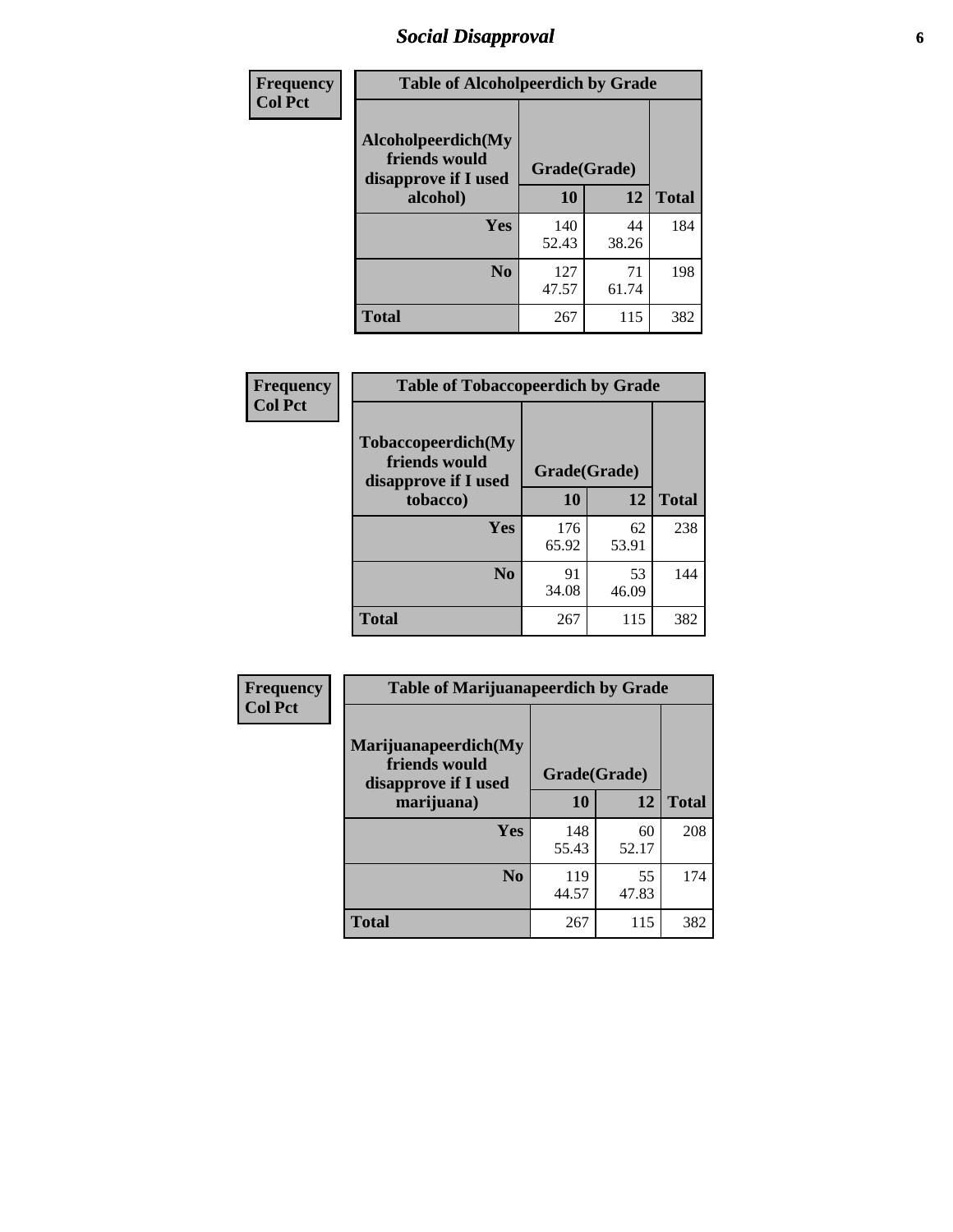| Frequency<br>Col Pct |
|---|

**Table of Alcoholpeerdich by Grade**

| Alcoholpeerdich(My friends would disapprove if I used alcohol) | Grade(Grade) 10 | 12 | Total |
|---|---|---|---|
| Yes | 140<br>52.43 | 44<br>38.26 | 184 |
| No | 127<br>47.57 | 71<br>61.74 | 198 |
| Total | 267 | 115 | 382 |

| Frequency<br>Col Pct |
|---|

**Table of Tobaccopeerdich by Grade**

| Tobaccopeerdich(My friends would disapprove if I used tobacco) | Grade(Grade) 10 | 12 | Total |
|---|---|---|---|
| Yes | 176<br>65.92 | 62<br>53.91 | 238 |
| No | 91<br>34.08 | 53<br>46.09 | 144 |
| Total | 267 | 115 | 382 |

| Frequency<br>Col Pct |
|---|

**Table of Marijuanapeerdich by Grade**

| Marijuanapeerdich(My friends would disapprove if I used marijuana) | Grade(Grade) 10 | 12 | Total |
|---|---|---|---|
| Yes | 148<br>55.43 | 60<br>52.17 | 208 |
| No | 119<br>44.57 | 55<br>47.83 | 174 |
| Total | 267 | 115 | 382 |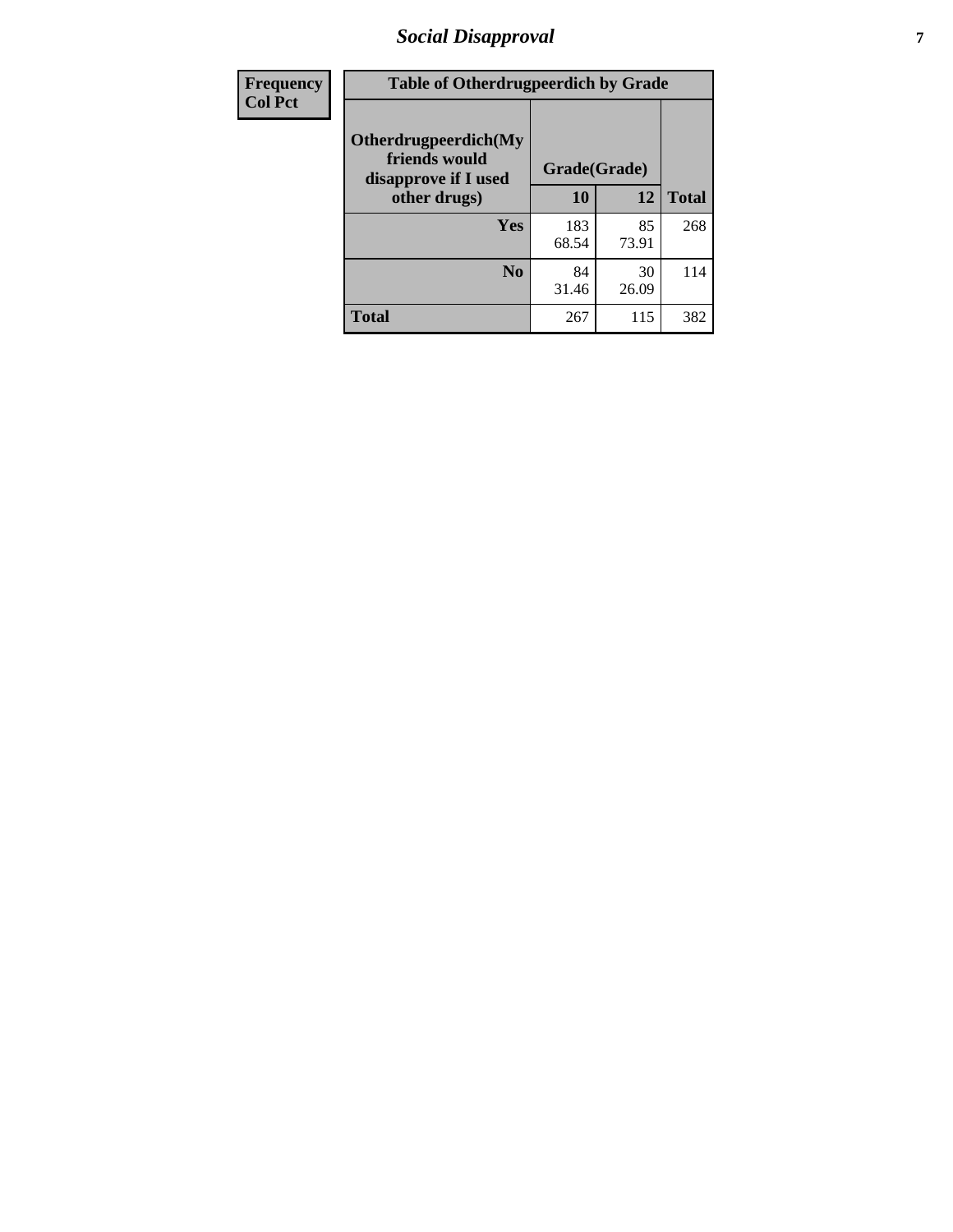| Frequency<br>Col Pct |
|---|

| Table of Otherdrugpeerdich by Grade | | | |
|---|---|---|---|
| Otherdrugpeerdich(My friends would disapprove if I used other drugs) | Grade(Grade) | | |
| | 10 | 12 | Total |
| Yes | 183<br>68.54 | 85<br>73.91 | 268 |
| No | 84<br>31.46 | 30<br>26.09 | 114 |
| Total | 267 | 115 | 382 |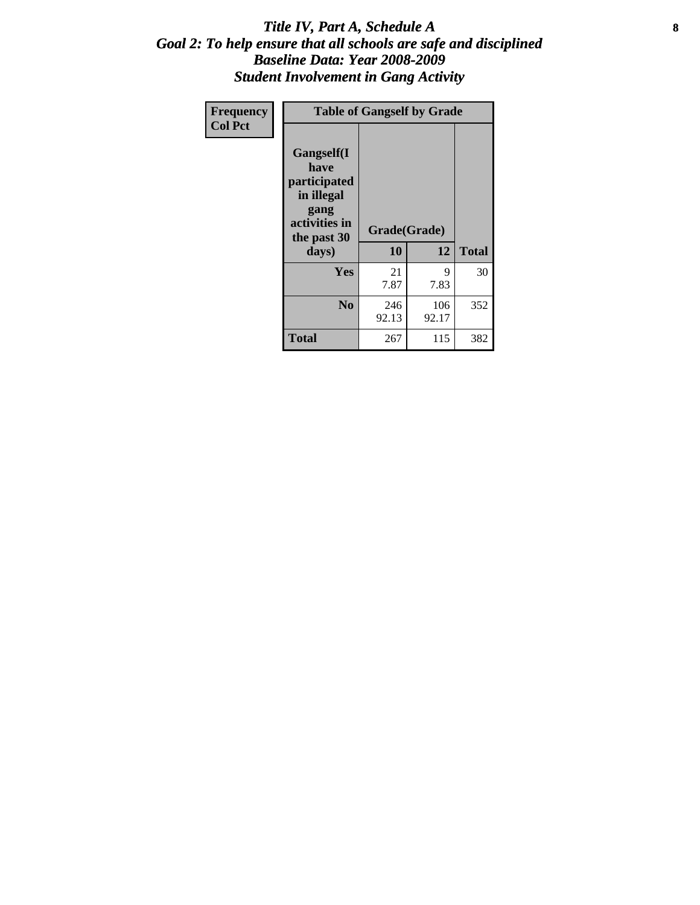# Title IV, Part A, Schedule A
## Goal 2: To help ensure that all schools are safe and disciplined
## Baseline Data: Year 2008-2009
## Student Involvement in Gang Activity

| Frequency<br>Col Pct | Table of Gangself by Grade | | |
|---|---|---|---|
| Gangself(I have participated in illegal gang activities in the past 30 days) | Grade(Grade) | | |
| | 10 | 12 | Total |
| Yes | 21<br>7.87 | 9<br>7.83 | 30 |
| No | 246<br>92.13 | 106<br>92.17 | 352 |
| Total | 267 | 115 | 382 |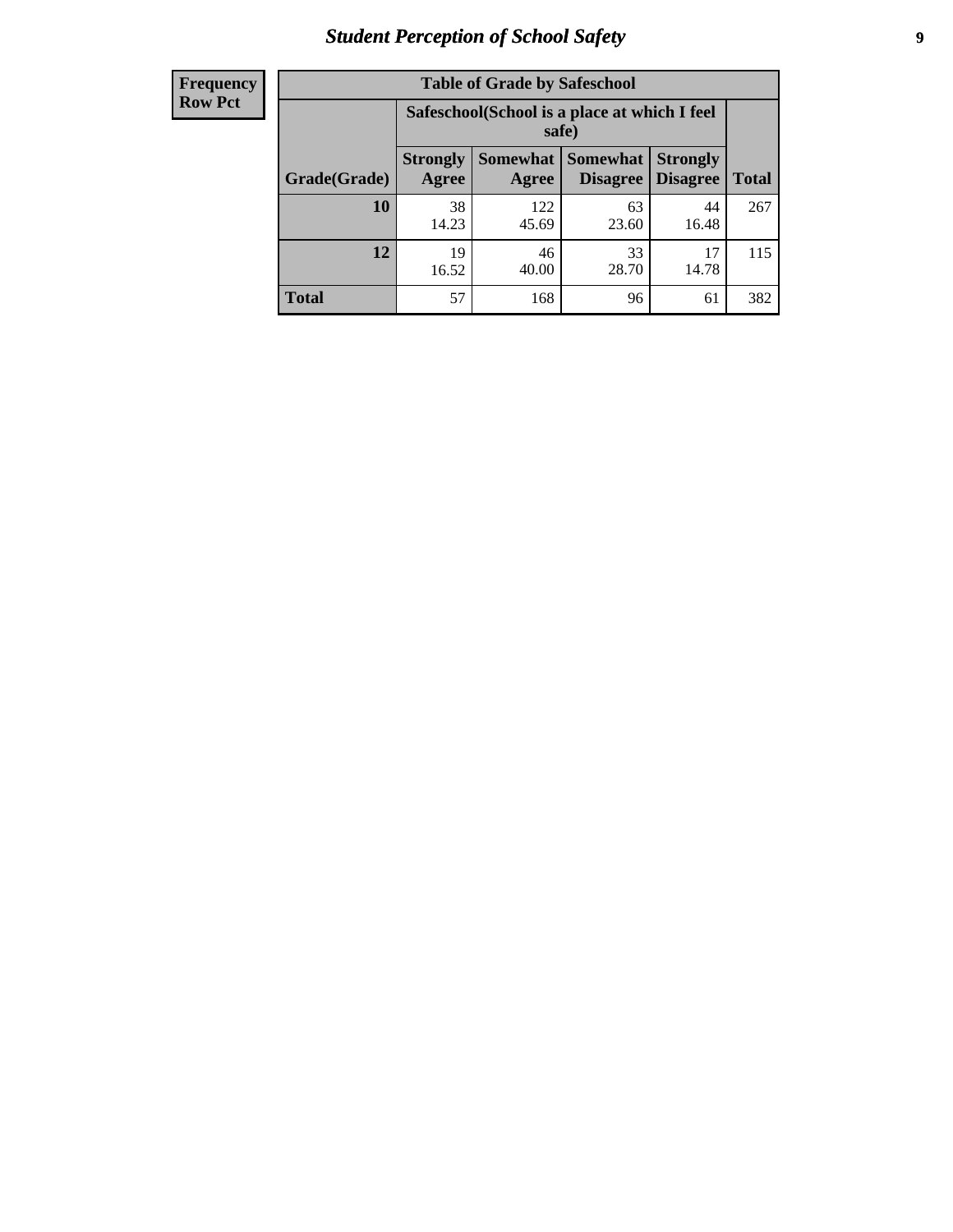# Student Perception of School Safety

| Frequency Row Pct |
|---|

**Table of Grade by Safeschool**

| Grade(Grade) | Safeschool(School is a place at which I feel safe) | | | | Total |
|---|---|---|---|---|---|
| | Strongly Agree | Somewhat Agree | Somewhat Disagree | Strongly Disagree | |
| **10** | 38<br>14.23 | 122<br>45.69 | 63<br>23.60 | 44<br>16.48 | 267 |
| **12** | 19<br>16.52 | 46<br>40.00 | 33<br>28.70 | 17<br>14.78 | 115 |
| **Total** | 57 | 168 | 96 | 61 | 382 |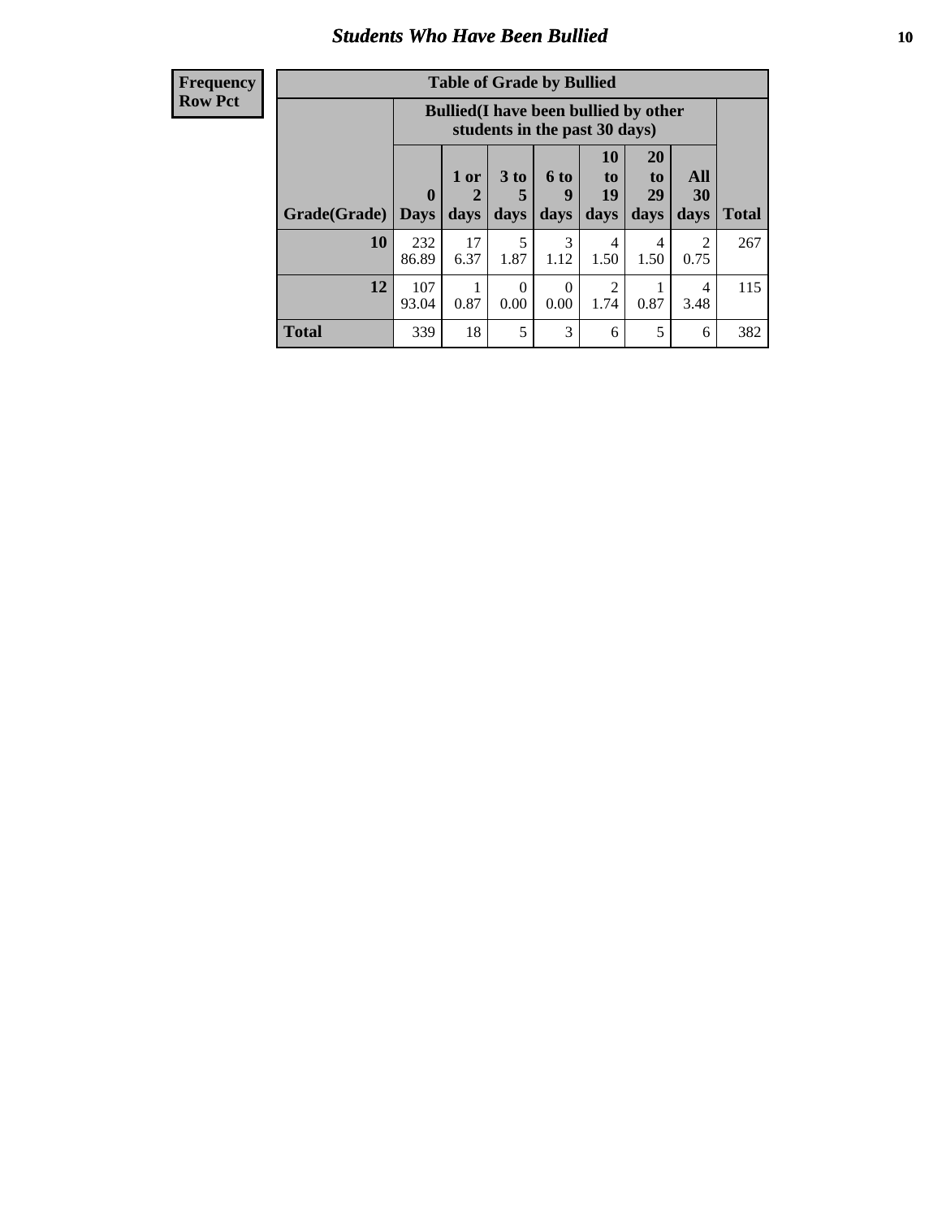## Students Who Have Been Bullied

| Frequency Row Pct | Table of Grade by Bullied | | | | | | | |
|---|---|---|---|---|---|---|---|---|
| | Bullied(I have been bullied by other students in the past 30 days) | | | | | | | |
| Grade(Grade) | 0 Days | 1 or 2 days | 3 to 5 days | 6 to 9 days | 10 to 19 days | 20 to 29 days | All 30 days | Total |
| 10 | 232 86.89 | 17 6.37 | 5 1.87 | 3 1.12 | 4 1.50 | 4 1.50 | 2 0.75 | 267 |
| 12 | 107 93.04 | 1 0.87 | 0 0.00 | 0 0.00 | 2 1.74 | 1 0.87 | 4 3.48 | 115 |
| Total | 339 | 18 | 5 | 3 | 6 | 5 | 6 | 382 |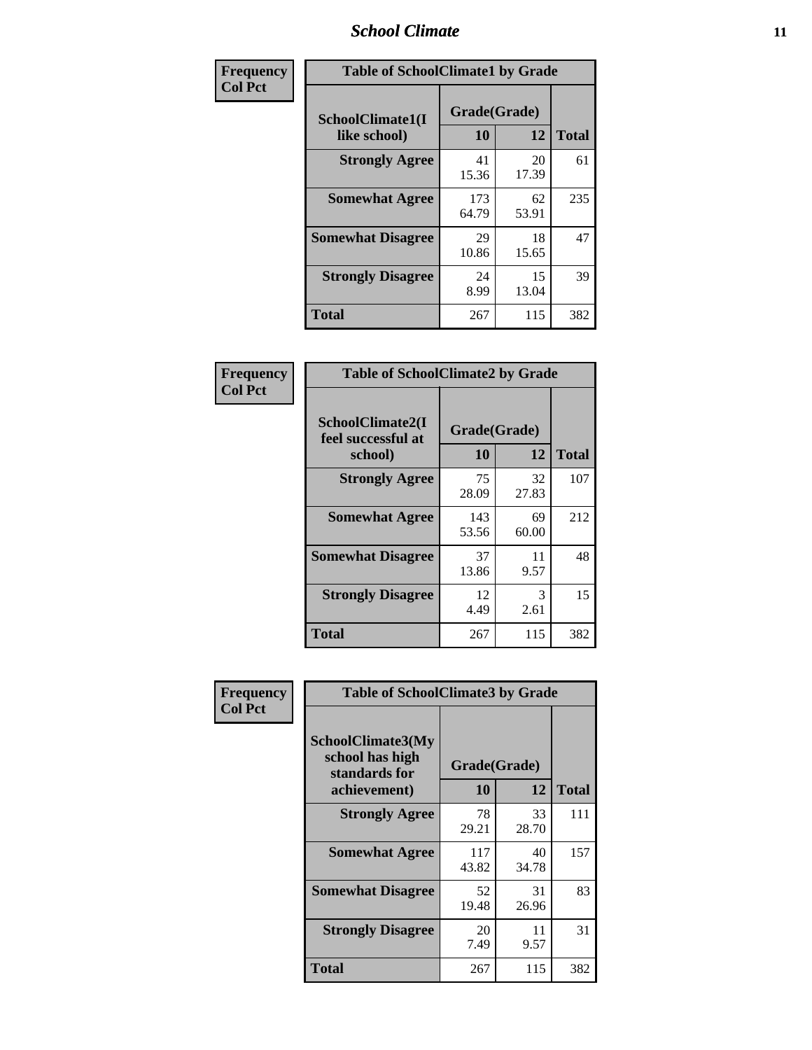| Frequency Col Pct |
|---|

| Table of SchoolClimate1 by Grade | | | |
|---|---|---|---|
| SchoolClimate1(I like school) | Grade(Grade) | | Total |
| | 10 | 12 | |
| Strongly Agree | 41<br>15.36 | 20<br>17.39 | 61 |
| Somewhat Agree | 173<br>64.79 | 62<br>53.91 | 235 |
| Somewhat Disagree | 29<br>10.86 | 18<br>15.65 | 47 |
| Strongly Disagree | 24<br>8.99 | 15<br>13.04 | 39 |
| Total | 267 | 115 | 382 |

| Frequency Col Pct |
|---|

| Table of SchoolClimate2 by Grade | | | |
|---|---|---|---|
| SchoolClimate2(I feel successful at school) | Grade(Grade) | | Total |
| | 10 | 12 | |
| Strongly Agree | 75<br>28.09 | 32<br>27.83 | 107 |
| Somewhat Agree | 143<br>53.56 | 69<br>60.00 | 212 |
| Somewhat Disagree | 37<br>13.86 | 11<br>9.57 | 48 |
| Strongly Disagree | 12<br>4.49 | 3<br>2.61 | 15 |
| Total | 267 | 115 | 382 |

| Frequency Col Pct |
|---|

| Table of SchoolClimate3 by Grade | | | |
|---|---|---|---|
| SchoolClimate3(My school has high standards for achievement) | Grade(Grade) | | Total |
| | 10 | 12 | |
| Strongly Agree | 78<br>29.21 | 33<br>28.70 | 111 |
| Somewhat Agree | 117<br>43.82 | 40<br>34.78 | 157 |
| Somewhat Disagree | 52<br>19.48 | 31<br>26.96 | 83 |
| Strongly Disagree | 20<br>7.49 | 11<br>9.57 | 31 |
| Total | 267 | 115 | 382 |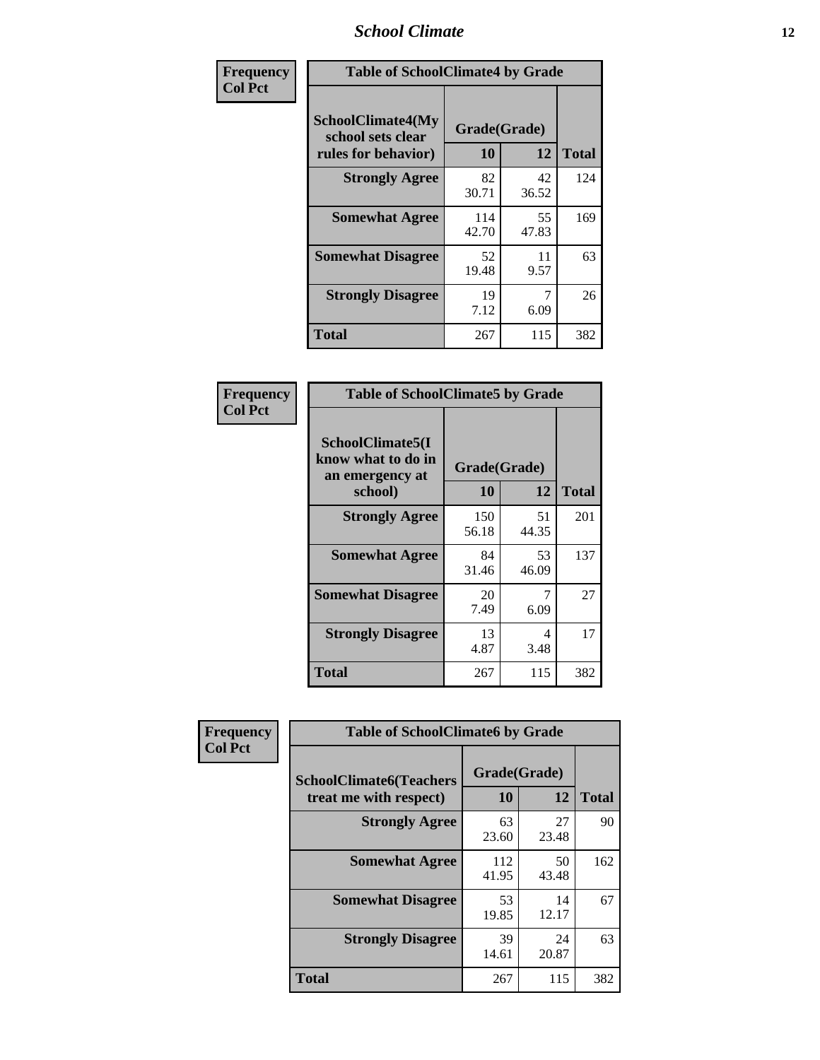| Frequency Col Pct | Table of SchoolClimate4 by Grade | | |
|---|---|---|---|
| SchoolClimate4(My school sets clear rules for behavior) | Grade(Grade) | | |
| | 10 | 12 | Total |
| Strongly Agree | 82<br>30.71 | 42<br>36.52 | 124 |
| Somewhat Agree | 114<br>42.70 | 55<br>47.83 | 169 |
| Somewhat Disagree | 52<br>19.48 | 11<br>9.57 | 63 |
| Strongly Disagree | 19<br>7.12 | 7<br>6.09 | 26 |
| Total | 267 | 115 | 382 |

| Frequency Col Pct | Table of SchoolClimate5 by Grade | | |
|---|---|---|---|
| SchoolClimate5(I know what to do in an emergency at school) | Grade(Grade) | | |
| | 10 | 12 | Total |
| Strongly Agree | 150<br>56.18 | 51<br>44.35 | 201 |
| Somewhat Agree | 84<br>31.46 | 53<br>46.09 | 137 |
| Somewhat Disagree | 20<br>7.49 | 7<br>6.09 | 27 |
| Strongly Disagree | 13<br>4.87 | 4<br>3.48 | 17 |
| Total | 267 | 115 | 382 |

| Frequency Col Pct | Table of SchoolClimate6 by Grade | | |
|---|---|---|---|
| SchoolClimate6(Teachers treat me with respect) | Grade(Grade) | | |
| | 10 | 12 | Total |
| Strongly Agree | 63<br>23.60 | 27<br>23.48 | 90 |
| Somewhat Agree | 112<br>41.95 | 50<br>43.48 | 162 |
| Somewhat Disagree | 53<br>19.85 | 14<br>12.17 | 67 |
| Strongly Disagree | 39<br>14.61 | 24<br>20.87 | 63 |
| Total | 267 | 115 | 382 |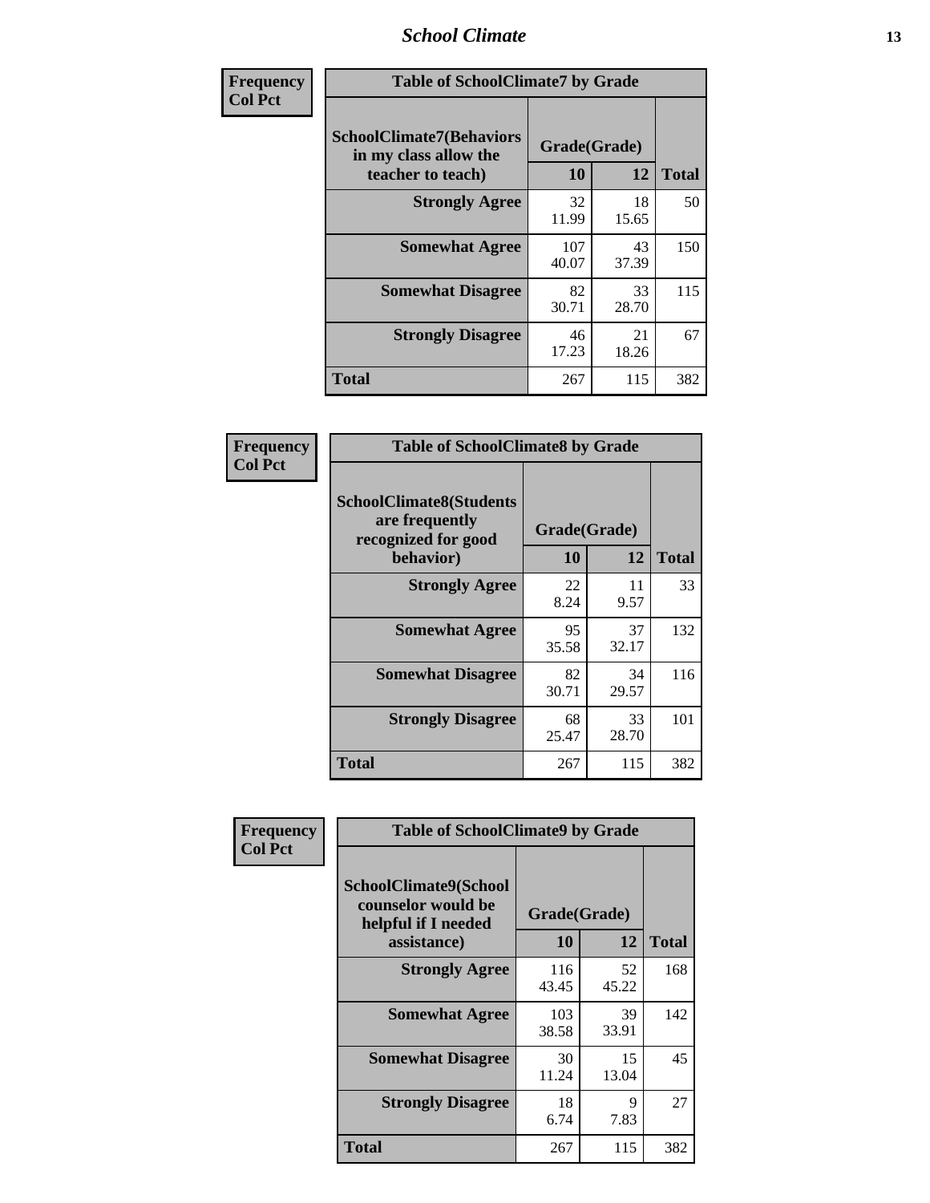**Frequency**
**Col Pct**

| Table of SchoolClimate7 by Grade | | | |
|---|---|---|---|
| SchoolClimate7(Behaviors in my class allow the teacher to teach) | Grade(Grade) | | Total |
| | 10 | 12 | |
| **Strongly Agree** | 32<br>11.99 | 18<br>15.65 | 50 |
| **Somewhat Agree** | 107<br>40.07 | 43<br>37.39 | 150 |
| **Somewhat Disagree** | 82<br>30.71 | 33<br>28.70 | 115 |
| **Strongly Disagree** | 46<br>17.23 | 21<br>18.26 | 67 |
| **Total** | 267 | 115 | 382 |

**Frequency**
**Col Pct**

| Table of SchoolClimate8 by Grade | | | |
|---|---|---|---|
| SchoolClimate8(Students are frequently recognized for good behavior) | Grade(Grade) | | Total |
| | 10 | 12 | |
| **Strongly Agree** | 22<br>8.24 | 11<br>9.57 | 33 |
| **Somewhat Agree** | 95<br>35.58 | 37<br>32.17 | 132 |
| **Somewhat Disagree** | 82<br>30.71 | 34<br>29.57 | 116 |
| **Strongly Disagree** | 68<br>25.47 | 33<br>28.70 | 101 |
| **Total** | 267 | 115 | 382 |

**Frequency**
**Col Pct**

| Table of SchoolClimate9 by Grade | | | |
|---|---|---|---|
| SchoolClimate9(School counselor would be helpful if I needed assistance) | Grade(Grade) | | Total |
| | 10 | 12 | |
| **Strongly Agree** | 116<br>43.45 | 52<br>45.22 | 168 |
| **Somewhat Agree** | 103<br>38.58 | 39<br>33.91 | 142 |
| **Somewhat Disagree** | 30<br>11.24 | 15<br>13.04 | 45 |
| **Strongly Disagree** | 18<br>6.74 | 9<br>7.83 | 27 |
| **Total** | 267 | 115 | 382 |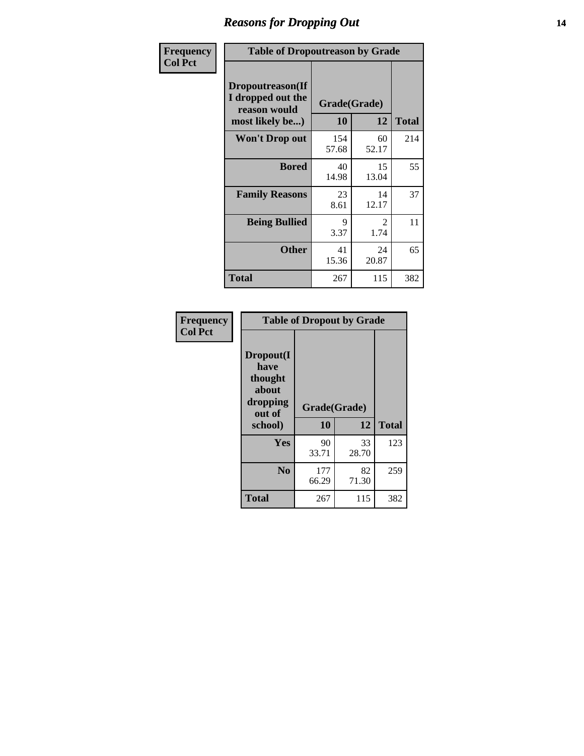# Reasons for Dropping Out

| Frequency Col Pct | Table of Dropoutreason by Grade | | |
|---|---|---|---|
| Dropoutreason(If I dropped out the reason would most likely be...) | Grade(Grade) | | |
| | 10 | 12 | Total |
| Won't Drop out | 154<br>57.68 | 60<br>52.17 | 214 |
| Bored | 40<br>14.98 | 15<br>13.04 | 55 |
| Family Reasons | 23<br>8.61 | 14<br>12.17 | 37 |
| Being Bullied | 9<br>3.37 | 2<br>1.74 | 11 |
| Other | 41<br>15.36 | 24<br>20.87 | 65 |
| Total | 267 | 115 | 382 |

| Frequency Col Pct | Table of Dropout by Grade | | |
|---|---|---|---|
| Dropout(I have thought about dropping out of school) | Grade(Grade) | | |
| | 10 | 12 | Total |
| Yes | 90<br>33.71 | 33<br>28.70 | 123 |
| No | 177<br>66.29 | 82<br>71.30 | 259 |
| Total | 267 | 115 | 382 |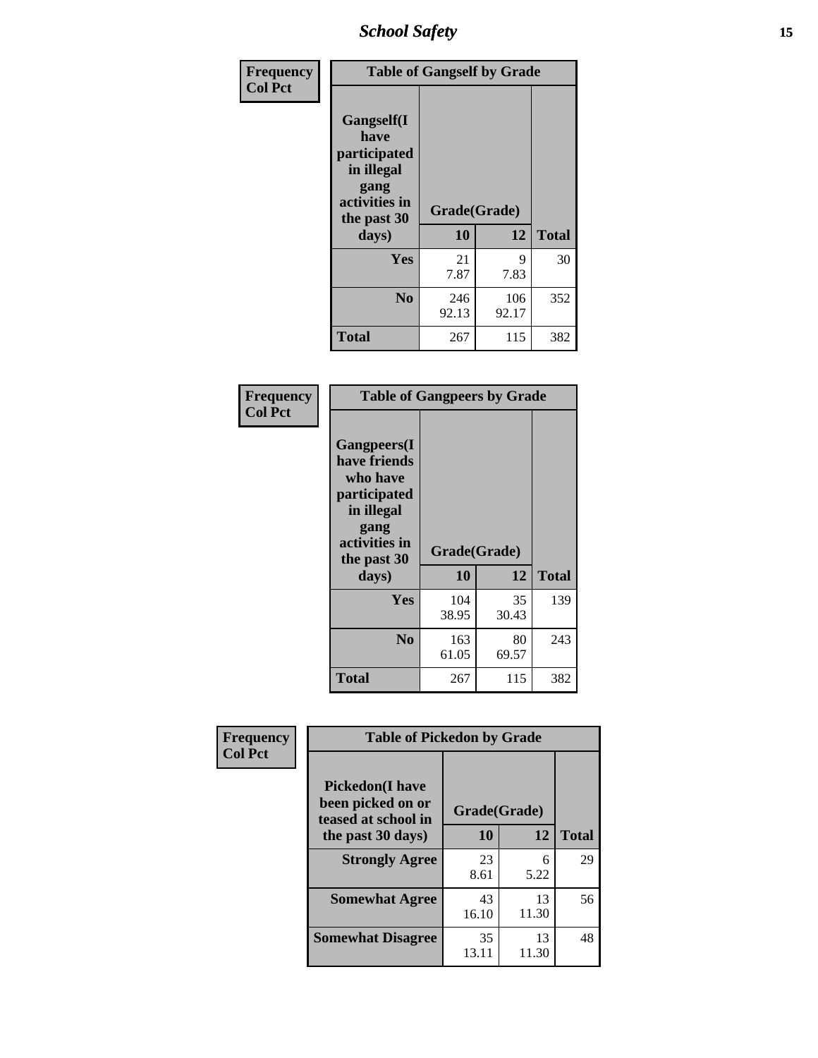| Frequency Col Pct | Table of Gangself by Grade | | |
|---|---|---|---|
| Gangself(I have participated in illegal gang activities in the past 30 days) | Grade(Grade) | | |
| | 10 | 12 | Total |
| Yes | 21<br>7.87 | 9<br>7.83 | 30 |
| No | 246<br>92.13 | 106<br>92.17 | 352 |
| Total | 267 | 115 | 382 |

| Frequency Col Pct | Table of Gangpeers by Grade | | |
|---|---|---|---|
| Gangpeers(I have friends who have participated in illegal gang activities in the past 30 days) | Grade(Grade) | | |
| | 10 | 12 | Total |
| Yes | 104<br>38.95 | 35<br>30.43 | 139 |
| No | 163<br>61.05 | 80<br>69.57 | 243 |
| Total | 267 | 115 | 382 |

| Frequency Col Pct | Table of Pickedon by Grade | | |
|---|---|---|---|
| Pickedon(I have been picked on or teased at school in the past 30 days) | Grade(Grade) | | |
| | 10 | 12 | Total |
| Strongly Agree | 23<br>8.61 | 6<br>5.22 | 29 |
| Somewhat Agree | 43<br>16.10 | 13<br>11.30 | 56 |
| Somewhat Disagree | 35<br>13.11 | 13<br>11.30 | 48 |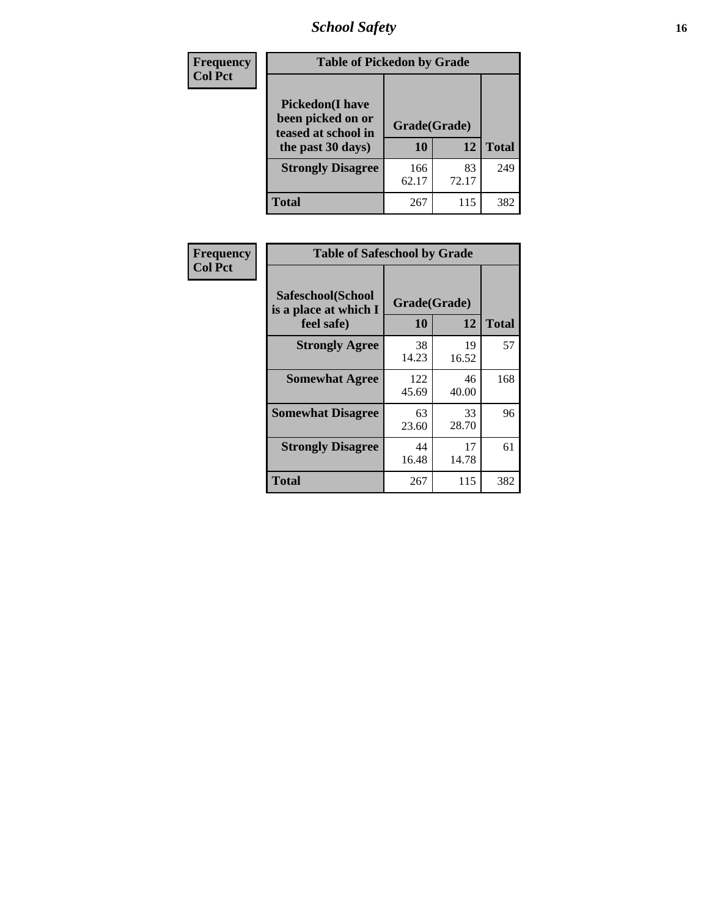# School Safety

| Frequency<br>Col Pct | Table of Pickedon by Grade | | |
|---|---|---|---|
| **Pickedon(I have been picked on or teased at school in the past 30 days)** | **Grade(Grade)** | | |
| | **10** | **12** | **Total** |
| **Strongly Disagree** | 166<br>62.17 | 83<br>72.17 | 249 |
| **Total** | 267 | 115 | 382 |

| Frequency<br>Col Pct | Table of Safeschool by Grade | | |
|---|---|---|---|
| **Safeschool(School is a place at which I feel safe)** | **Grade(Grade)** | | |
| | **10** | **12** | **Total** |
| **Strongly Agree** | 38<br>14.23 | 19<br>16.52 | 57 |
| **Somewhat Agree** | 122<br>45.69 | 46<br>40.00 | 168 |
| **Somewhat Disagree** | 63<br>23.60 | 33<br>28.70 | 96 |
| **Strongly Disagree** | 44<br>16.48 | 17<br>14.78 | 61 |
| **Total** | 267 | 115 | 382 |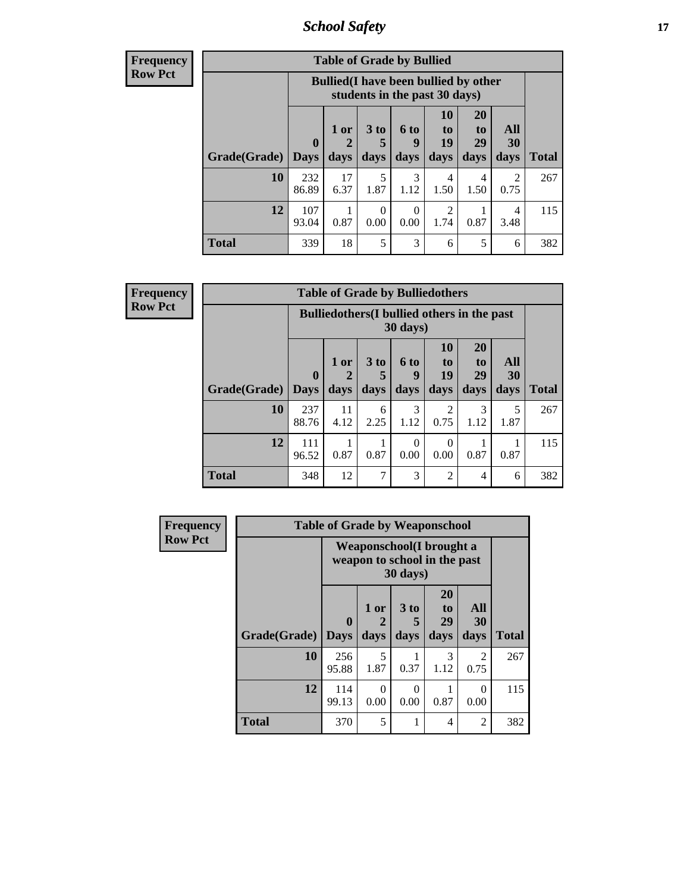| Frequency<br>Row Pct | Table of Grade by Bullied | | | | | | | |
|---|---|---|---|---|---|---|---|---|
| | Bullied(I have been bullied by other students in the past 30 days) | | | | | | | |
| Grade(Grade) | 0 Days | 1 or 2 days | 3 to 5 days | 6 to 9 days | 10 to 19 days | 20 to 29 days | All 30 days | Total |
| 10 | 232<br>86.89 | 17<br>6.37 | 5<br>1.87 | 3<br>1.12 | 4<br>1.50 | 4<br>1.50 | 2<br>0.75 | 267 |
| 12 | 107<br>93.04 | 1<br>0.87 | 0<br>0.00 | 0<br>0.00 | 2<br>1.74 | 1<br>0.87 | 4<br>3.48 | 115 |
| Total | 339 | 18 | 5 | 3 | 6 | 5 | 6 | 382 |

| Frequency<br>Row Pct | Table of Grade by Bulliedothers | | | | | | | |
|---|---|---|---|---|---|---|---|---|
| | Bulliedothers(I bullied others in the past 30 days) | | | | | | | |
| Grade(Grade) | 0 Days | 1 or 2 days | 3 to 5 days | 6 to 9 days | 10 to 19 days | 20 to 29 days | All 30 days | Total |
| 10 | 237<br>88.76 | 11<br>4.12 | 6<br>2.25 | 3<br>1.12 | 2<br>0.75 | 3<br>1.12 | 5<br>1.87 | 267 |
| 12 | 111<br>96.52 | 1<br>0.87 | 1<br>0.87 | 0<br>0.00 | 0<br>0.00 | 1<br>0.87 | 1<br>0.87 | 115 |
| Total | 348 | 12 | 7 | 3 | 2 | 4 | 6 | 382 |

| Frequency<br>Row Pct | Table of Grade by Weaponschool | | | | | |
|---|---|---|---|---|---|---|
| | Weaponschool(I brought a weapon to school in the past 30 days) | | | | | |
| Grade(Grade) | 0 Days | 1 or 2 days | 3 to 5 days | 20 to 29 days | All 30 days | Total |
| 10 | 256<br>95.88 | 5<br>1.87 | 1<br>0.37 | 3<br>1.12 | 2<br>0.75 | 267 |
| 12 | 114<br>99.13 | 0<br>0.00 | 0<br>0.00 | 1<br>0.87 | 0<br>0.00 | 115 |
| Total | 370 | 5 | 1 | 4 | 2 | 382 |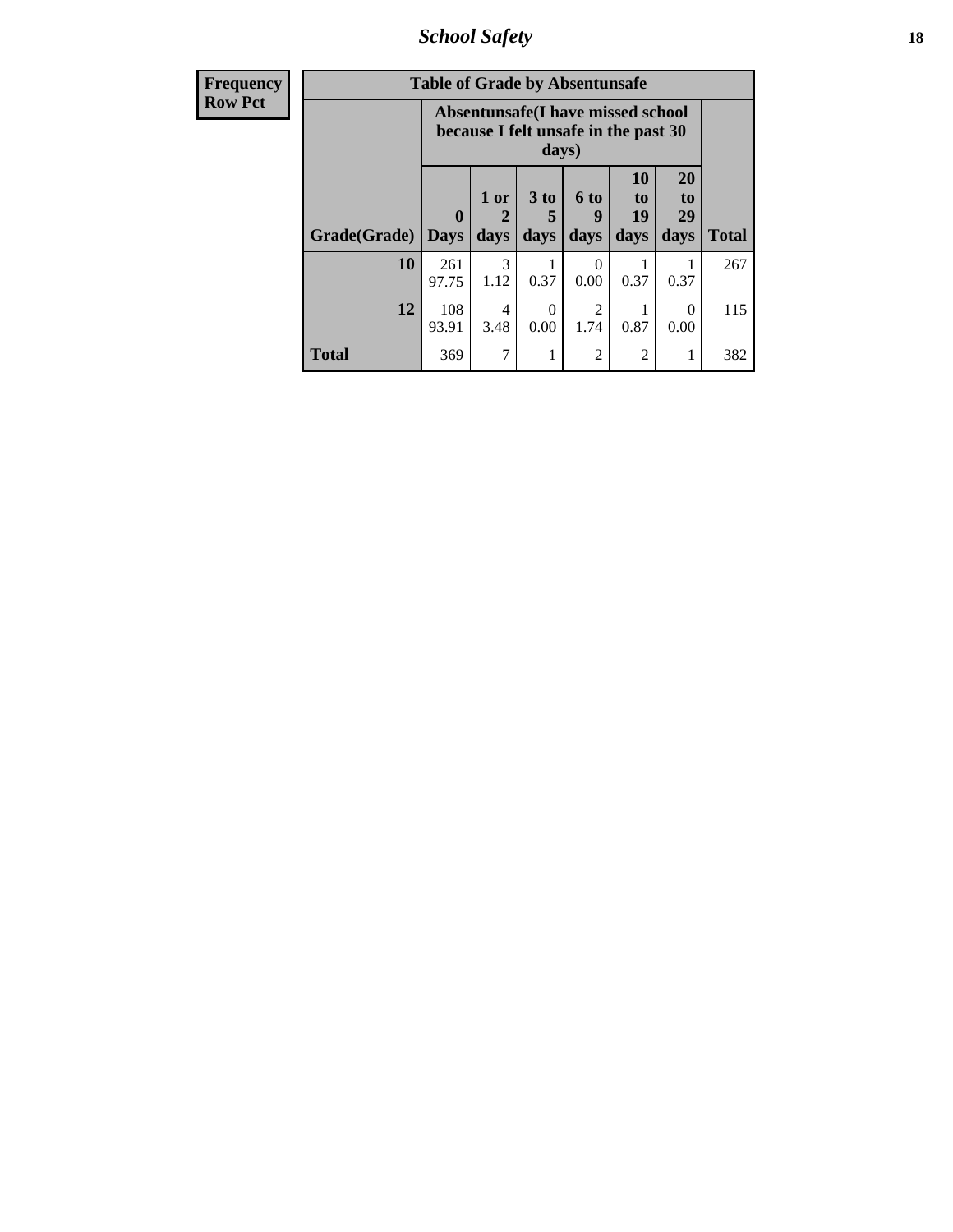| Frequency Row Pct | Table of Grade by Absentunsafe | | | | | | |
|---|---|---|---|---|---|---|---|
| | Absentunsafe(I have missed school because I felt unsafe in the past 30 days) | | | | | | |
| Grade(Grade) | 0 Days | 1 or 2 days | 3 to 5 days | 6 to 9 days | 10 to 19 days | 20 to 29 days | Total |
| 10 | 261 97.75 | 3 1.12 | 1 0.37 | 0 0.00 | 1 0.37 | 1 0.37 | 267 |
| 12 | 108 93.91 | 4 3.48 | 0 0.00 | 2 1.74 | 1 0.87 | 0 0.00 | 115 |
| Total | 369 | 7 | 1 | 2 | 2 | 1 | 382 |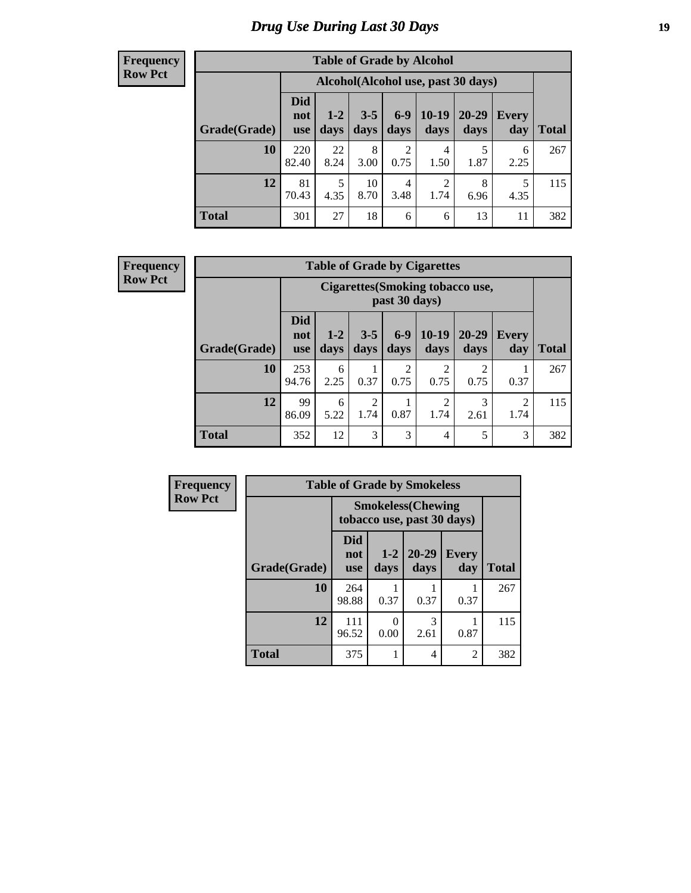# Drug Use During Last 30 Days

**Frequency**
**Row Pct**

| Table of Grade by Alcohol | | | | | | | | |
|---|---|---|---|---|---|---|---|---|
| | Alcohol(Alcohol use, past 30 days) | | | | | | | |
| Grade(Grade) | Did not use | 1-2 days | 3-5 days | 6-9 days | 10-19 days | 20-29 days | Every day | Total |
| 10 | 220<br>82.40 | 22<br>8.24 | 8<br>3.00 | 2<br>0.75 | 4<br>1.50 | 5<br>1.87 | 6<br>2.25 | 267 |
| 12 | 81<br>70.43 | 5<br>4.35 | 10<br>8.70 | 4<br>3.48 | 2<br>1.74 | 8<br>6.96 | 5<br>4.35 | 115 |
| Total | 301 | 27 | 18 | 6 | 6 | 13 | 11 | 382 |

**Frequency**
**Row Pct**

| Table of Grade by Cigarettes | | | | | | | | |
|---|---|---|---|---|---|---|---|---|
| | Cigarettes(Smoking tobacco use, past 30 days) | | | | | | | |
| Grade(Grade) | Did not use | 1-2 days | 3-5 days | 6-9 days | 10-19 days | 20-29 days | Every day | Total |
| 10 | 253<br>94.76 | 6<br>2.25 | 1<br>0.37 | 2<br>0.75 | 2<br>0.75 | 2<br>0.75 | 1<br>0.37 | 267 |
| 12 | 99<br>86.09 | 6<br>5.22 | 2<br>1.74 | 1<br>0.87 | 2<br>1.74 | 3<br>2.61 | 2<br>1.74 | 115 |
| Total | 352 | 12 | 3 | 3 | 4 | 5 | 3 | 382 |

**Frequency**
**Row Pct**

| Table of Grade by Smokeless | | | | | |
|---|---|---|---|---|---|
| | Smokeless(Chewing tobacco use, past 30 days) | | | | |
| Grade(Grade) | Did not use | 1-2 days | 20-29 days | Every day | Total |
| 10 | 264<br>98.88 | 1<br>0.37 | 1<br>0.37 | 1<br>0.37 | 267 |
| 12 | 111<br>96.52 | 0<br>0.00 | 3<br>2.61 | 1<br>0.87 | 115 |
| Total | 375 | 1 | 4 | 2 | 382 |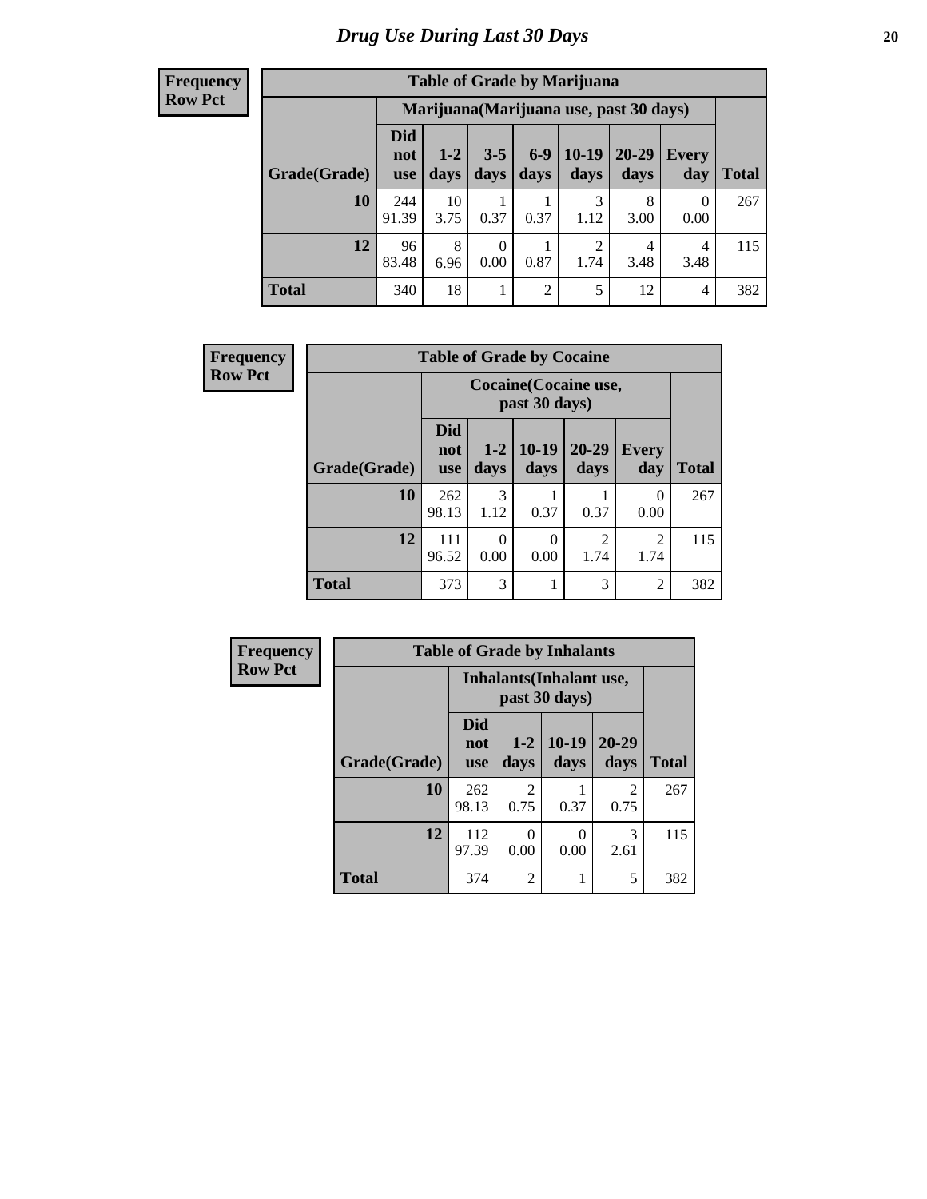# Drug Use During Last 30 Days

| Frequency Row Pct | Table of Grade by Marijuana | | | | | | | |
|---|---|---|---|---|---|---|---|---|
| | Marijuana(Marijuana use, past 30 days) | | | | | | | |
| Grade(Grade) | Did not use | 1-2 days | 3-5 days | 6-9 days | 10-19 days | 20-29 days | Every day | Total |
| 10 | 244 91.39 | 10 3.75 | 1 0.37 | 1 0.37 | 3 1.12 | 8 3.00 | 0 0.00 | 267 |
| 12 | 96 83.48 | 8 6.96 | 0 0.00 | 1 0.87 | 2 1.74 | 4 3.48 | 4 3.48 | 115 |
| Total | 340 | 18 | 1 | 2 | 5 | 12 | 4 | 382 |

| Frequency Row Pct | Table of Grade by Cocaine | | | | | |
|---|---|---|---|---|---|---|
| | Cocaine(Cocaine use, past 30 days) | | | | | |
| Grade(Grade) | Did not use | 1-2 days | 10-19 days | 20-29 days | Every day | Total |
| 10 | 262 98.13 | 3 1.12 | 1 0.37 | 1 0.37 | 0 0.00 | 267 |
| 12 | 111 96.52 | 0 0.00 | 0 0.00 | 2 1.74 | 2 1.74 | 115 |
| Total | 373 | 3 | 1 | 3 | 2 | 382 |

| Frequency Row Pct | Table of Grade by Inhalants | | | | |
|---|---|---|---|---|---|
| | Inhalants(Inhalant use, past 30 days) | | | | |
| Grade(Grade) | Did not use | 1-2 days | 10-19 days | 20-29 days | Total |
| 10 | 262 98.13 | 2 0.75 | 1 0.37 | 2 0.75 | 267 |
| 12 | 112 97.39 | 0 0.00 | 0 0.00 | 3 2.61 | 115 |
| Total | 374 | 2 | 1 | 5 | 382 |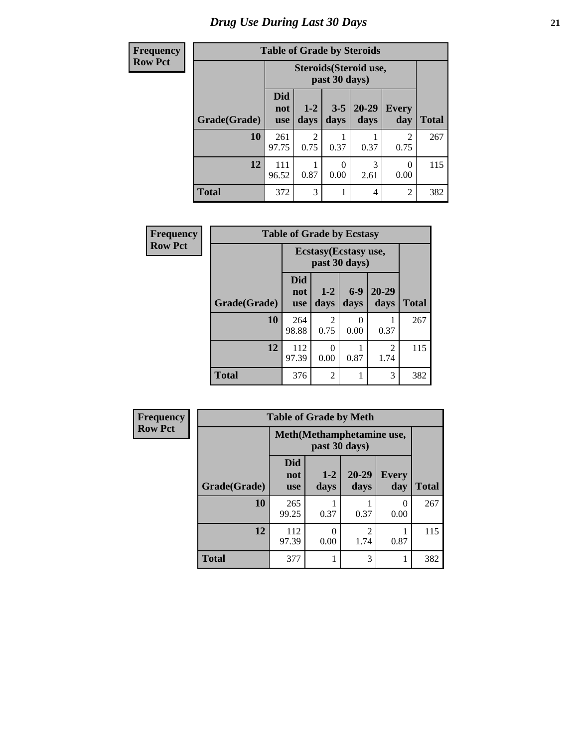# Drug Use During Last 30 Days

**Frequency**
**Row Pct**

| Table of Grade by Steroids | | | | | | |
|---|---|---|---|---|---|---|
| | Steroids(Steroid use, past 30 days) | | | | | |
| Grade(Grade) | Did not use | 1-2 days | 3-5 days | 20-29 days | Every day | Total |
| 10 | 261<br>97.75 | 2<br>0.75 | 1<br>0.37 | 1<br>0.37 | 2<br>0.75 | 267 |
| 12 | 111<br>96.52 | 1<br>0.87 | 0<br>0.00 | 3<br>2.61 | 0<br>0.00 | 115 |
| Total | 372 | 3 | 1 | 4 | 2 | 382 |

**Frequency**
**Row Pct**

| Table of Grade by Ecstasy | | | | | |
|---|---|---|---|---|---|
| | Ecstasy(Ecstasy use, past 30 days) | | | | |
| Grade(Grade) | Did not use | 1-2 days | 6-9 days | 20-29 days | Total |
| 10 | 264<br>98.88 | 2<br>0.75 | 0<br>0.00 | 1<br>0.37 | 267 |
| 12 | 112<br>97.39 | 0<br>0.00 | 1<br>0.87 | 2<br>1.74 | 115 |
| Total | 376 | 2 | 1 | 3 | 382 |

**Frequency**
**Row Pct**

| Table of Grade by Meth | | | | | |
|---|---|---|---|---|---|
| | Meth(Methamphetamine use, past 30 days) | | | | |
| Grade(Grade) | Did not use | 1-2 days | 20-29 days | Every day | Total |
| 10 | 265<br>99.25 | 1<br>0.37 | 1<br>0.37 | 0<br>0.00 | 267 |
| 12 | 112<br>97.39 | 0<br>0.00 | 2<br>1.74 | 1<br>0.87 | 115 |
| Total | 377 | 1 | 3 | 1 | 382 |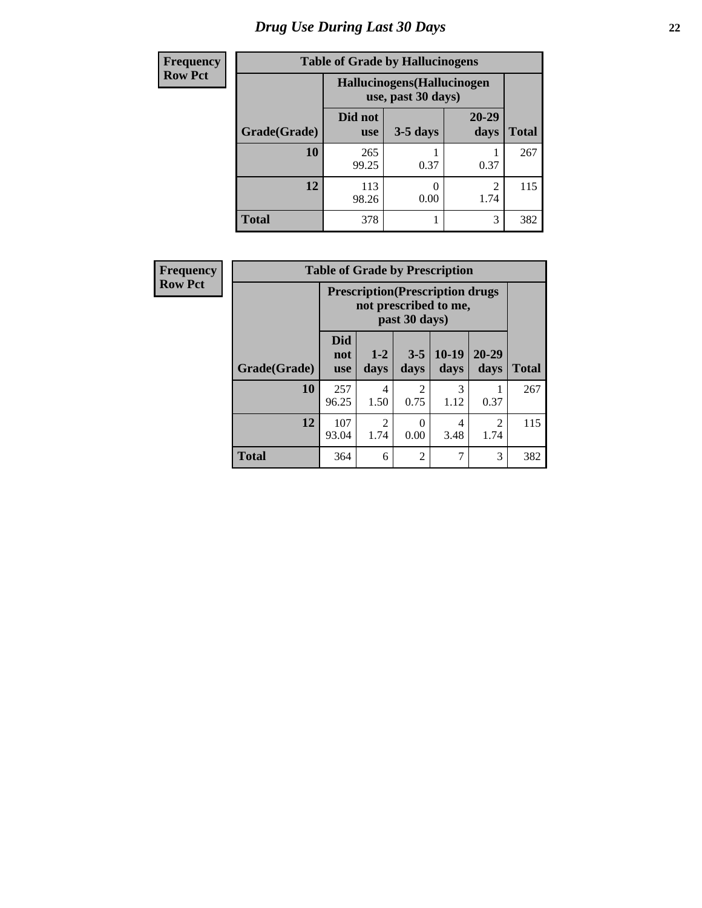# Drug Use During Last 30 Days

| Frequency<br>Row Pct |
|---|

**Table of Grade by Hallucinogens**

| Grade(Grade) | Hallucinogens(Hallucinogen use, past 30 days) | | | Total |
|---|---|---|---|---|
| | Did not use | 3-5 days | 20-29 days | |
| 10 | 265<br>99.25 | 1<br>0.37 | 1<br>0.37 | 267 |
| 12 | 113<br>98.26 | 0<br>0.00 | 2<br>1.74 | 115 |
| Total | 378 | 1 | 3 | 382 |

| Frequency<br>Row Pct |
|---|

**Table of Grade by Prescription**

| Grade(Grade) | Prescription(Prescription drugs not prescribed to me, past 30 days) | | | | | Total |
|---|---|---|---|---|---|---|
| | Did not use | 1-2 days | 3-5 days | 10-19 days | 20-29 days | |
| 10 | 257<br>96.25 | 4<br>1.50 | 2<br>0.75 | 3<br>1.12 | 1<br>0.37 | 267 |
| 12 | 107<br>93.04 | 2<br>1.74 | 0<br>0.00 | 4<br>3.48 | 2<br>1.74 | 115 |
| Total | 364 | 6 | 2 | 7 | 3 | 382 |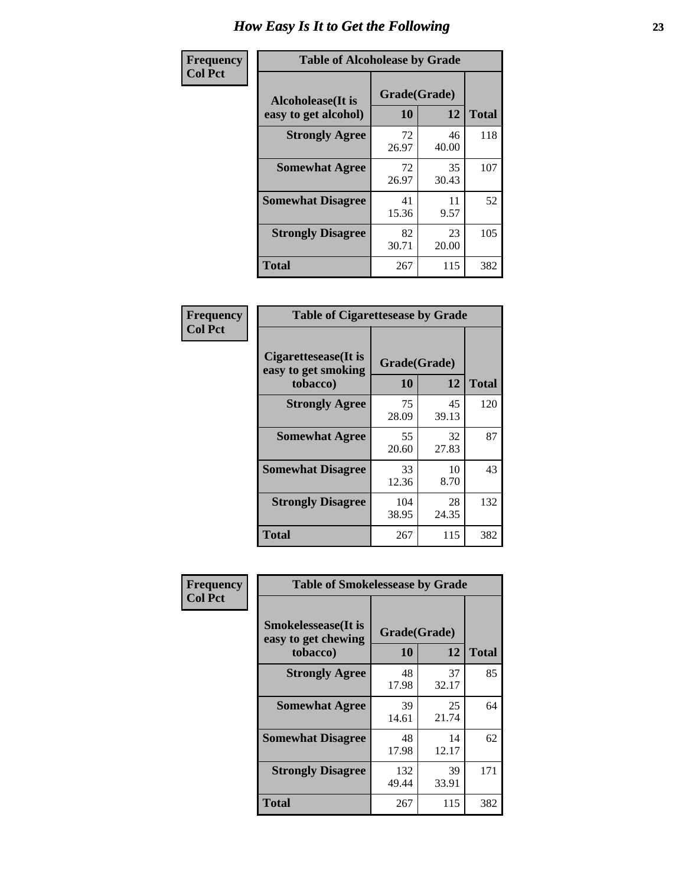# How Easy Is It to Get the Following

**Frequency**
**Col Pct**

**Table of Alcoholease by Grade**

| Alcoholease(It is easy to get alcohol) | Grade(Grade) | | Total |
|---|---|---|---|
| | 10 | 12 | |
| **Strongly Agree** | 72<br>26.97 | 46<br>40.00 | 118 |
| **Somewhat Agree** | 72<br>26.97 | 35<br>30.43 | 107 |
| **Somewhat Disagree** | 41<br>15.36 | 11<br>9.57 | 52 |
| **Strongly Disagree** | 82<br>30.71 | 23<br>20.00 | 105 |
| **Total** | 267 | 115 | 382 |

**Frequency**
**Col Pct**

**Table of Cigarettesease by Grade**

| Cigarettesease(It is easy to get smoking tobacco) | Grade(Grade) | | Total |
|---|---|---|---|
| | 10 | 12 | |
| **Strongly Agree** | 75<br>28.09 | 45<br>39.13 | 120 |
| **Somewhat Agree** | 55<br>20.60 | 32<br>27.83 | 87 |
| **Somewhat Disagree** | 33<br>12.36 | 10<br>8.70 | 43 |
| **Strongly Disagree** | 104<br>38.95 | 28<br>24.35 | 132 |
| **Total** | 267 | 115 | 382 |

**Frequency**
**Col Pct**

**Table of Smokelessease by Grade**

| Smokelessease(It is easy to get chewing tobacco) | Grade(Grade) | | Total |
|---|---|---|---|
| | 10 | 12 | |
| **Strongly Agree** | 48<br>17.98 | 37<br>32.17 | 85 |
| **Somewhat Agree** | 39<br>14.61 | 25<br>21.74 | 64 |
| **Somewhat Disagree** | 48<br>17.98 | 14<br>12.17 | 62 |
| **Strongly Disagree** | 132<br>49.44 | 39<br>33.91 | 171 |
| **Total** | 267 | 115 | 382 |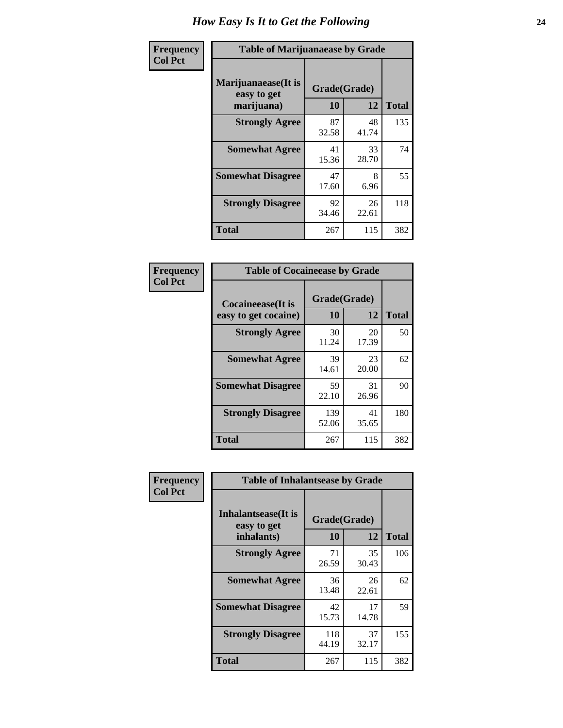# How Easy Is It to Get the Following

**Frequency**
**Col Pct**

| Table of Marijuanaease by Grade | | | |
|---|---|---|---|
| **Marijuanaease(It is easy to get marijuana)** | **Grade(Grade)** | | **Total** |
| | **10** | **12** | |
| **Strongly Agree** | 87<br>32.58 | 48<br>41.74 | 135 |
| **Somewhat Agree** | 41<br>15.36 | 33<br>28.70 | 74 |
| **Somewhat Disagree** | 47<br>17.60 | 8<br>6.96 | 55 |
| **Strongly Disagree** | 92<br>34.46 | 26<br>22.61 | 118 |
| **Total** | 267 | 115 | 382 |

**Frequency**
**Col Pct**

| Table of Cocaineease by Grade | | | |
|---|---|---|---|
| **Cocaineease(It is easy to get cocaine)** | **Grade(Grade)** | | **Total** |
| | **10** | **12** | |
| **Strongly Agree** | 30<br>11.24 | 20<br>17.39 | 50 |
| **Somewhat Agree** | 39<br>14.61 | 23<br>20.00 | 62 |
| **Somewhat Disagree** | 59<br>22.10 | 31<br>26.96 | 90 |
| **Strongly Disagree** | 139<br>52.06 | 41<br>35.65 | 180 |
| **Total** | 267 | 115 | 382 |

**Frequency**
**Col Pct**

| Table of Inhalantsease by Grade | | | |
|---|---|---|---|
| **Inhalantsease(It is easy to get inhalants)** | **Grade(Grade)** | | **Total** |
| | **10** | **12** | |
| **Strongly Agree** | 71<br>26.59 | 35<br>30.43 | 106 |
| **Somewhat Agree** | 36<br>13.48 | 26<br>22.61 | 62 |
| **Somewhat Disagree** | 42<br>15.73 | 17<br>14.78 | 59 |
| **Strongly Disagree** | 118<br>44.19 | 37<br>32.17 | 155 |
| **Total** | 267 | 115 | 382 |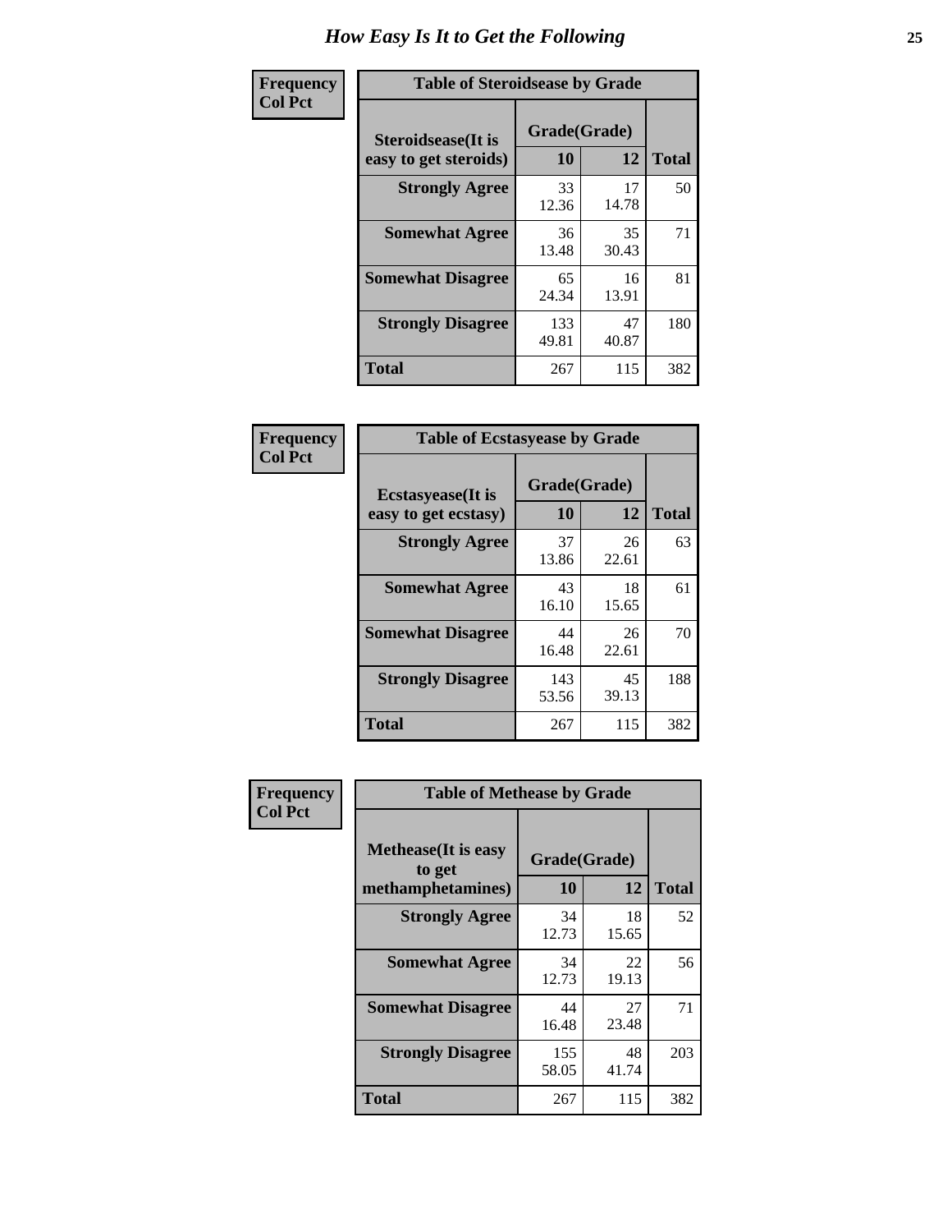# How Easy Is It to Get the Following

**Frequency**
**Col Pct**

**Table of Steroidsease by Grade**

| Steroidsease(It is easy to get steroids) | Grade(Grade) | | Total |
|---|---|---|---|
| | 10 | 12 | |
| Strongly Agree | 33<br>12.36 | 17<br>14.78 | 50 |
| Somewhat Agree | 36<br>13.48 | 35<br>30.43 | 71 |
| Somewhat Disagree | 65<br>24.34 | 16<br>13.91 | 81 |
| Strongly Disagree | 133<br>49.81 | 47<br>40.87 | 180 |
| Total | 267 | 115 | 382 |

**Frequency**
**Col Pct**

**Table of Ecstasyease by Grade**

| Ecstasyease(It is easy to get ecstasy) | Grade(Grade) | | Total |
|---|---|---|---|
| | 10 | 12 | |
| Strongly Agree | 37<br>13.86 | 26<br>22.61 | 63 |
| Somewhat Agree | 43<br>16.10 | 18<br>15.65 | 61 |
| Somewhat Disagree | 44<br>16.48 | 26<br>22.61 | 70 |
| Strongly Disagree | 143<br>53.56 | 45<br>39.13 | 188 |
| Total | 267 | 115 | 382 |

**Frequency**
**Col Pct**

**Table of Methease by Grade**

| Methease(It is easy to get methamphetamines) | Grade(Grade) | | Total |
|---|---|---|---|
| | 10 | 12 | |
| Strongly Agree | 34<br>12.73 | 18<br>15.65 | 52 |
| Somewhat Agree | 34<br>12.73 | 22<br>19.13 | 56 |
| Somewhat Disagree | 44<br>16.48 | 27<br>23.48 | 71 |
| Strongly Disagree | 155<br>58.05 | 48<br>41.74 | 203 |
| Total | 267 | 115 | 382 |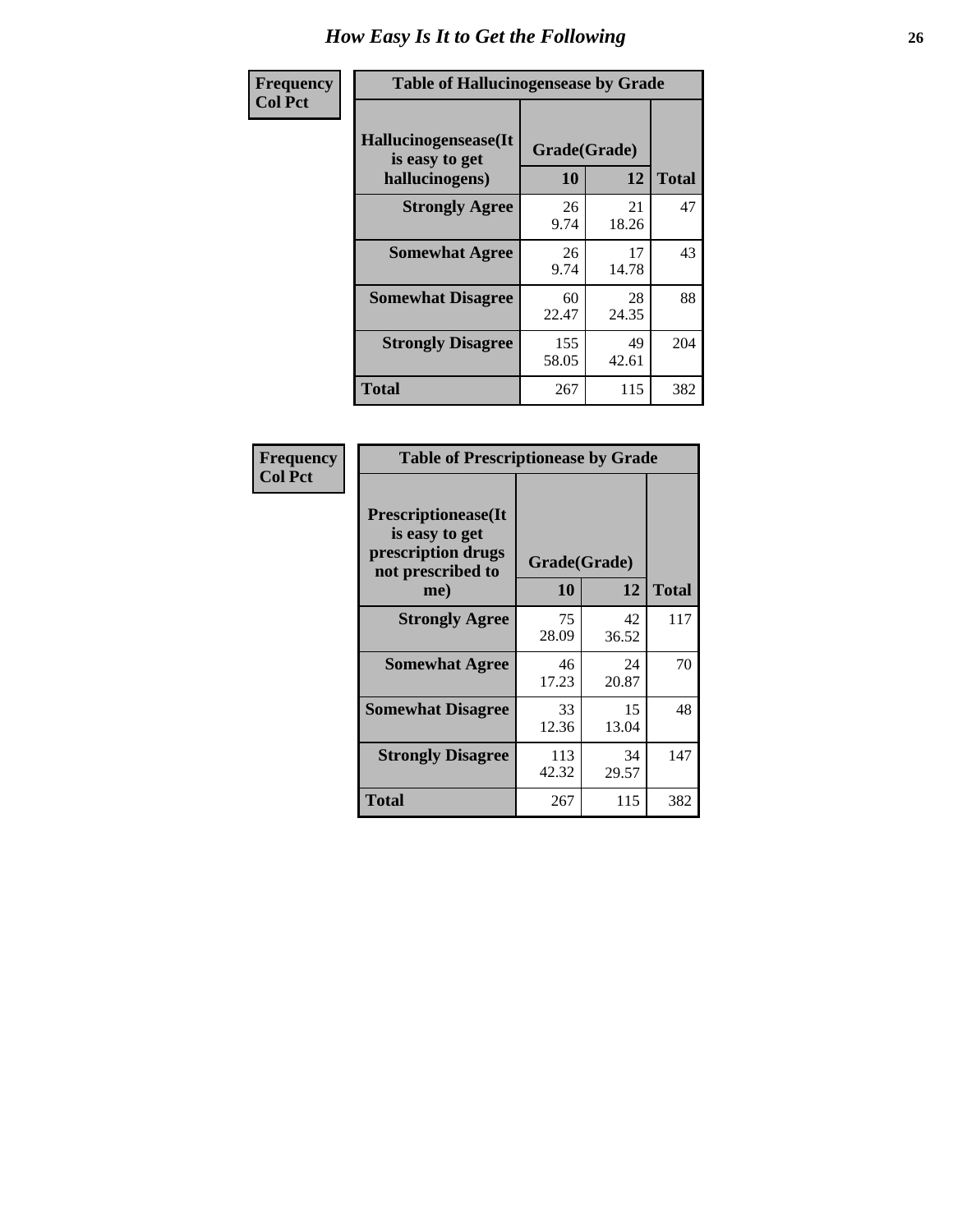## How Easy Is It to Get the Following

Frequency
Col Pct

**Table of Hallucinogensease by Grade**

| Hallucinogensease(It is easy to get hallucinogens) | Grade(Grade) 10 | 12 | Total |
|---|---|---|---|
| **Strongly Agree** | 26<br>9.74 | 21<br>18.26 | 47 |
| **Somewhat Agree** | 26<br>9.74 | 17<br>14.78 | 43 |
| **Somewhat Disagree** | 60<br>22.47 | 28<br>24.35 | 88 |
| **Strongly Disagree** | 155<br>58.05 | 49<br>42.61 | 204 |
| **Total** | 267 | 115 | 382 |

Frequency
Col Pct

**Table of Prescriptionease by Grade**

| Prescriptionease(It is easy to get prescription drugs not prescribed to me) | Grade(Grade) 10 | 12 | Total |
|---|---|---|---|
| **Strongly Agree** | 75<br>28.09 | 42<br>36.52 | 117 |
| **Somewhat Agree** | 46<br>17.23 | 24<br>20.87 | 70 |
| **Somewhat Disagree** | 33<br>12.36 | 15<br>13.04 | 48 |
| **Strongly Disagree** | 113<br>42.32 | 34<br>29.57 | 147 |
| **Total** | 267 | 115 | 382 |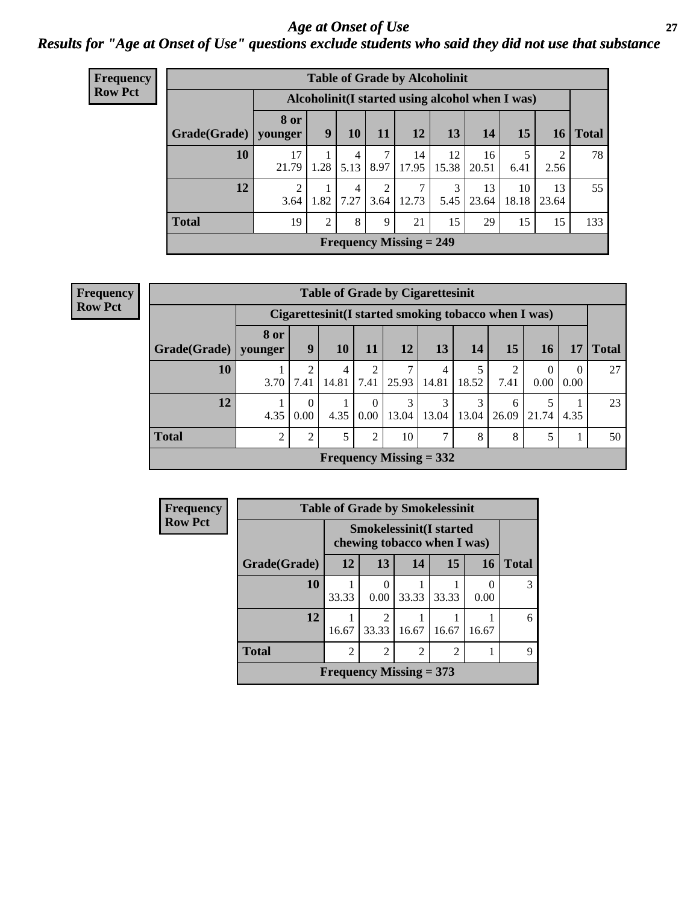# Age at Onset of Use

## Results for "Age at Onset of Use" questions exclude students who said they did not use that substance

**Frequency**
**Row Pct**

**Table of Grade by Alcoholinit**

| Grade(Grade) | Alcoholinit(I started using alcohol when I was) | | | | | | | | | Total |
|---|---|---|---|---|---|---|---|---|---|---|
| | 8 or younger | 9 | 10 | 11 | 12 | 13 | 14 | 15 | 16 | |
| **10** | 17<br>21.79 | 1<br>1.28 | 4<br>5.13 | 7<br>8.97 | 14<br>17.95 | 12<br>15.38 | 16<br>20.51 | 5<br>6.41 | 2<br>2.56 | 78 |
| **12** | 2<br>3.64 | 1<br>1.82 | 4<br>7.27 | 2<br>3.64 | 7<br>12.73 | 3<br>5.45 | 13<br>23.64 | 10<br>18.18 | 13<br>23.64 | 55 |
| **Total** | 19 | 2 | 8 | 9 | 21 | 15 | 29 | 15 | 15 | 133 |
| **Frequency Missing = 249** | | | | | | | | | | |

**Frequency**
**Row Pct**

**Table of Grade by Cigarettesinit**

| Grade(Grade) | Cigarettesinit(I started smoking tobacco when I was) | | | | | | | | | | Total |
|---|---|---|---|---|---|---|---|---|---|---|---|
| | 8 or younger | 9 | 10 | 11 | 12 | 13 | 14 | 15 | 16 | 17 | |
| **10** | 1<br>3.70 | 2<br>7.41 | 4<br>14.81 | 2<br>7.41 | 7<br>25.93 | 4<br>14.81 | 5<br>18.52 | 2<br>7.41 | 0<br>0.00 | 0<br>0.00 | 27 |
| **12** | 1<br>4.35 | 0<br>0.00 | 1<br>4.35 | 0<br>0.00 | 3<br>13.04 | 3<br>13.04 | 3<br>13.04 | 6<br>26.09 | 5<br>21.74 | 1<br>4.35 | 23 |
| **Total** | 2 | 2 | 5 | 2 | 10 | 7 | 8 | 8 | 5 | 1 | 50 |
| **Frequency Missing = 332** | | | | | | | | | | | |

**Frequency**
**Row Pct**

**Table of Grade by Smokelessinit**

| Grade(Grade) | Smokelessinit(I started chewing tobacco when I was) | | | | | Total |
|---|---|---|---|---|---|---|
| | 12 | 13 | 14 | 15 | 16 | |
| **10** | 1<br>33.33 | 0<br>0.00 | 1<br>33.33 | 1<br>33.33 | 0<br>0.00 | 3 |
| **12** | 1<br>16.67 | 2<br>33.33 | 1<br>16.67 | 1<br>16.67 | 1<br>16.67 | 6 |
| **Total** | 2 | 2 | 2 | 2 | 1 | 9 |
| **Frequency Missing = 373** | | | | | | |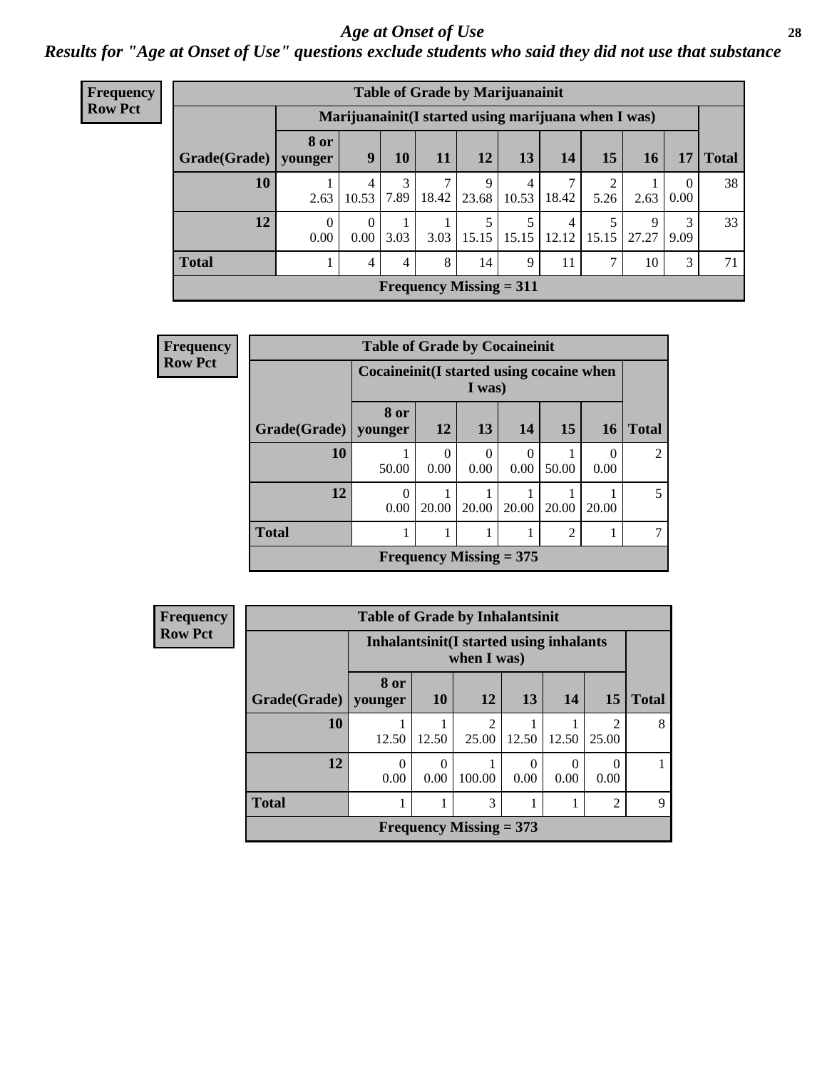## Age at Onset of Use

***Results for "Age at Onset of Use" questions exclude students who said they did not use that substance***

**Frequency**
**Row Pct**

| Table of Grade by Marijuanainit | | | | | | | | | | | |
|---|---|---|---|---|---|---|---|---|---|---|---|
| | Marijuanainit(I started using marijuana when I was) | | | | | | | | | | |
| Grade(Grade) | 8 or younger | 9 | 10 | 11 | 12 | 13 | 14 | 15 | 16 | 17 | Total |
| **10** | 1<br>2.63 | 4<br>10.53 | 3<br>7.89 | 7<br>18.42 | 9<br>23.68 | 4<br>10.53 | 7<br>18.42 | 2<br>5.26 | 1<br>2.63 | 0<br>0.00 | 38 |
| **12** | 0<br>0.00 | 0<br>0.00 | 1<br>3.03 | 1<br>3.03 | 5<br>15.15 | 5<br>15.15 | 4<br>12.12 | 5<br>15.15 | 9<br>27.27 | 3<br>9.09 | 33 |
| **Total** | 1 | 4 | 4 | 8 | 14 | 9 | 11 | 7 | 10 | 3 | 71 |
| Frequency Missing = 311 | | | | | | | | | | | |

**Frequency**
**Row Pct**

| Table of Grade by Cocaineinit | | | | | | | |
|---|---|---|---|---|---|---|---|
| | Cocaineinit(I started using cocaine when I was) | | | | | | |
| Grade(Grade) | 8 or younger | 12 | 13 | 14 | 15 | 16 | Total |
| **10** | 1<br>50.00 | 0<br>0.00 | 0<br>0.00 | 0<br>0.00 | 1<br>50.00 | 0<br>0.00 | 2 |
| **12** | 0<br>0.00 | 1<br>20.00 | 1<br>20.00 | 1<br>20.00 | 1<br>20.00 | 1<br>20.00 | 5 |
| **Total** | 1 | 1 | 1 | 1 | 2 | 1 | 7 |
| Frequency Missing = 375 | | | | | | | |

**Frequency**
**Row Pct**

| Table of Grade by Inhalantsinit | | | | | | | |
|---|---|---|---|---|---|---|---|
| | Inhalantsinit(I started using inhalants when I was) | | | | | | |
| Grade(Grade) | 8 or younger | 10 | 12 | 13 | 14 | 15 | Total |
| **10** | 1<br>12.50 | 1<br>12.50 | 2<br>25.00 | 1<br>12.50 | 1<br>12.50 | 2<br>25.00 | 8 |
| **12** | 0<br>0.00 | 0<br>0.00 | 1<br>100.00 | 0<br>0.00 | 0<br>0.00 | 0<br>0.00 | 1 |
| **Total** | 1 | 1 | 3 | 1 | 1 | 2 | 9 |
| Frequency Missing = 373 | | | | | | | |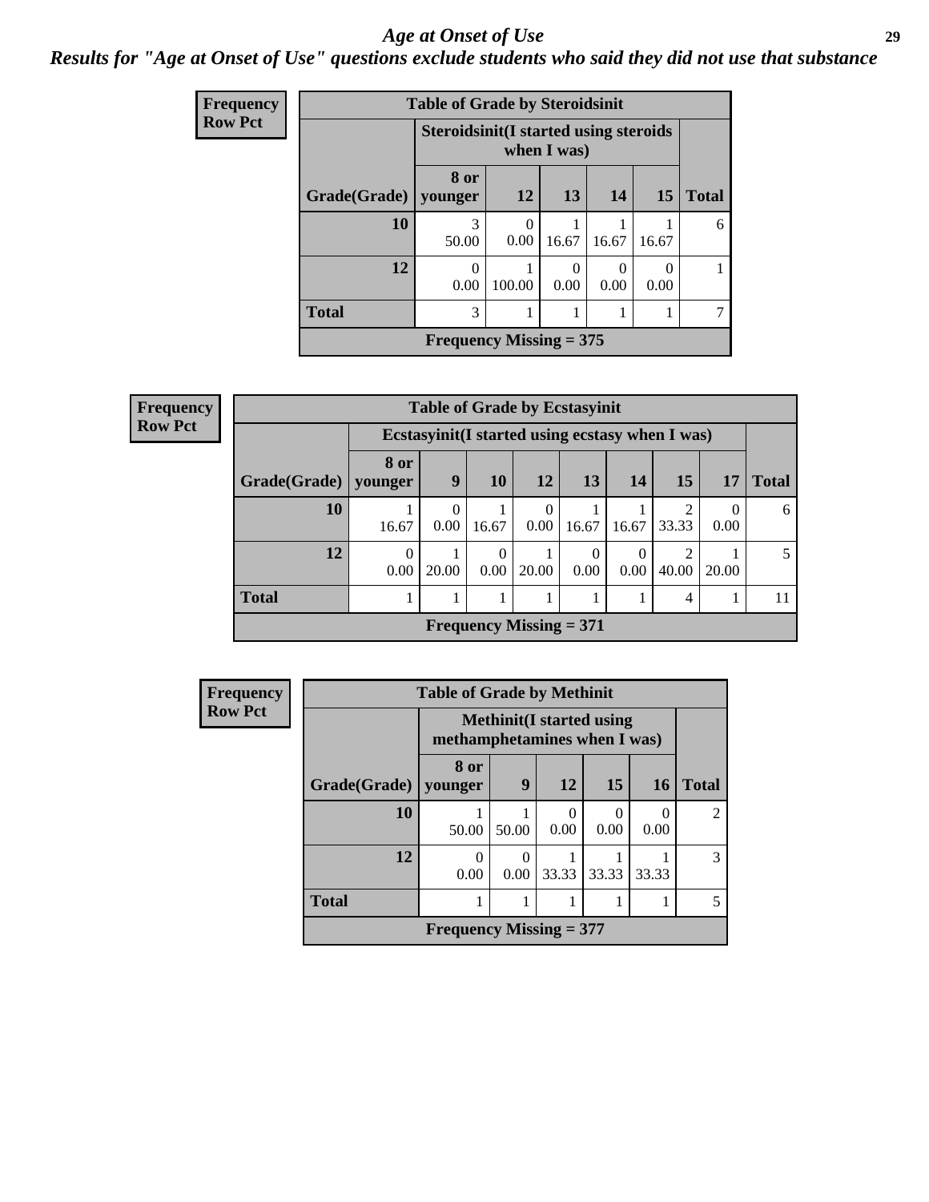# Age at Onset of Use

## Results for "Age at Onset of Use" questions exclude students who said they did not use that substance

Frequency
Row Pct

**Table of Grade by Steroidsinit**

| Grade(Grade) | Steroidsinit(I started using steroids when I was) | | | | | Total |
|---|---|---|---|---|---|---|
| | 8 or younger | 12 | 13 | 14 | 15 | |
| 10 | 3<br>50.00 | 0<br>0.00 | 1<br>16.67 | 1<br>16.67 | 1<br>16.67 | 6 |
| 12 | 0<br>0.00 | 1<br>100.00 | 0<br>0.00 | 0<br>0.00 | 0<br>0.00 | 1 |
| Total | 3 | 1 | 1 | 1 | 1 | 7 |

Frequency Missing = 375

Frequency
Row Pct

**Table of Grade by Ecstasyinit**

| Grade(Grade) | Ecstasyinit(I started using ecstasy when I was) | | | | | | | | Total |
|---|---|---|---|---|---|---|---|---|---|
| | 8 or younger | 9 | 10 | 12 | 13 | 14 | 15 | 17 | |
| 10 | 1<br>16.67 | 0<br>0.00 | 1<br>16.67 | 0<br>0.00 | 1<br>16.67 | 1<br>16.67 | 2<br>33.33 | 0<br>0.00 | 6 |
| 12 | 0<br>0.00 | 1<br>20.00 | 0<br>0.00 | 1<br>20.00 | 0<br>0.00 | 0<br>0.00 | 2<br>40.00 | 1<br>20.00 | 5 |
| Total | 1 | 1 | 1 | 1 | 1 | 1 | 4 | 1 | 11 |

Frequency Missing = 371

Frequency
Row Pct

**Table of Grade by Methinit**

| Grade(Grade) | Methinit(I started using methamphetamines when I was) | | | | | Total |
|---|---|---|---|---|---|---|
| | 8 or younger | 9 | 12 | 15 | 16 | |
| 10 | 1<br>50.00 | 1<br>50.00 | 0<br>0.00 | 0<br>0.00 | 0<br>0.00 | 2 |
| 12 | 0<br>0.00 | 0<br>0.00 | 1<br>33.33 | 1<br>33.33 | 1<br>33.33 | 3 |
| Total | 1 | 1 | 1 | 1 | 1 | 5 |

Frequency Missing = 377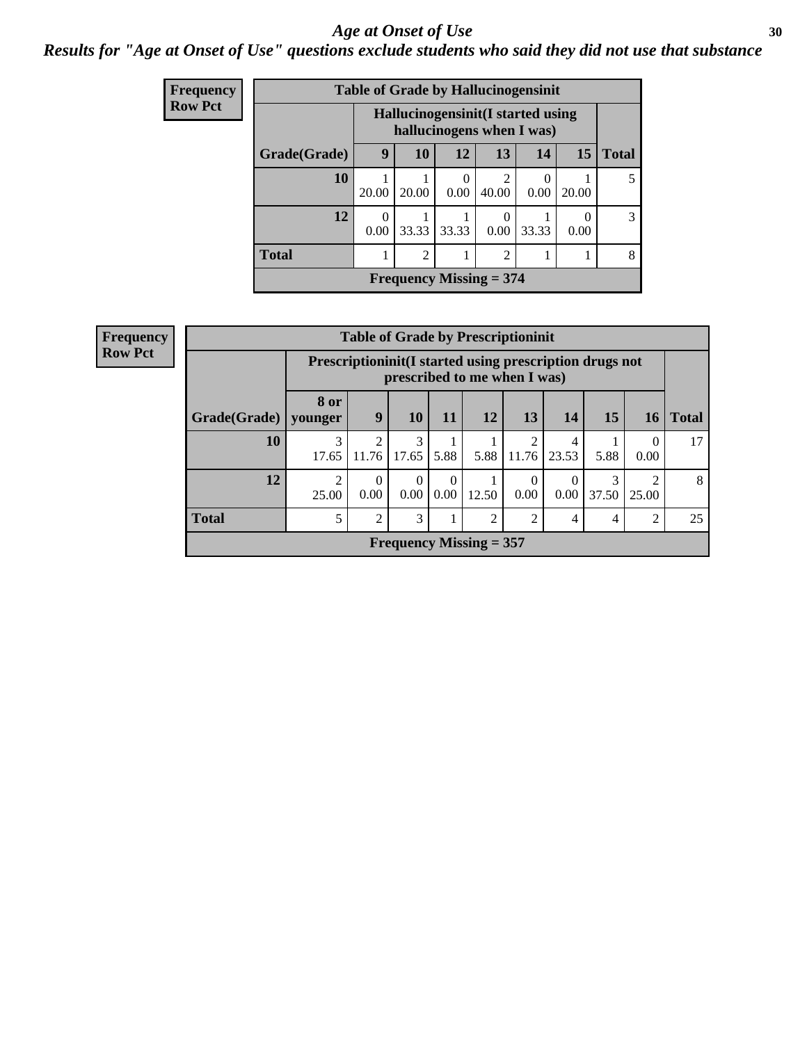# Age at Onset of Use

## Results for "Age at Onset of Use" questions exclude students who said they did not use that substance

**Frequency**
**Row Pct**

**Table of Grade by Hallucinogensinit**

| Grade(Grade) | Hallucinogensinit(I started using hallucinogens when I was) | | | | | | Total |
|---|---|---|---|---|---|---|---|
| | 9 | 10 | 12 | 13 | 14 | 15 | |
| 10 | 1<br>20.00 | 1<br>20.00 | 0<br>0.00 | 2<br>40.00 | 0<br>0.00 | 1<br>20.00 | 5 |
| 12 | 0<br>0.00 | 1<br>33.33 | 1<br>33.33 | 0<br>0.00 | 1<br>33.33 | 0<br>0.00 | 3 |
| Total | 1 | 2 | 1 | 2 | 1 | 1 | 8 |

Frequency Missing = 374

**Frequency**
**Row Pct**

**Table of Grade by Prescriptioninit**

| Grade(Grade) | Prescriptioninit(I started using prescription drugs not prescribed to me when I was) | | | | | | | | | Total |
|---|---|---|---|---|---|---|---|---|---|---|
| | 8 or younger | 9 | 10 | 11 | 12 | 13 | 14 | 15 | 16 | |
| 10 | 3<br>17.65 | 2<br>11.76 | 3<br>17.65 | 1<br>5.88 | 1<br>5.88 | 2<br>11.76 | 4<br>23.53 | 1<br>5.88 | 0<br>0.00 | 17 |
| 12 | 2<br>25.00 | 0<br>0.00 | 0<br>0.00 | 0<br>0.00 | 1<br>12.50 | 0<br>0.00 | 0<br>0.00 | 3<br>37.50 | 2<br>25.00 | 8 |
| Total | 5 | 2 | 3 | 1 | 2 | 2 | 4 | 4 | 2 | 25 |

Frequency Missing = 357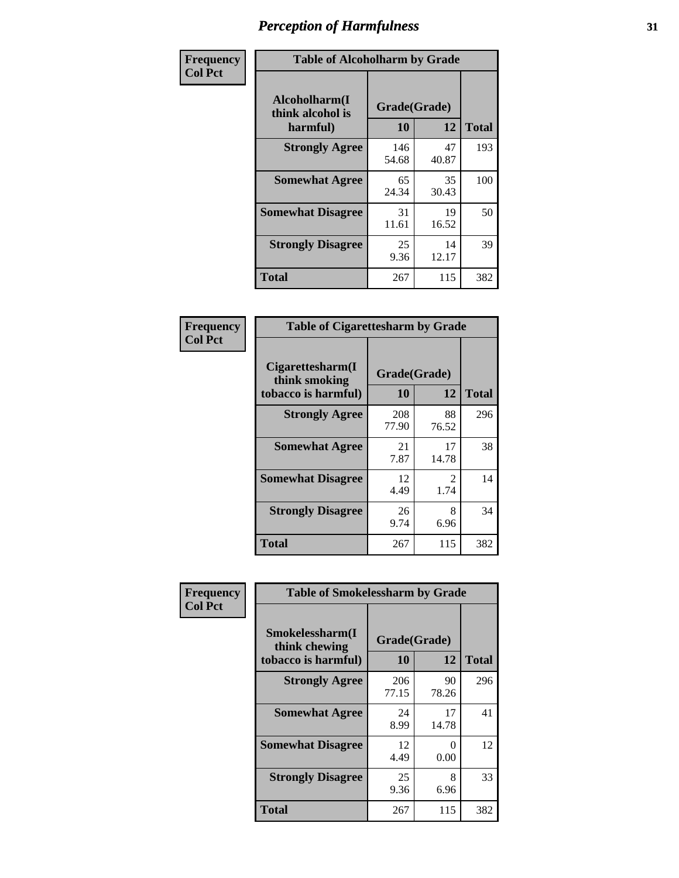# Perception of Harmfulness

| Frequency Col Pct | Table of Alcoholharm by Grade | | |
|---|---|---|---|
| Alcoholharm(I think alcohol is harmful) | Grade(Grade) | | |
| | 10 | 12 | Total |
| Strongly Agree | 146<br>54.68 | 47<br>40.87 | 193 |
| Somewhat Agree | 65<br>24.34 | 35<br>30.43 | 100 |
| Somewhat Disagree | 31<br>11.61 | 19<br>16.52 | 50 |
| Strongly Disagree | 25<br>9.36 | 14<br>12.17 | 39 |
| Total | 267 | 115 | 382 |

| Frequency Col Pct | Table of Cigarettesharm by Grade | | |
|---|---|---|---|
| Cigarettesharm(I think smoking tobacco is harmful) | Grade(Grade) | | |
| | 10 | 12 | Total |
| Strongly Agree | 208<br>77.90 | 88<br>76.52 | 296 |
| Somewhat Agree | 21<br>7.87 | 17<br>14.78 | 38 |
| Somewhat Disagree | 12<br>4.49 | 2<br>1.74 | 14 |
| Strongly Disagree | 26<br>9.74 | 8<br>6.96 | 34 |
| Total | 267 | 115 | 382 |

| Frequency Col Pct | Table of Smokelessharm by Grade | | |
|---|---|---|---|
| Smokelessharm(I think chewing tobacco is harmful) | Grade(Grade) | | |
| | 10 | 12 | Total |
| Strongly Agree | 206<br>77.15 | 90<br>78.26 | 296 |
| Somewhat Agree | 24<br>8.99 | 17<br>14.78 | 41 |
| Somewhat Disagree | 12<br>4.49 | 0<br>0.00 | 12 |
| Strongly Disagree | 25<br>9.36 | 8<br>6.96 | 33 |
| Total | 267 | 115 | 382 |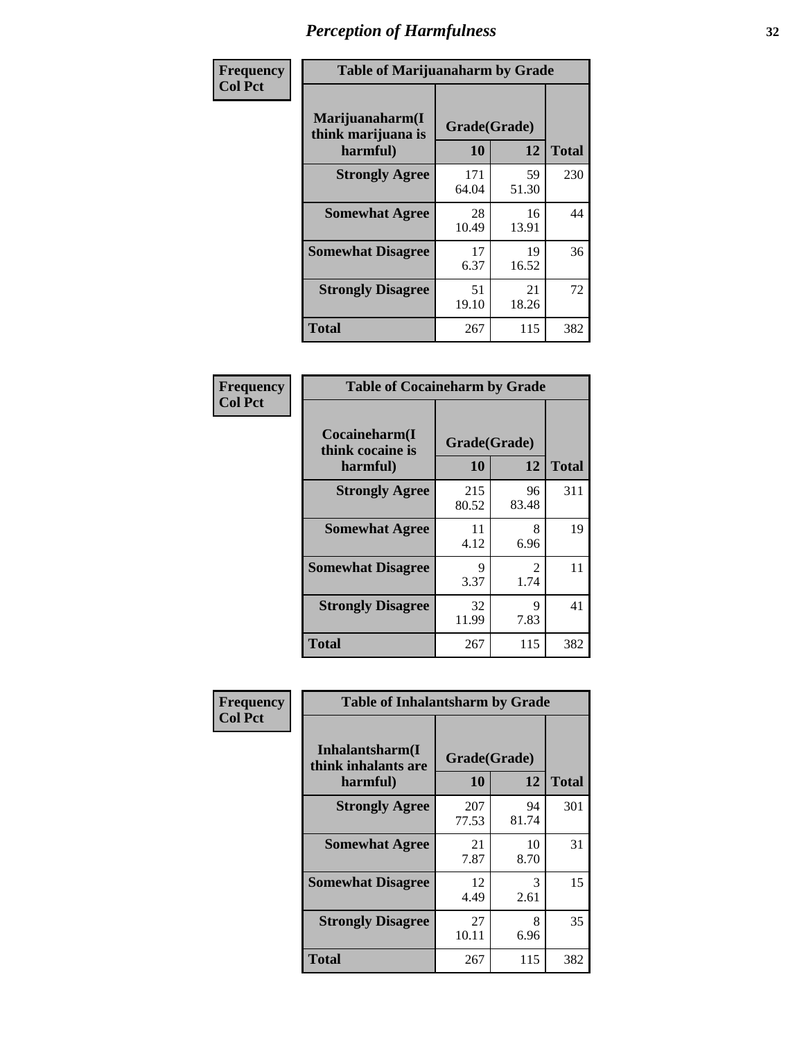# Perception of Harmfulness

| Frequency<br>Col Pct | Table of Marijuanaharm by Grade | | |
|---|---|---|---|
| Marijuanaharm(I think marijuana is harmful) | Grade(Grade) | | |
| | 10 | 12 | Total |
| Strongly Agree | 171<br>64.04 | 59<br>51.30 | 230 |
| Somewhat Agree | 28<br>10.49 | 16<br>13.91 | 44 |
| Somewhat Disagree | 17<br>6.37 | 19<br>16.52 | 36 |
| Strongly Disagree | 51<br>19.10 | 21<br>18.26 | 72 |
| Total | 267 | 115 | 382 |

| Frequency<br>Col Pct | Table of Cocaineharm by Grade | | |
|---|---|---|---|
| Cocaineharm(I think cocaine is harmful) | Grade(Grade) | | |
| | 10 | 12 | Total |
| Strongly Agree | 215<br>80.52 | 96<br>83.48 | 311 |
| Somewhat Agree | 11<br>4.12 | 8<br>6.96 | 19 |
| Somewhat Disagree | 9<br>3.37 | 2<br>1.74 | 11 |
| Strongly Disagree | 32<br>11.99 | 9<br>7.83 | 41 |
| Total | 267 | 115 | 382 |

| Frequency<br>Col Pct | Table of Inhalantsharm by Grade | | |
|---|---|---|---|
| Inhalantsharm(I think inhalants are harmful) | Grade(Grade) | | |
| | 10 | 12 | Total |
| Strongly Agree | 207<br>77.53 | 94<br>81.74 | 301 |
| Somewhat Agree | 21<br>7.87 | 10<br>8.70 | 31 |
| Somewhat Disagree | 12<br>4.49 | 3<br>2.61 | 15 |
| Strongly Disagree | 27<br>10.11 | 8<br>6.96 | 35 |
| Total | 267 | 115 | 382 |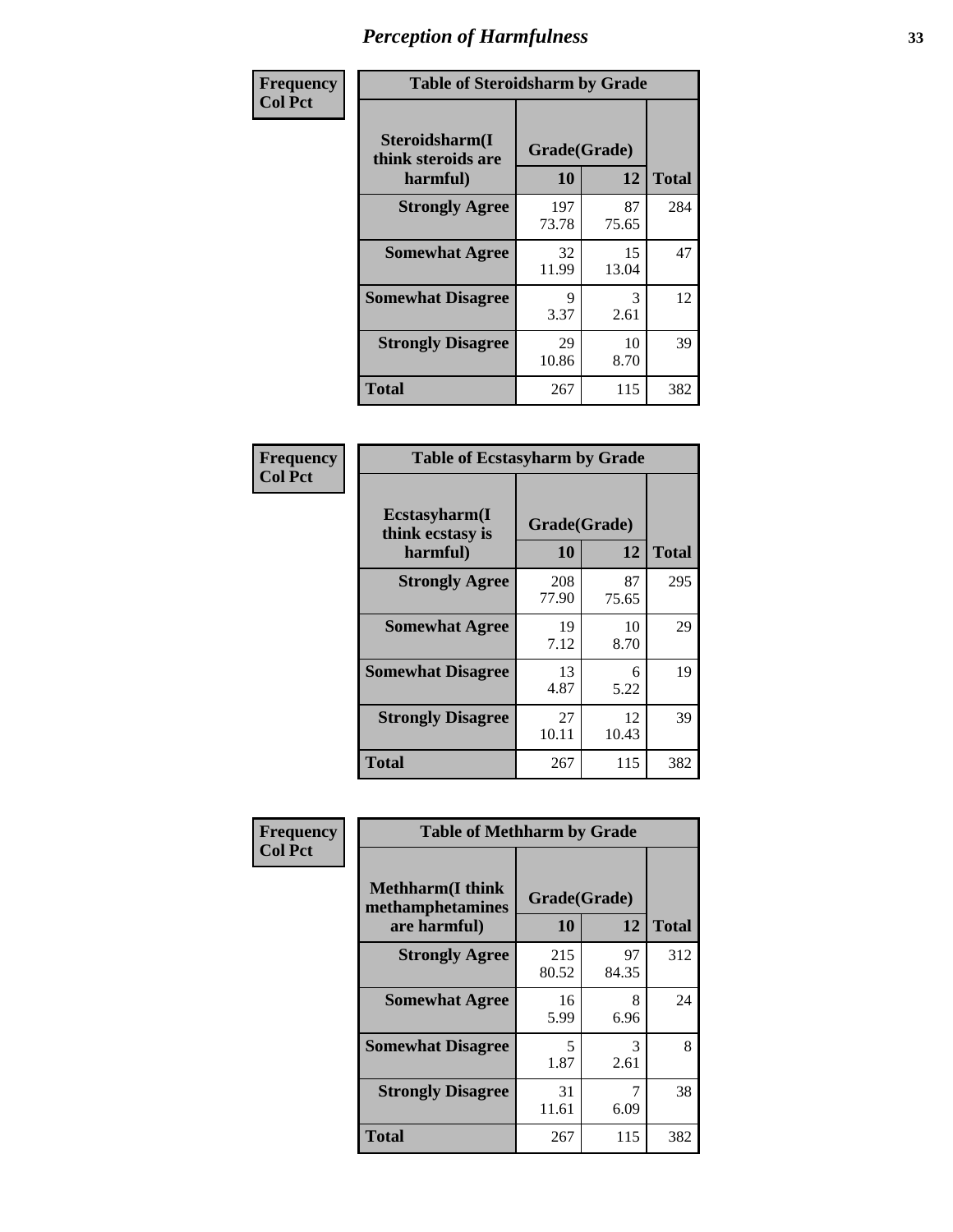| Frequency Col Pct | Table of Steroidsharm by Grade | | |
|---|---|---|---|
| Steroidsharm(I think steroids are harmful) | Grade(Grade) | | |
| | 10 | 12 | Total |
| Strongly Agree | 197 73.78 | 87 75.65 | 284 |
| Somewhat Agree | 32 11.99 | 15 13.04 | 47 |
| Somewhat Disagree | 9 3.37 | 3 2.61 | 12 |
| Strongly Disagree | 29 10.86 | 10 8.70 | 39 |
| Total | 267 | 115 | 382 |

| Frequency Col Pct | Table of Ecstasyharm by Grade | | |
|---|---|---|---|
| Ecstasyharm(I think ecstasy is harmful) | Grade(Grade) | | |
| | 10 | 12 | Total |
| Strongly Agree | 208 77.90 | 87 75.65 | 295 |
| Somewhat Agree | 19 7.12 | 10 8.70 | 29 |
| Somewhat Disagree | 13 4.87 | 6 5.22 | 19 |
| Strongly Disagree | 27 10.11 | 12 10.43 | 39 |
| Total | 267 | 115 | 382 |

| Frequency Col Pct | Table of Methharm by Grade | | |
|---|---|---|---|
| Methharm(I think methamphetamines are harmful) | Grade(Grade) | | |
| | 10 | 12 | Total |
| Strongly Agree | 215 80.52 | 97 84.35 | 312 |
| Somewhat Agree | 16 5.99 | 8 6.96 | 24 |
| Somewhat Disagree | 5 1.87 | 3 2.61 | 8 |
| Strongly Disagree | 31 11.61 | 7 6.09 | 38 |
| Total | 267 | 115 | 382 |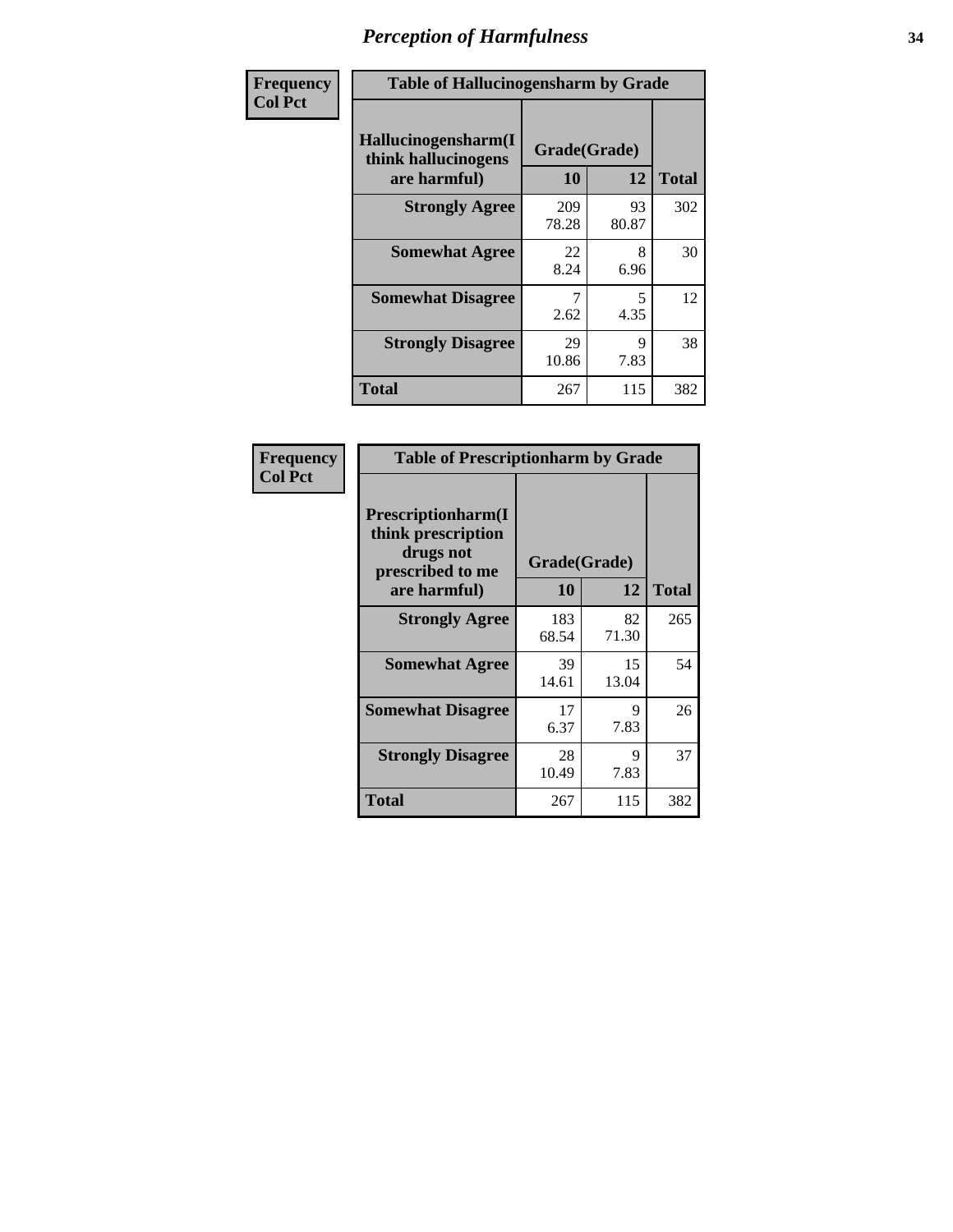# Perception of Harmfulness

Frequency
Col Pct

| Table of Hallucinogensharm by Grade | | | |
|---|---|---|---|
| Hallucinogensharm(I think hallucinogens are harmful) | Grade(Grade) | | Total |
| | 10 | 12 | |
| Strongly Agree | 209<br>78.28 | 93<br>80.87 | 302 |
| Somewhat Agree | 22<br>8.24 | 8<br>6.96 | 30 |
| Somewhat Disagree | 7<br>2.62 | 5<br>4.35 | 12 |
| Strongly Disagree | 29<br>10.86 | 9<br>7.83 | 38 |
| Total | 267 | 115 | 382 |

Frequency
Col Pct

| Table of Prescriptionharm by Grade | | | |
|---|---|---|---|
| Prescriptionharm(I think prescription drugs not prescribed to me are harmful) | Grade(Grade) | | Total |
| | 10 | 12 | |
| Strongly Agree | 183<br>68.54 | 82<br>71.30 | 265 |
| Somewhat Agree | 39<br>14.61 | 15<br>13.04 | 54 |
| Somewhat Disagree | 17<br>6.37 | 9<br>7.83 | 26 |
| Strongly Disagree | 28<br>10.49 | 9<br>7.83 | 37 |
| Total | 267 | 115 | 382 |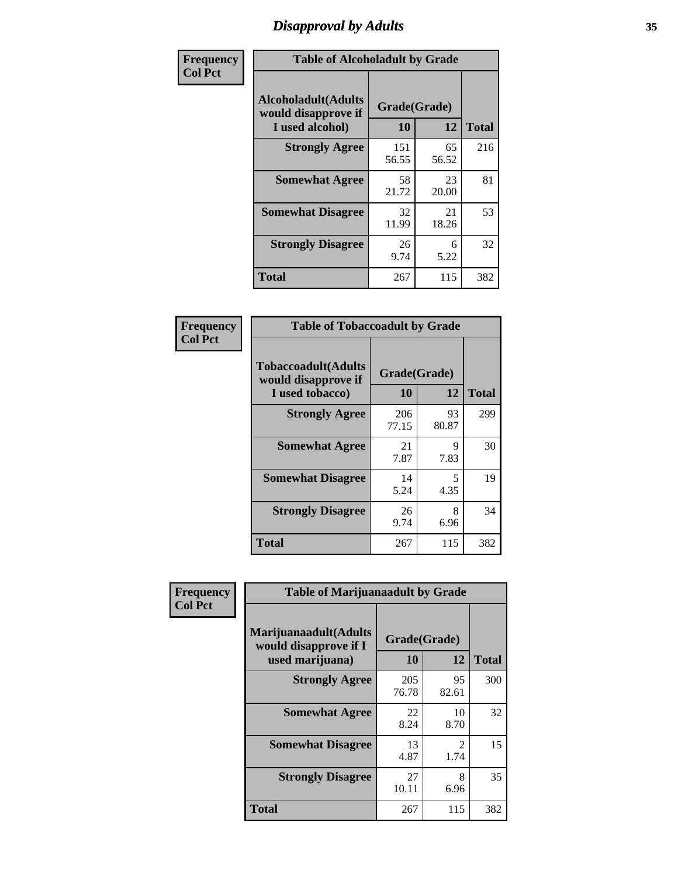# Disapproval by Adults

| Frequency Col Pct | Table of Alcoholadult by Grade | | |
|---|---|---|---|
| Alcoholadult(Adults would disapprove if I used alcohol) | Grade(Grade) | | Total |
| | 10 | 12 | |
| Strongly Agree | 151 56.55 | 65 56.52 | 216 |
| Somewhat Agree | 58 21.72 | 23 20.00 | 81 |
| Somewhat Disagree | 32 11.99 | 21 18.26 | 53 |
| Strongly Disagree | 26 9.74 | 6 5.22 | 32 |
| Total | 267 | 115 | 382 |

| Frequency Col Pct | Table of Tobaccoadult by Grade | | |
|---|---|---|---|
| Tobaccoadult(Adults would disapprove if I used tobacco) | Grade(Grade) | | Total |
| | 10 | 12 | |
| Strongly Agree | 206 77.15 | 93 80.87 | 299 |
| Somewhat Agree | 21 7.87 | 9 7.83 | 30 |
| Somewhat Disagree | 14 5.24 | 5 4.35 | 19 |
| Strongly Disagree | 26 9.74 | 8 6.96 | 34 |
| Total | 267 | 115 | 382 |

| Frequency Col Pct | Table of Marijuanaadult by Grade | | |
|---|---|---|---|
| Marijuanaadult(Adults would disapprove if I used marijuana) | Grade(Grade) | | Total |
| | 10 | 12 | |
| Strongly Agree | 205 76.78 | 95 82.61 | 300 |
| Somewhat Agree | 22 8.24 | 10 8.70 | 32 |
| Somewhat Disagree | 13 4.87 | 2 1.74 | 15 |
| Strongly Disagree | 27 10.11 | 8 6.96 | 35 |
| Total | 267 | 115 | 382 |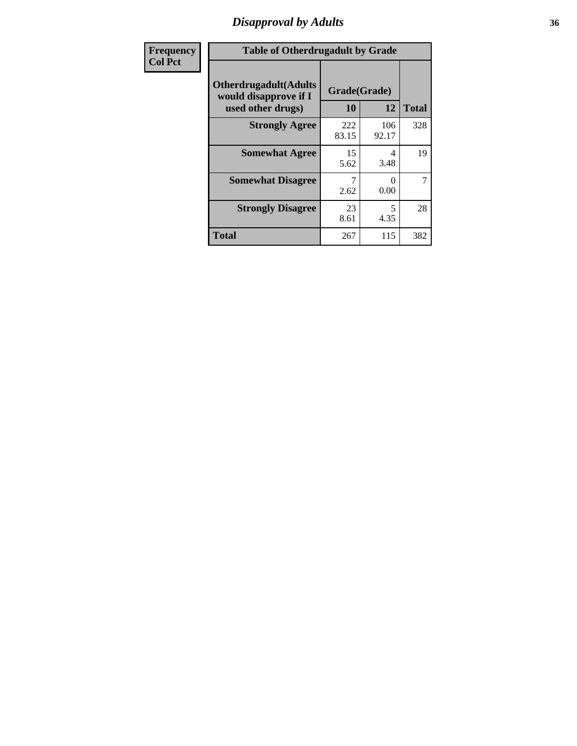# Disapproval by Adults

| Frequency<br>Col Pct |
|---|

**Table of Otherdrugadult by Grade**

| Otherdrugadult(Adults would disapprove if I used other drugs) | Grade(Grade) | | |
|---|---|---|---|
| | 10 | 12 | Total |
| **Strongly Agree** | 222<br>83.15 | 106<br>92.17 | 328 |
| **Somewhat Agree** | 15<br>5.62 | 4<br>3.48 | 19 |
| **Somewhat Disagree** | 7<br>2.62 | 0<br>0.00 | 7 |
| **Strongly Disagree** | 23<br>8.61 | 5<br>4.35 | 28 |
| **Total** | 267 | 115 | 382 |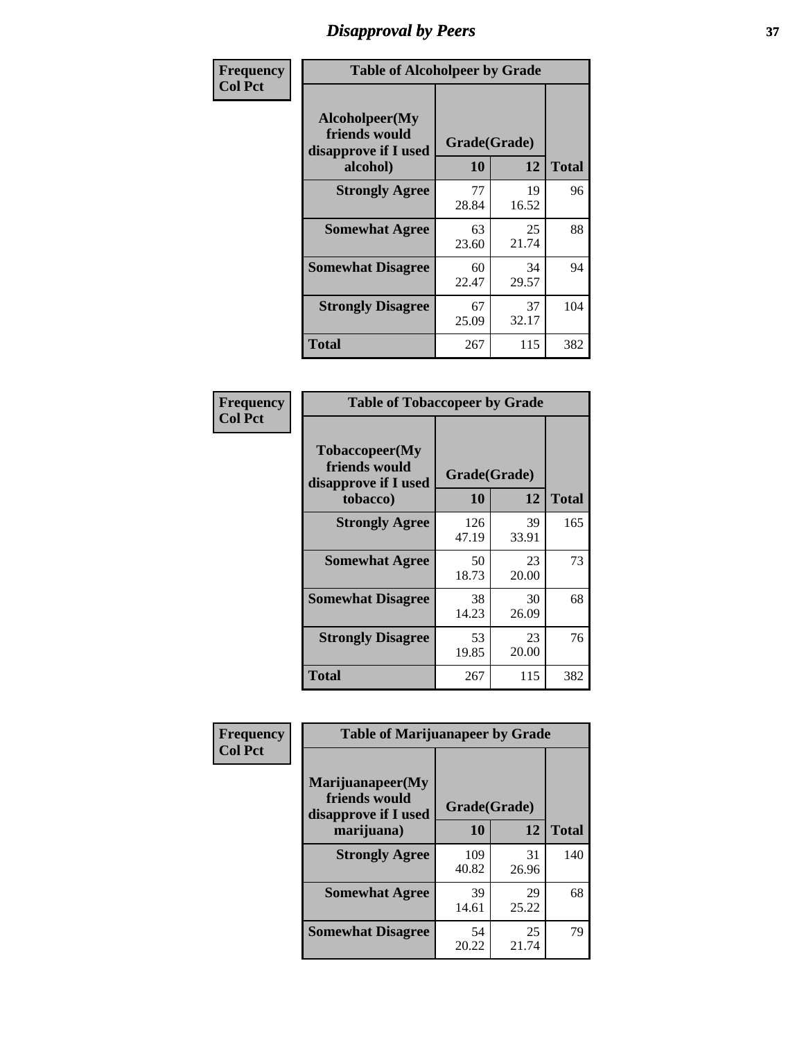# Disapproval by Peers

| Frequency Col Pct | Table of Alcoholpeer by Grade | | |
|---|---|---|---|
| Alcoholpeer(My friends would disapprove if I used alcohol) | Grade(Grade) | | |
| | 10 | 12 | Total |
| Strongly Agree | 77<br>28.84 | 19<br>16.52 | 96 |
| Somewhat Agree | 63<br>23.60 | 25<br>21.74 | 88 |
| Somewhat Disagree | 60<br>22.47 | 34<br>29.57 | 94 |
| Strongly Disagree | 67<br>25.09 | 37<br>32.17 | 104 |
| Total | 267 | 115 | 382 |

| Frequency Col Pct | Table of Tobaccopeer by Grade | | |
|---|---|---|---|
| Tobaccopeer(My friends would disapprove if I used tobacco) | Grade(Grade) | | |
| | 10 | 12 | Total |
| Strongly Agree | 126<br>47.19 | 39<br>33.91 | 165 |
| Somewhat Agree | 50<br>18.73 | 23<br>20.00 | 73 |
| Somewhat Disagree | 38<br>14.23 | 30<br>26.09 | 68 |
| Strongly Disagree | 53<br>19.85 | 23<br>20.00 | 76 |
| Total | 267 | 115 | 382 |

| Frequency Col Pct | Table of Marijuanapeer by Grade | | |
|---|---|---|---|
| Marijuanapeer(My friends would disapprove if I used marijuana) | Grade(Grade) | | |
| | 10 | 12 | Total |
| Strongly Agree | 109<br>40.82 | 31<br>26.96 | 140 |
| Somewhat Agree | 39<br>14.61 | 29<br>25.22 | 68 |
| Somewhat Disagree | 54<br>20.22 | 25<br>21.74 | 79 |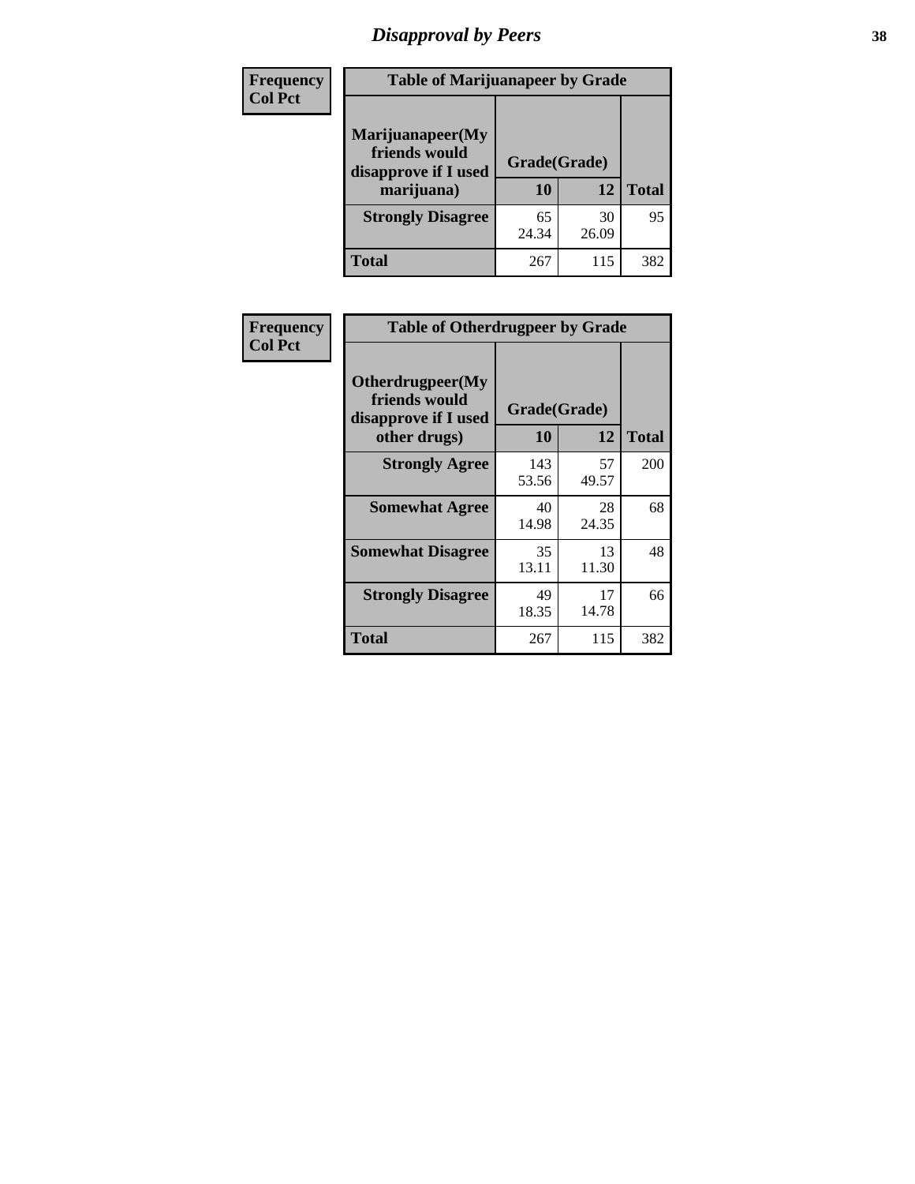# Disapproval by Peers

| Frequency<br>Col Pct |
|---|

**Table of Marijuanapeer by Grade**

| Marijuanapeer(My friends would disapprove if I used marijuana) | Grade(Grade) 10 | 12 | Total |
|---|---|---|---|
| **Strongly Disagree** | 65<br>24.34 | 30<br>26.09 | 95 |
| **Total** | 267 | 115 | 382 |

| Frequency<br>Col Pct |
|---|

**Table of Otherdrugpeer by Grade**

| Otherdrugpeer(My friends would disapprove if I used other drugs) | Grade(Grade) 10 | 12 | Total |
|---|---|---|---|
| **Strongly Agree** | 143<br>53.56 | 57<br>49.57 | 200 |
| **Somewhat Agree** | 40<br>14.98 | 28<br>24.35 | 68 |
| **Somewhat Disagree** | 35<br>13.11 | 13<br>11.30 | 48 |
| **Strongly Disagree** | 49<br>18.35 | 17<br>14.78 | 66 |
| **Total** | 267 | 115 | 382 |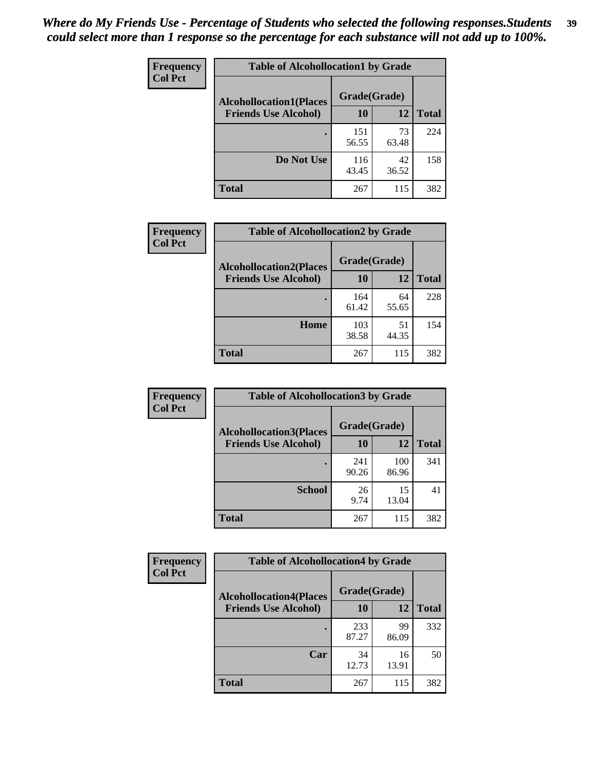*Where do My Friends Use - Percentage of Students who selected the following responses.Students could select more than 1 response so the percentage for each substance will not add up to 100%.*

**Frequency**
**Col Pct**

| Table of Alcohollocation1 by Grade | | | |
|---|---|---|---|
| **Alcohollocation1(Places Friends Use Alcohol)** | **Grade(Grade)** | | |
| | **10** | **12** | **Total** |
| **.** | 151<br>56.55 | 73<br>63.48 | 224 |
| **Do Not Use** | 116<br>43.45 | 42<br>36.52 | 158 |
| **Total** | 267 | 115 | 382 |

**Frequency**
**Col Pct**

| Table of Alcohollocation2 by Grade | | | |
|---|---|---|---|
| **Alcohollocation2(Places Friends Use Alcohol)** | **Grade(Grade)** | | |
| | **10** | **12** | **Total** |
| **.** | 164<br>61.42 | 64<br>55.65 | 228 |
| **Home** | 103<br>38.58 | 51<br>44.35 | 154 |
| **Total** | 267 | 115 | 382 |

**Frequency**
**Col Pct**

| Table of Alcohollocation3 by Grade | | | |
|---|---|---|---|
| **Alcohollocation3(Places Friends Use Alcohol)** | **Grade(Grade)** | | |
| | **10** | **12** | **Total** |
| **.** | 241<br>90.26 | 100<br>86.96 | 341 |
| **School** | 26<br>9.74 | 15<br>13.04 | 41 |
| **Total** | 267 | 115 | 382 |

**Frequency**
**Col Pct**

| Table of Alcohollocation4 by Grade | | | |
|---|---|---|---|
| **Alcohollocation4(Places Friends Use Alcohol)** | **Grade(Grade)** | | |
| | **10** | **12** | **Total** |
| **.** | 233<br>87.27 | 99<br>86.09 | 332 |
| **Car** | 34<br>12.73 | 16<br>13.91 | 50 |
| **Total** | 267 | 115 | 382 |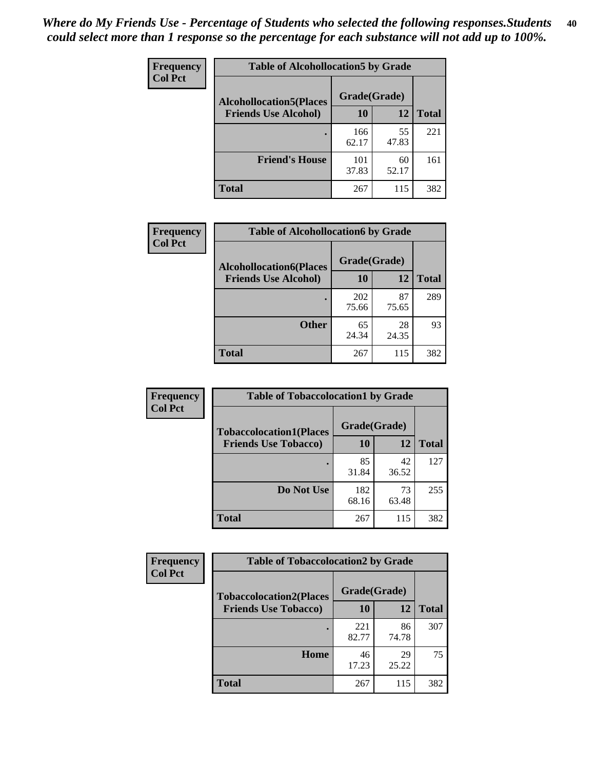*Where do My Friends Use - Percentage of Students who selected the following responses.Students could select more than 1 response so the percentage for each substance will not add up to 100%.*

**Frequency**
**Col Pct**

| Table of Alcohollocation5 by Grade | | | |
|---|---|---|---|
| **Alcohollocation5(Places Friends Use Alcohol)** | **Grade(Grade)** | | |
| | **10** | **12** | **Total** |
| **.** | 166<br>62.17 | 55<br>47.83 | 221 |
| **Friend's House** | 101<br>37.83 | 60<br>52.17 | 161 |
| **Total** | 267 | 115 | 382 |

**Frequency**
**Col Pct**

| Table of Alcohollocation6 by Grade | | | |
|---|---|---|---|
| **Alcohollocation6(Places Friends Use Alcohol)** | **Grade(Grade)** | | |
| | **10** | **12** | **Total** |
| **.** | 202<br>75.66 | 87<br>75.65 | 289 |
| **Other** | 65<br>24.34 | 28<br>24.35 | 93 |
| **Total** | 267 | 115 | 382 |

**Frequency**
**Col Pct**

| Table of Tobaccolocation1 by Grade | | | |
|---|---|---|---|
| **Tobaccolocation1(Places Friends Use Tobacco)** | **Grade(Grade)** | | |
| | **10** | **12** | **Total** |
| **.** | 85<br>31.84 | 42<br>36.52 | 127 |
| **Do Not Use** | 182<br>68.16 | 73<br>63.48 | 255 |
| **Total** | 267 | 115 | 382 |

**Frequency**
**Col Pct**

| Table of Tobaccolocation2 by Grade | | | |
|---|---|---|---|
| **Tobaccolocation2(Places Friends Use Tobacco)** | **Grade(Grade)** | | |
| | **10** | **12** | **Total** |
| **.** | 221<br>82.77 | 86<br>74.78 | 307 |
| **Home** | 46<br>17.23 | 29<br>25.22 | 75 |
| **Total** | 267 | 115 | 382 |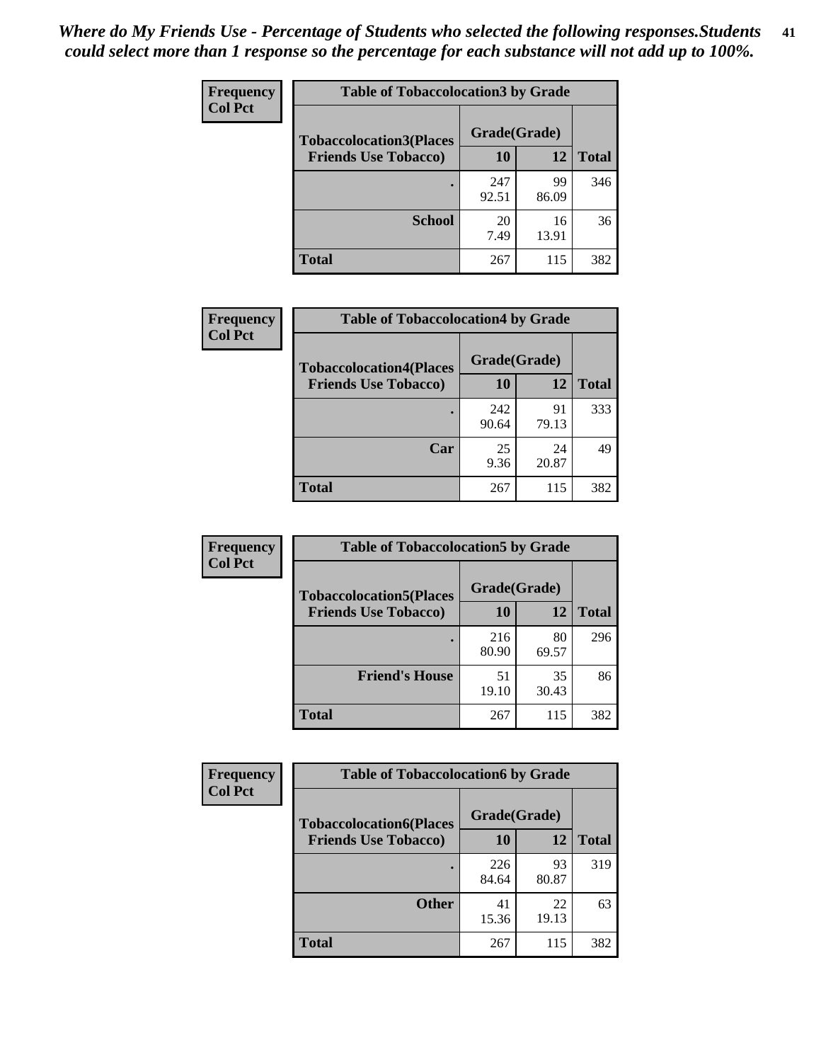*Where do My Friends Use - Percentage of Students who selected the following responses.Students could select more than 1 response so the percentage for each substance will not add up to 100%.*

**Frequency**
**Col Pct**

| Table of Tobaccolocation3 by Grade | | | |
|---|---|---|---|
| **Tobaccolocation3(Places Friends Use Tobacco)** | **Grade(Grade)** | | **Total** |
| | **10** | **12** | |
| **.** | 247<br>92.51 | 99<br>86.09 | 346 |
| **School** | 20<br>7.49 | 16<br>13.91 | 36 |
| **Total** | 267 | 115 | 382 |

**Frequency**
**Col Pct**

| Table of Tobaccolocation4 by Grade | | | |
|---|---|---|---|
| **Tobaccolocation4(Places Friends Use Tobacco)** | **Grade(Grade)** | | **Total** |
| | **10** | **12** | |
| **.** | 242<br>90.64 | 91<br>79.13 | 333 |
| **Car** | 25<br>9.36 | 24<br>20.87 | 49 |
| **Total** | 267 | 115 | 382 |

**Frequency**
**Col Pct**

| Table of Tobaccolocation5 by Grade | | | |
|---|---|---|---|
| **Tobaccolocation5(Places Friends Use Tobacco)** | **Grade(Grade)** | | **Total** |
| | **10** | **12** | |
| **.** | 216<br>80.90 | 80<br>69.57 | 296 |
| **Friend's House** | 51<br>19.10 | 35<br>30.43 | 86 |
| **Total** | 267 | 115 | 382 |

**Frequency**
**Col Pct**

| Table of Tobaccolocation6 by Grade | | | |
|---|---|---|---|
| **Tobaccolocation6(Places Friends Use Tobacco)** | **Grade(Grade)** | | **Total** |
| | **10** | **12** | |
| **.** | 226<br>84.64 | 93<br>80.87 | 319 |
| **Other** | 41<br>15.36 | 22<br>19.13 | 63 |
| **Total** | 267 | 115 | 382 |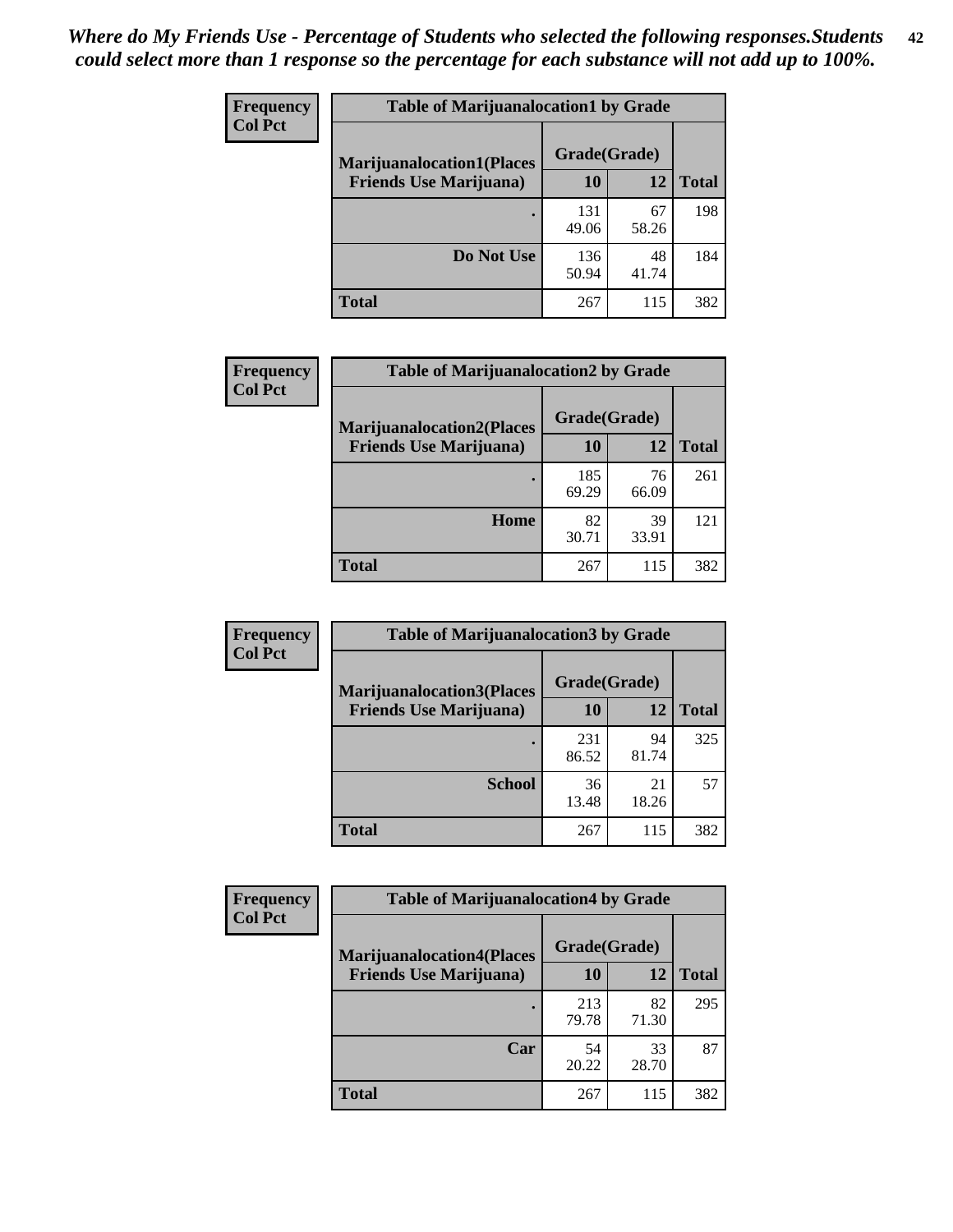*Where do My Friends Use - Percentage of Students who selected the following responses.Students could select more than 1 response so the percentage for each substance will not add up to 100%.*

**Frequency**
**Col Pct**

| Table of Marijuanalocation1 by Grade | | | |
|---|---|---|---|
| **Marijuanalocation1(Places Friends Use Marijuana)** | **Grade(Grade)** | | |
| | **10** | **12** | **Total** |
| **.** | 131<br>49.06 | 67<br>58.26 | 198 |
| **Do Not Use** | 136<br>50.94 | 48<br>41.74 | 184 |
| **Total** | 267 | 115 | 382 |

**Frequency**
**Col Pct**

| Table of Marijuanalocation2 by Grade | | | |
|---|---|---|---|
| **Marijuanalocation2(Places Friends Use Marijuana)** | **Grade(Grade)** | | |
| | **10** | **12** | **Total** |
| **.** | 185<br>69.29 | 76<br>66.09 | 261 |
| **Home** | 82<br>30.71 | 39<br>33.91 | 121 |
| **Total** | 267 | 115 | 382 |

**Frequency**
**Col Pct**

| Table of Marijuanalocation3 by Grade | | | |
|---|---|---|---|
| **Marijuanalocation3(Places Friends Use Marijuana)** | **Grade(Grade)** | | |
| | **10** | **12** | **Total** |
| **.** | 231<br>86.52 | 94<br>81.74 | 325 |
| **School** | 36<br>13.48 | 21<br>18.26 | 57 |
| **Total** | 267 | 115 | 382 |

**Frequency**
**Col Pct**

| Table of Marijuanalocation4 by Grade | | | |
|---|---|---|---|
| **Marijuanalocation4(Places Friends Use Marijuana)** | **Grade(Grade)** | | |
| | **10** | **12** | **Total** |
| **.** | 213<br>79.78 | 82<br>71.30 | 295 |
| **Car** | 54<br>20.22 | 33<br>28.70 | 87 |
| **Total** | 267 | 115 | 382 |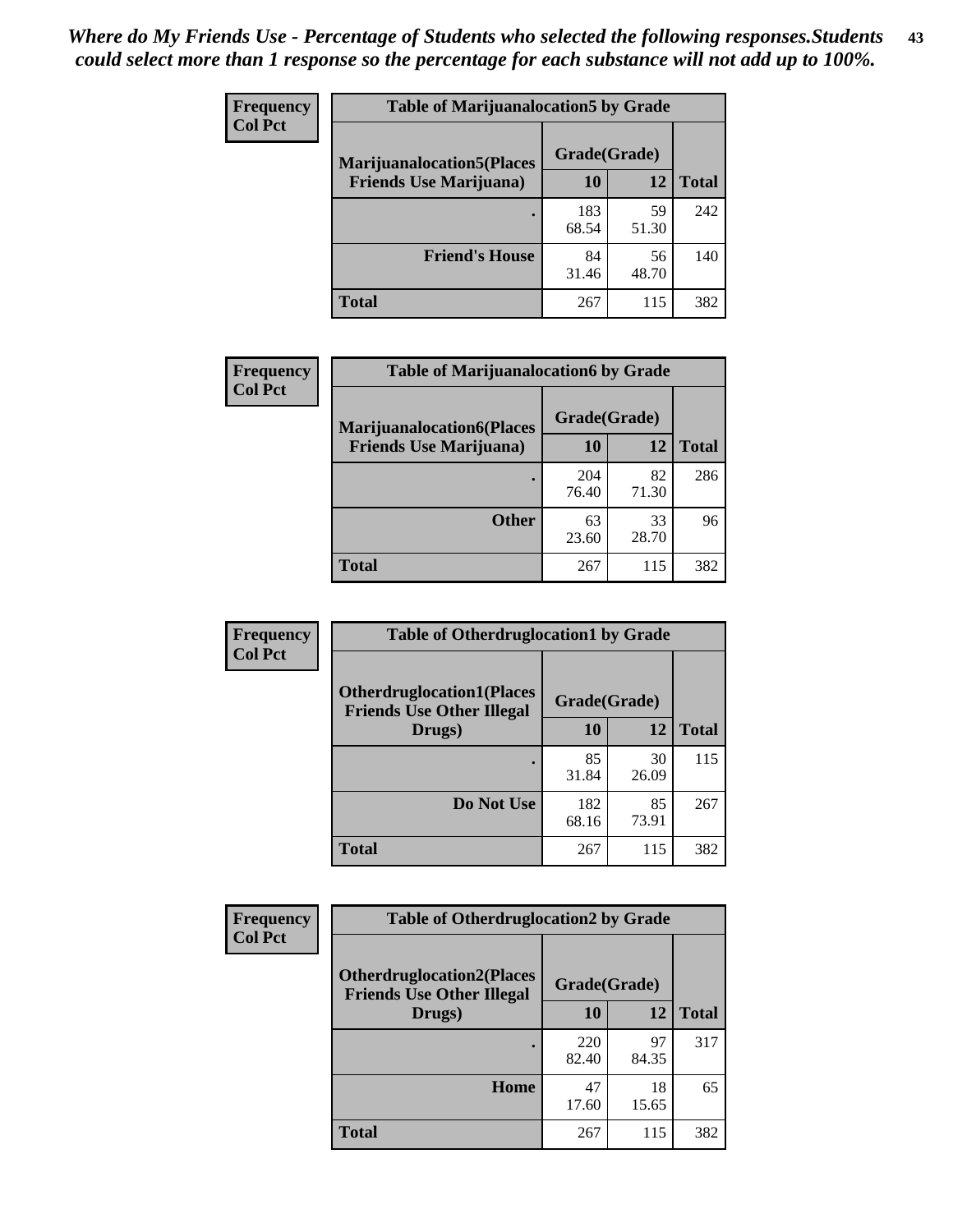*Where do My Friends Use - Percentage of Students who selected the following responses.Students could select more than 1 response so the percentage for each substance will not add up to 100%.*

**Frequency**
**Col Pct**

**Table of Marijuanalocation5 by Grade**

| Marijuanalocation5(Places Friends Use Marijuana) | Grade(Grade) 10 | 12 | Total |
|---|---|---|---|
| . | 183<br>68.54 | 59<br>51.30 | 242 |
| Friend's House | 84<br>31.46 | 56<br>48.70 | 140 |
| Total | 267 | 115 | 382 |

**Frequency**
**Col Pct**

**Table of Marijuanalocation6 by Grade**

| Marijuanalocation6(Places Friends Use Marijuana) | Grade(Grade) 10 | 12 | Total |
|---|---|---|---|
| . | 204<br>76.40 | 82<br>71.30 | 286 |
| Other | 63<br>23.60 | 33<br>28.70 | 96 |
| Total | 267 | 115 | 382 |

**Frequency**
**Col Pct**

**Table of Otherdruglocation1 by Grade**

| Otherdruglocation1(Places Friends Use Other Illegal Drugs) | Grade(Grade) 10 | 12 | Total |
|---|---|---|---|
| . | 85<br>31.84 | 30<br>26.09 | 115 |
| Do Not Use | 182<br>68.16 | 85<br>73.91 | 267 |
| Total | 267 | 115 | 382 |

**Frequency**
**Col Pct**

**Table of Otherdruglocation2 by Grade**

| Otherdruglocation2(Places Friends Use Other Illegal Drugs) | Grade(Grade) 10 | 12 | Total |
|---|---|---|---|
| . | 220<br>82.40 | 97<br>84.35 | 317 |
| Home | 47<br>17.60 | 18<br>15.65 | 65 |
| Total | 267 | 115 | 382 |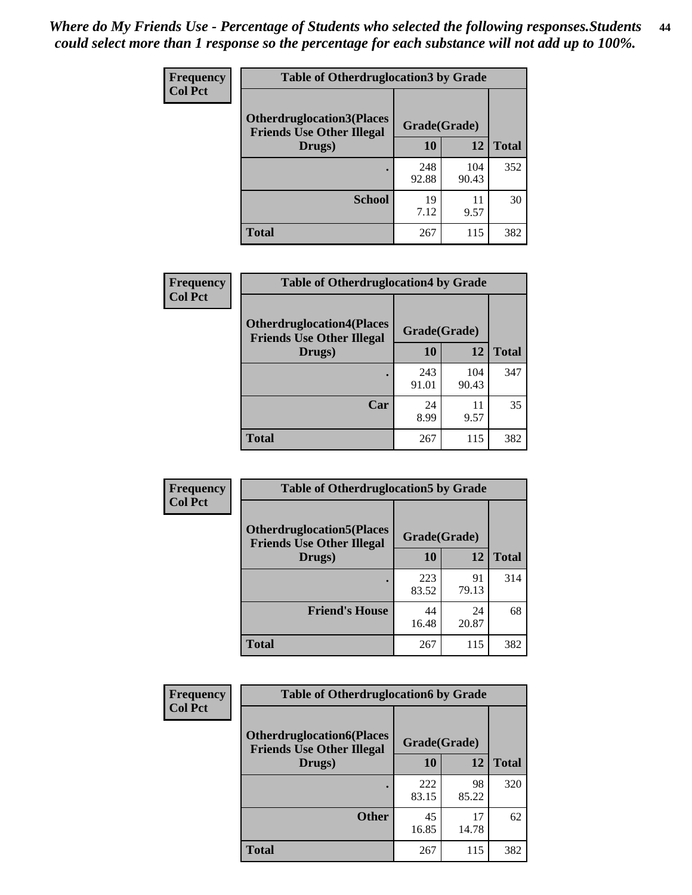*Where do My Friends Use - Percentage of Students who selected the following responses.Students could select more than 1 response so the percentage for each substance will not add up to 100%.*

| Frequency Col Pct | Table of Otherdruglocation3 by Grade | | |
|---|---|---|---|
| Otherdruglocation3(Places Friends Use Other Illegal Drugs) | Grade(Grade) | | |
| | 10 | 12 | Total |
| . | 248<br>92.88 | 104<br>90.43 | 352 |
| School | 19<br>7.12 | 11<br>9.57 | 30 |
| Total | 267 | 115 | 382 |

| Frequency Col Pct | Table of Otherdruglocation4 by Grade | | |
|---|---|---|---|
| Otherdruglocation4(Places Friends Use Other Illegal Drugs) | Grade(Grade) | | |
| | 10 | 12 | Total |
| . | 243<br>91.01 | 104<br>90.43 | 347 |
| Car | 24<br>8.99 | 11<br>9.57 | 35 |
| Total | 267 | 115 | 382 |

| Frequency Col Pct | Table of Otherdruglocation5 by Grade | | |
|---|---|---|---|
| Otherdruglocation5(Places Friends Use Other Illegal Drugs) | Grade(Grade) | | |
| | 10 | 12 | Total |
| . | 223<br>83.52 | 91<br>79.13 | 314 |
| Friend's House | 44<br>16.48 | 24<br>20.87 | 68 |
| Total | 267 | 115 | 382 |

| Frequency Col Pct | Table of Otherdruglocation6 by Grade | | |
|---|---|---|---|
| Otherdruglocation6(Places Friends Use Other Illegal Drugs) | Grade(Grade) | | |
| | 10 | 12 | Total |
| . | 222<br>83.15 | 98<br>85.22 | 320 |
| Other | 45<br>16.85 | 17<br>14.78 | 62 |
| Total | 267 | 115 | 382 |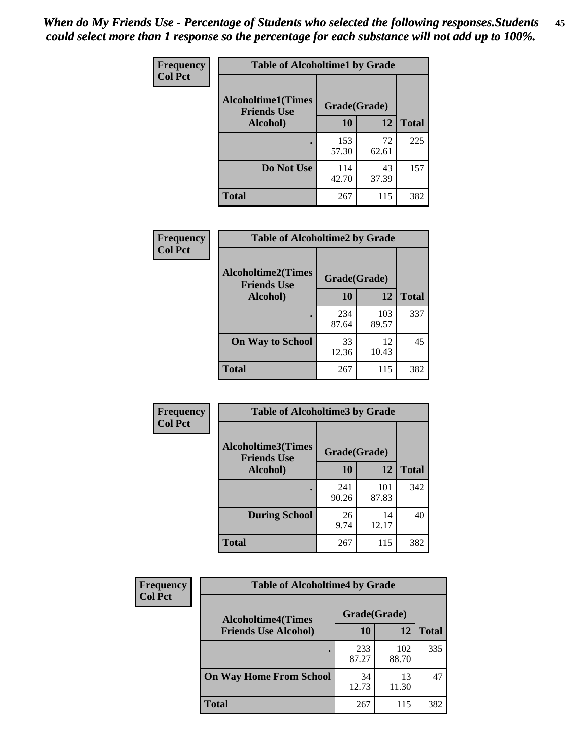*When do My Friends Use - Percentage of Students who selected the following responses.Students could select more than 1 response so the percentage for each substance will not add up to 100%.*

**Frequency Col Pct**

| Table of Alcoholtime1 by Grade | | | |
|---|---|---|---|
| Alcoholtime1(Times Friends Use Alcohol) | Grade(Grade) | | |
| | 10 | 12 | Total |
| . | 153<br>57.30 | 72<br>62.61 | 225 |
| Do Not Use | 114<br>42.70 | 43<br>37.39 | 157 |
| Total | 267 | 115 | 382 |

**Frequency Col Pct**

| Table of Alcoholtime2 by Grade | | | |
|---|---|---|---|
| Alcoholtime2(Times Friends Use Alcohol) | Grade(Grade) | | |
| | 10 | 12 | Total |
| . | 234<br>87.64 | 103<br>89.57 | 337 |
| On Way to School | 33<br>12.36 | 12<br>10.43 | 45 |
| Total | 267 | 115 | 382 |

**Frequency Col Pct**

| Table of Alcoholtime3 by Grade | | | |
|---|---|---|---|
| Alcoholtime3(Times Friends Use Alcohol) | Grade(Grade) | | |
| | 10 | 12 | Total |
| . | 241<br>90.26 | 101<br>87.83 | 342 |
| During School | 26<br>9.74 | 14<br>12.17 | 40 |
| Total | 267 | 115 | 382 |

**Frequency Col Pct**

| Table of Alcoholtime4 by Grade | | | |
|---|---|---|---|
| Alcoholtime4(Times Friends Use Alcohol) | Grade(Grade) | | |
| | 10 | 12 | Total |
| . | 233<br>87.27 | 102<br>88.70 | 335 |
| On Way Home From School | 34<br>12.73 | 13<br>11.30 | 47 |
| Total | 267 | 115 | 382 |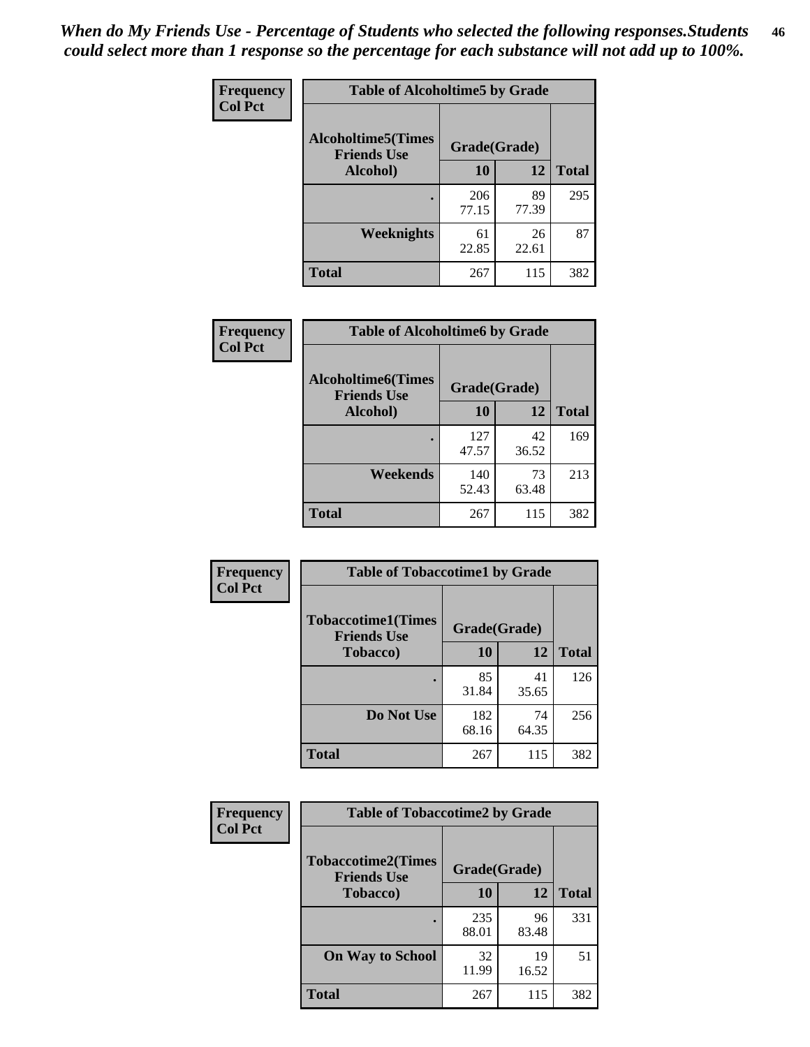*When do My Friends Use - Percentage of Students who selected the following responses.Students could select more than 1 response so the percentage for each substance will not add up to 100%.*

**Frequency / Col Pct**

**Table of Alcoholtime5 by Grade**

| Alcoholtime5(Times Friends Use Alcohol) | Grade(Grade) | | Total |
|---|---|---|---|
| | 10 | 12 | |
| . | 206<br>77.15 | 89<br>77.39 | 295 |
| Weeknights | 61<br>22.85 | 26<br>22.61 | 87 |
| Total | 267 | 115 | 382 |

**Frequency / Col Pct**

**Table of Alcoholtime6 by Grade**

| Alcoholtime6(Times Friends Use Alcohol) | Grade(Grade) | | Total |
|---|---|---|---|
| | 10 | 12 | |
| . | 127<br>47.57 | 42<br>36.52 | 169 |
| Weekends | 140<br>52.43 | 73<br>63.48 | 213 |
| Total | 267 | 115 | 382 |

**Frequency / Col Pct**

**Table of Tobaccotime1 by Grade**

| Tobaccotime1(Times Friends Use Tobacco) | Grade(Grade) | | Total |
|---|---|---|---|
| | 10 | 12 | |
| . | 85<br>31.84 | 41<br>35.65 | 126 |
| Do Not Use | 182<br>68.16 | 74<br>64.35 | 256 |
| Total | 267 | 115 | 382 |

**Frequency / Col Pct**

**Table of Tobaccotime2 by Grade**

| Tobaccotime2(Times Friends Use Tobacco) | Grade(Grade) | | Total |
|---|---|---|---|
| | 10 | 12 | |
| . | 235<br>88.01 | 96<br>83.48 | 331 |
| On Way to School | 32<br>11.99 | 19<br>16.52 | 51 |
| Total | 267 | 115 | 382 |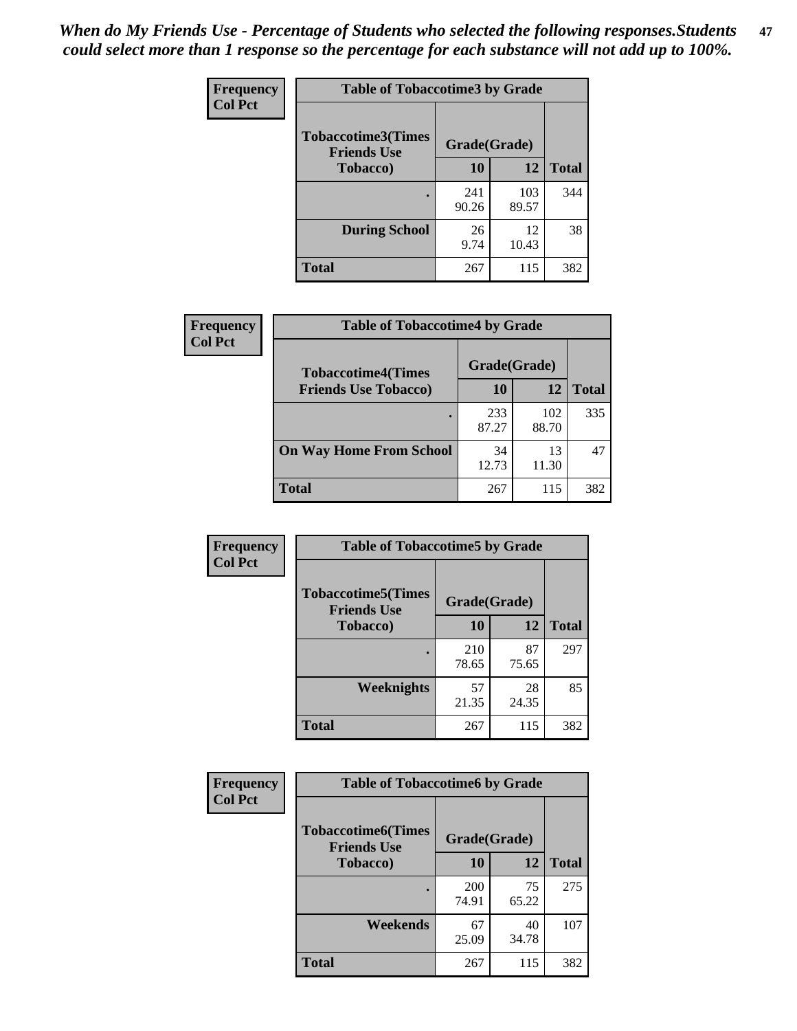*When do My Friends Use - Percentage of Students who selected the following responses.Students could select more than 1 response so the percentage for each substance will not add up to 100%.*

**Frequency**
**Col Pct**

**Table of Tobaccotime3 by Grade**

| Tobaccotime3(Times Friends Use Tobacco) | Grade(Grade) | | Total |
|---|---|---|---|
| | 10 | 12 | |
| . | 241<br>90.26 | 103<br>89.57 | 344 |
| During School | 26<br>9.74 | 12<br>10.43 | 38 |
| Total | 267 | 115 | 382 |

**Frequency**
**Col Pct**

**Table of Tobaccotime4 by Grade**

| Tobaccotime4(Times Friends Use Tobacco) | Grade(Grade) | | Total |
|---|---|---|---|
| | 10 | 12 | |
| . | 233<br>87.27 | 102<br>88.70 | 335 |
| On Way Home From School | 34<br>12.73 | 13<br>11.30 | 47 |
| Total | 267 | 115 | 382 |

**Frequency**
**Col Pct**

**Table of Tobaccotime5 by Grade**

| Tobaccotime5(Times Friends Use Tobacco) | Grade(Grade) | | Total |
|---|---|---|---|
| | 10 | 12 | |
| . | 210<br>78.65 | 87<br>75.65 | 297 |
| Weeknights | 57<br>21.35 | 28<br>24.35 | 85 |
| Total | 267 | 115 | 382 |

**Frequency**
**Col Pct**

**Table of Tobaccotime6 by Grade**

| Tobaccotime6(Times Friends Use Tobacco) | Grade(Grade) | | Total |
|---|---|---|---|
| | 10 | 12 | |
| . | 200<br>74.91 | 75<br>65.22 | 275 |
| Weekends | 67<br>25.09 | 40<br>34.78 | 107 |
| Total | 267 | 115 | 382 |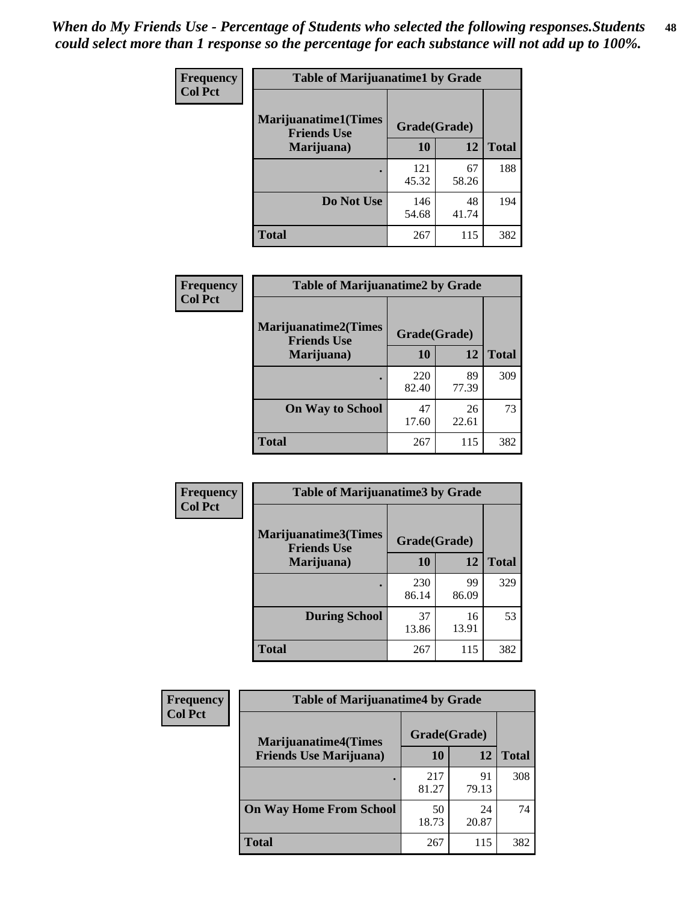*When do My Friends Use - Percentage of Students who selected the following responses.Students could select more than 1 response so the percentage for each substance will not add up to 100%.*

**Frequency**
**Col Pct**

| Table of Marijuanatime1 by Grade | | | |
|---|---|---|---|
| **Marijuanatime1(Times Friends Use Marijuana)** | **Grade(Grade)** | | **Total** |
| | **10** | **12** | |
| **.** | 121<br>45.32 | 67<br>58.26 | 188 |
| **Do Not Use** | 146<br>54.68 | 48<br>41.74 | 194 |
| **Total** | 267 | 115 | 382 |

**Frequency**
**Col Pct**

| Table of Marijuanatime2 by Grade | | | |
|---|---|---|---|
| **Marijuanatime2(Times Friends Use Marijuana)** | **Grade(Grade)** | | **Total** |
| | **10** | **12** | |
| **.** | 220<br>82.40 | 89<br>77.39 | 309 |
| **On Way to School** | 47<br>17.60 | 26<br>22.61 | 73 |
| **Total** | 267 | 115 | 382 |

**Frequency**
**Col Pct**

| Table of Marijuanatime3 by Grade | | | |
|---|---|---|---|
| **Marijuanatime3(Times Friends Use Marijuana)** | **Grade(Grade)** | | **Total** |
| | **10** | **12** | |
| **.** | 230<br>86.14 | 99<br>86.09 | 329 |
| **During School** | 37<br>13.86 | 16<br>13.91 | 53 |
| **Total** | 267 | 115 | 382 |

**Frequency**
**Col Pct**

| Table of Marijuanatime4 by Grade | | | |
|---|---|---|---|
| **Marijuanatime4(Times Friends Use Marijuana)** | **Grade(Grade)** | | **Total** |
| | **10** | **12** | |
| **.** | 217<br>81.27 | 91<br>79.13 | 308 |
| **On Way Home From School** | 50<br>18.73 | 24<br>20.87 | 74 |
| **Total** | 267 | 115 | 382 |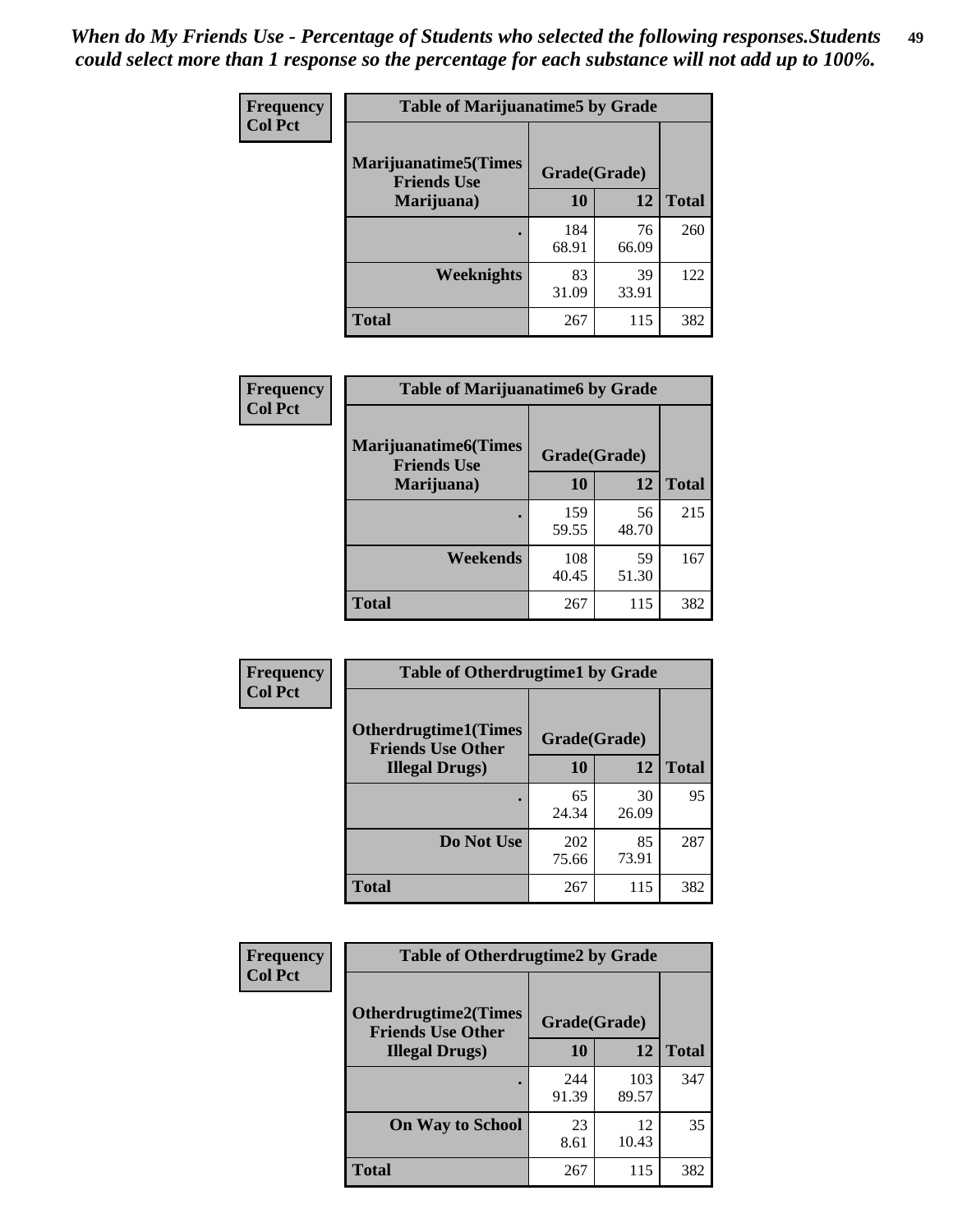*When do My Friends Use - Percentage of Students who selected the following responses.Students could select more than 1 response so the percentage for each substance will not add up to 100%.*

**Table of Marijuanatime5 by Grade**

| Frequency / Col Pct — Marijuanatime5(Times Friends Use Marijuana) | Grade(Grade) 10 | 12 | Total |
|---|---|---|---|
| . | 184<br>68.91 | 76<br>66.09 | 260 |
| Weeknights | 83<br>31.09 | 39<br>33.91 | 122 |
| Total | 267 | 115 | 382 |

**Table of Marijuanatime6 by Grade**

| Frequency / Col Pct — Marijuanatime6(Times Friends Use Marijuana) | Grade(Grade) 10 | 12 | Total |
|---|---|---|---|
| . | 159<br>59.55 | 56<br>48.70 | 215 |
| Weekends | 108<br>40.45 | 59<br>51.30 | 167 |
| Total | 267 | 115 | 382 |

**Table of Otherdrugtime1 by Grade**

| Frequency / Col Pct — Otherdrugtime1(Times Friends Use Other Illegal Drugs) | Grade(Grade) 10 | 12 | Total |
|---|---|---|---|
| . | 65<br>24.34 | 30<br>26.09 | 95 |
| Do Not Use | 202<br>75.66 | 85<br>73.91 | 287 |
| Total | 267 | 115 | 382 |

**Table of Otherdrugtime2 by Grade**

| Frequency / Col Pct — Otherdrugtime2(Times Friends Use Other Illegal Drugs) | Grade(Grade) 10 | 12 | Total |
|---|---|---|---|
| . | 244<br>91.39 | 103<br>89.57 | 347 |
| On Way to School | 23<br>8.61 | 12<br>10.43 | 35 |
| Total | 267 | 115 | 382 |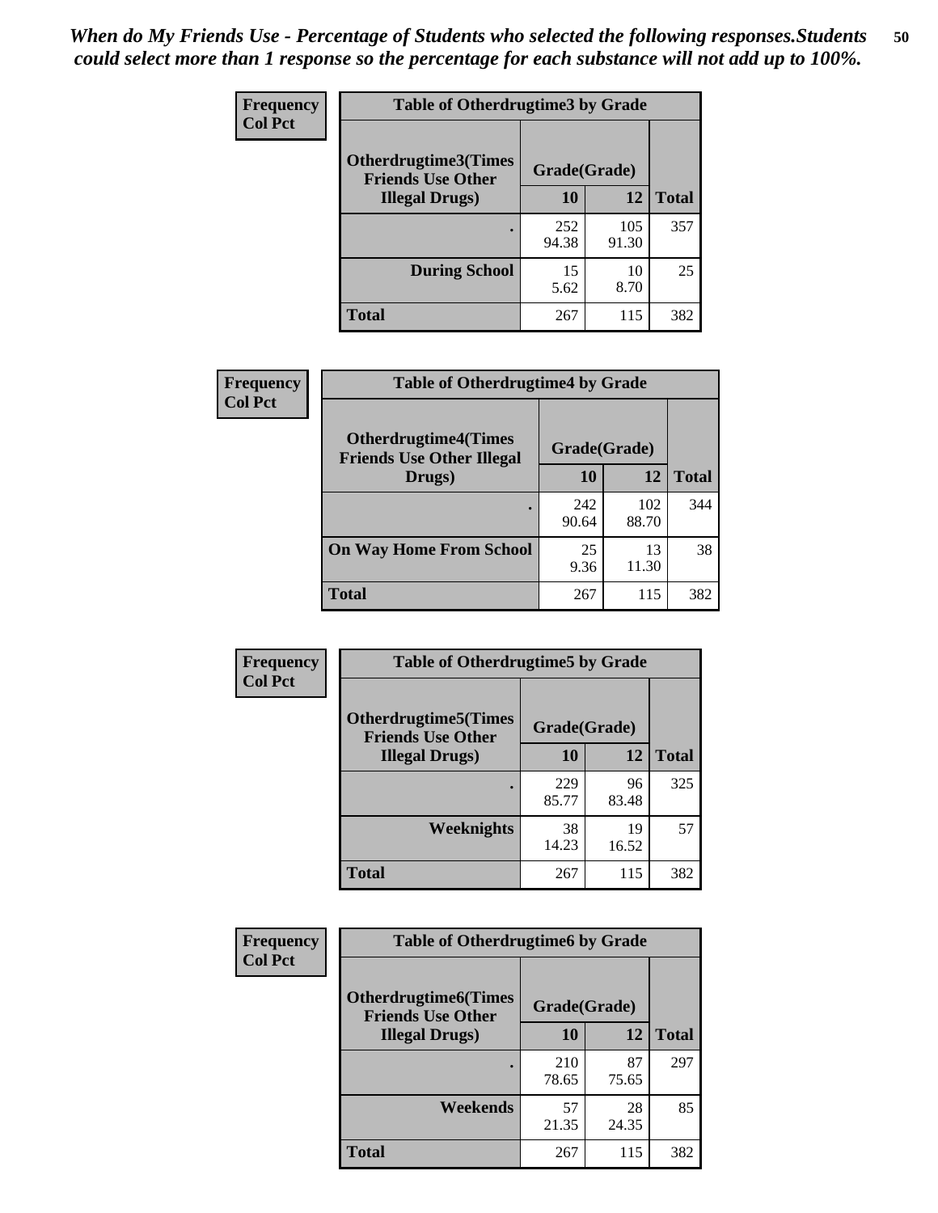*When do My Friends Use - Percentage of Students who selected the following responses.Students could select more than 1 response so the percentage for each substance will not add up to 100%.*

**Frequency**
**Col Pct**

| Table of Otherdrugtime3 by Grade | | | |
|---|---|---|---|
| **Otherdrugtime3(Times Friends Use Other Illegal Drugs)** | **Grade(Grade)** | | |
| | **10** | **12** | **Total** |
| . | 252<br>94.38 | 105<br>91.30 | 357 |
| **During School** | 15<br>5.62 | 10<br>8.70 | 25 |
| **Total** | 267 | 115 | 382 |

**Frequency**
**Col Pct**

| Table of Otherdrugtime4 by Grade | | | |
|---|---|---|---|
| **Otherdrugtime4(Times Friends Use Other Illegal Drugs)** | **Grade(Grade)** | | |
| | **10** | **12** | **Total** |
| . | 242<br>90.64 | 102<br>88.70 | 344 |
| **On Way Home From School** | 25<br>9.36 | 13<br>11.30 | 38 |
| **Total** | 267 | 115 | 382 |

**Frequency**
**Col Pct**

| Table of Otherdrugtime5 by Grade | | | |
|---|---|---|---|
| **Otherdrugtime5(Times Friends Use Other Illegal Drugs)** | **Grade(Grade)** | | |
| | **10** | **12** | **Total** |
| . | 229<br>85.77 | 96<br>83.48 | 325 |
| **Weeknights** | 38<br>14.23 | 19<br>16.52 | 57 |
| **Total** | 267 | 115 | 382 |

**Frequency**
**Col Pct**

| Table of Otherdrugtime6 by Grade | | | |
|---|---|---|---|
| **Otherdrugtime6(Times Friends Use Other Illegal Drugs)** | **Grade(Grade)** | | |
| | **10** | **12** | **Total** |
| . | 210<br>78.65 | 87<br>75.65 | 297 |
| **Weekends** | 57<br>21.35 | 28<br>24.35 | 85 |
| **Total** | 267 | 115 | 382 |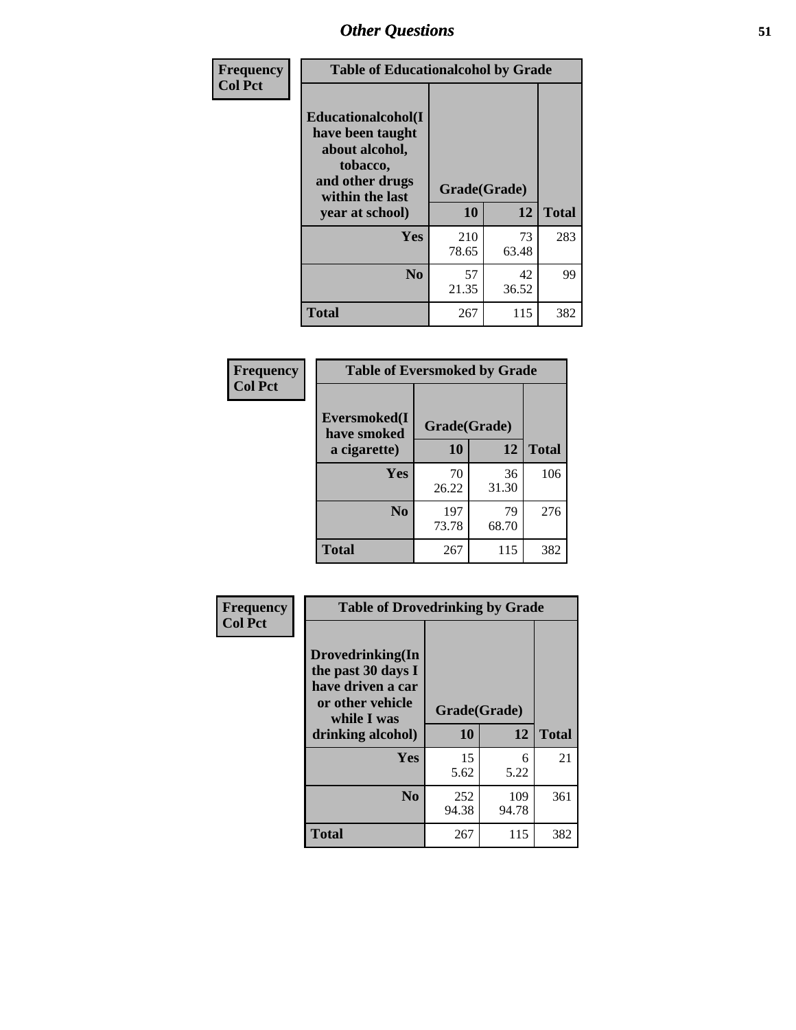| Frequency<br>Col Pct |
|---|

| Table of Educationalalcohol by Grade | | | |
|---|---|---|---|
| Educationalalcohol(I have been taught about alcohol, tobacco, and other drugs within the last year at school) | Grade(Grade) | | |
| | 10 | 12 | Total |
| Yes | 210<br>78.65 | 73<br>63.48 | 283 |
| No | 57<br>21.35 | 42<br>36.52 | 99 |
| Total | 267 | 115 | 382 |

| Frequency<br>Col Pct |
|---|

| Table of Eversmoked by Grade | | | |
|---|---|---|---|
| Eversmoked(I have smoked a cigarette) | Grade(Grade) | | |
| | 10 | 12 | Total |
| Yes | 70<br>26.22 | 36<br>31.30 | 106 |
| No | 197<br>73.78 | 79<br>68.70 | 276 |
| Total | 267 | 115 | 382 |

| Frequency<br>Col Pct |
|---|

| Table of Drovedrinking by Grade | | | |
|---|---|---|---|
| Drovedrinking(In the past 30 days I have driven a car or other vehicle while I was drinking alcohol) | Grade(Grade) | | |
| | 10 | 12 | Total |
| Yes | 15<br>5.62 | 6<br>5.22 | 21 |
| No | 252<br>94.38 | 109<br>94.78 | 361 |
| Total | 267 | 115 | 382 |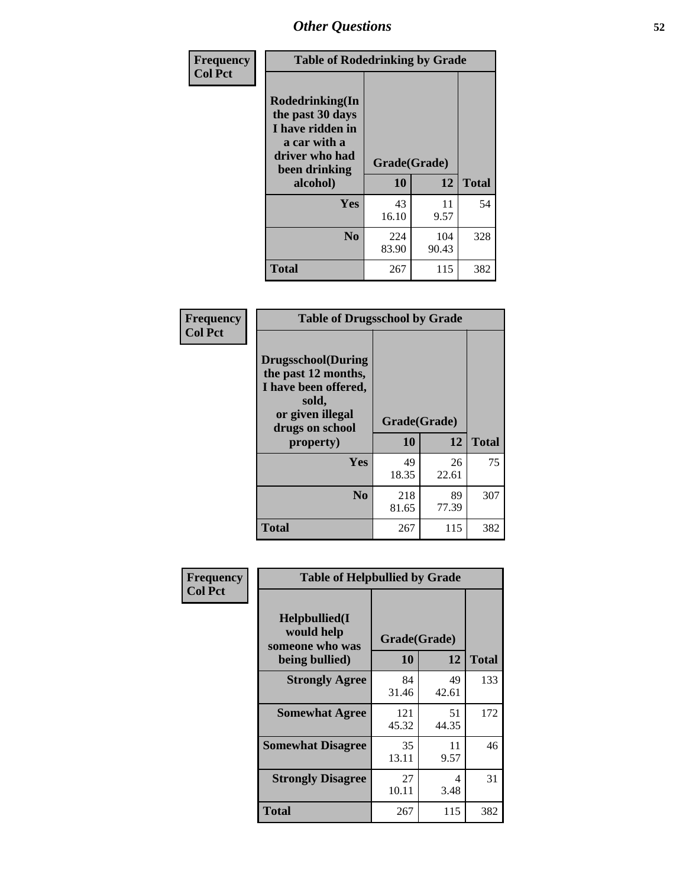# Other Questions

**Frequency**
**Col Pct**

**Table of Rodedrinking by Grade**

| Rodedrinking(In the past 30 days I have ridden in a car with a driver who had been drinking alcohol) | Grade(Grade) | | |
|---|---|---|---|
| | 10 | 12 | Total |
| Yes | 43<br>16.10 | 11<br>9.57 | 54 |
| No | 224<br>83.90 | 104<br>90.43 | 328 |
| Total | 267 | 115 | 382 |

**Frequency**
**Col Pct**

**Table of Drugsschool by Grade**

| Drugsschool(During the past 12 months, I have been offered, sold, or given illegal drugs on school property) | Grade(Grade) | | |
|---|---|---|---|
| | 10 | 12 | Total |
| Yes | 49<br>18.35 | 26<br>22.61 | 75 |
| No | 218<br>81.65 | 89<br>77.39 | 307 |
| Total | 267 | 115 | 382 |

**Frequency**
**Col Pct**

**Table of Helpbullied by Grade**

| Helpbullied(I would help someone who was being bullied) | Grade(Grade) | | |
|---|---|---|---|
| | 10 | 12 | Total |
| Strongly Agree | 84<br>31.46 | 49<br>42.61 | 133 |
| Somewhat Agree | 121<br>45.32 | 51<br>44.35 | 172 |
| Somewhat Disagree | 35<br>13.11 | 11<br>9.57 | 46 |
| Strongly Disagree | 27<br>10.11 | 4<br>3.48 | 31 |
| Total | 267 | 115 | 382 |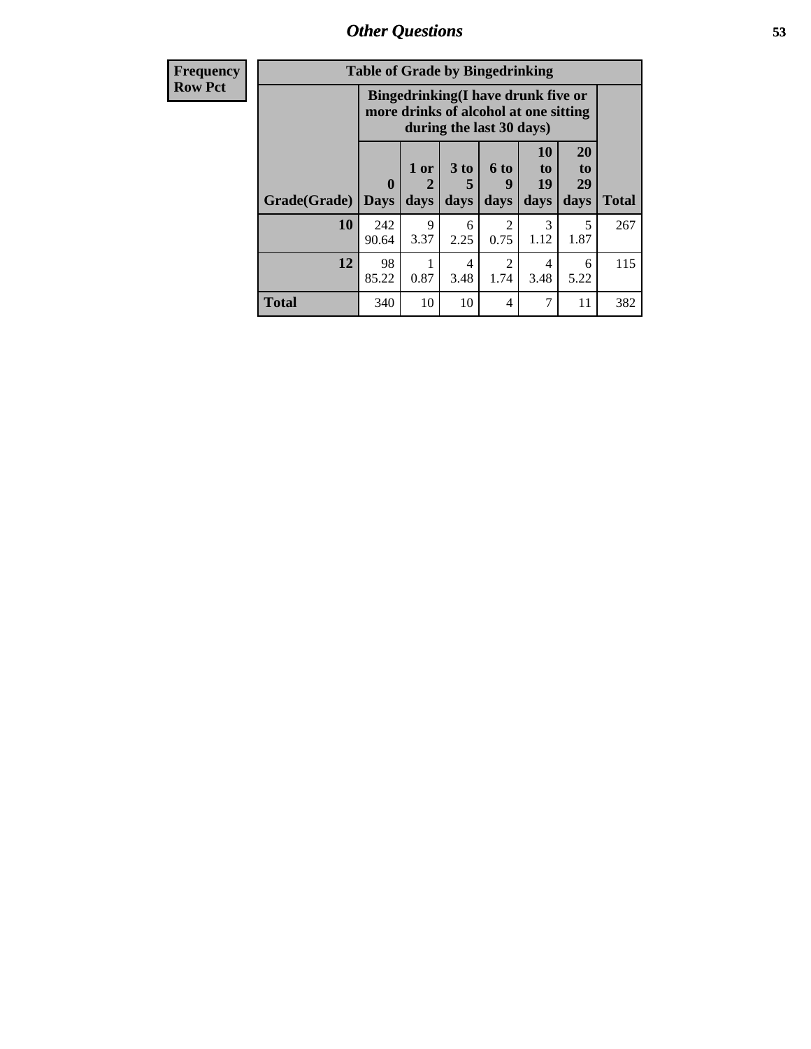## Other Questions

| Frequency<br>Row Pct |
|---|

**Table of Grade by Bingedrinking**

| | Bingedrinking(I have drunk five or more drinks of alcohol at one sitting during the last 30 days) | | | | | | |
|---|---|---|---|---|---|---|---|
| Grade(Grade) | 0 Days | 1 or 2 days | 3 to 5 days | 6 to 9 days | 10 to 19 days | 20 to 29 days | Total |
| 10 | 242<br>90.64 | 9<br>3.37 | 6<br>2.25 | 2<br>0.75 | 3<br>1.12 | 5<br>1.87 | 267 |
| 12 | 98<br>85.22 | 1<br>0.87 | 4<br>3.48 | 2<br>1.74 | 4<br>3.48 | 6<br>5.22 | 115 |
| Total | 340 | 10 | 10 | 4 | 7 | 11 | 382 |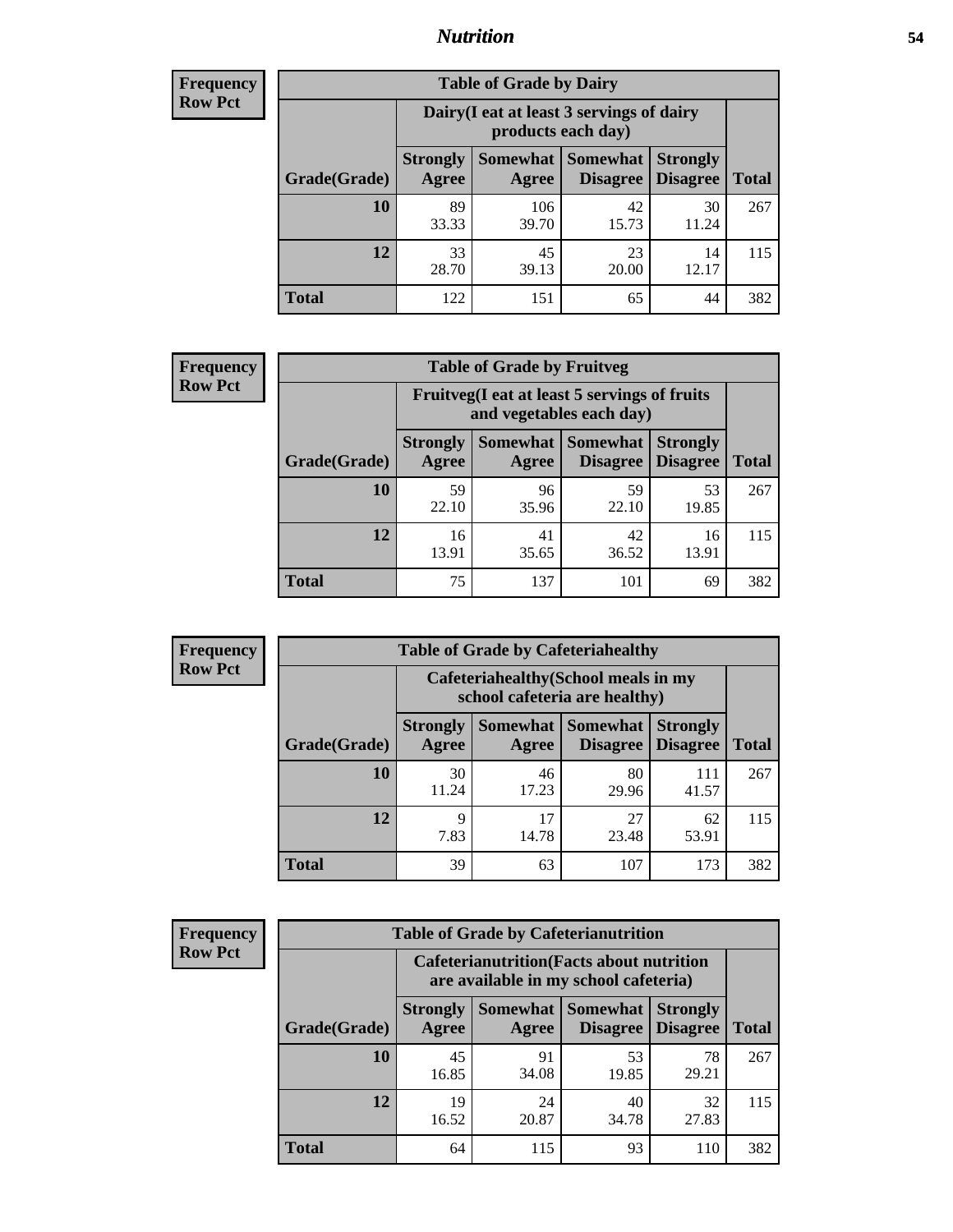# Nutrition

**Frequency**
**Row Pct**

| Table of Grade by Dairy | | | | | |
|---|---|---|---|---|---|
| | Dairy(I eat at least 3 servings of dairy products each day) | | | | |
| Grade(Grade) | Strongly Agree | Somewhat Agree | Somewhat Disagree | Strongly Disagree | Total |
| 10 | 89<br>33.33 | 106<br>39.70 | 42<br>15.73 | 30<br>11.24 | 267 |
| 12 | 33<br>28.70 | 45<br>39.13 | 23<br>20.00 | 14<br>12.17 | 115 |
| Total | 122 | 151 | 65 | 44 | 382 |

**Frequency**
**Row Pct**

| Table of Grade by Fruitveg | | | | | |
|---|---|---|---|---|---|
| | Fruitveg(I eat at least 5 servings of fruits and vegetables each day) | | | | |
| Grade(Grade) | Strongly Agree | Somewhat Agree | Somewhat Disagree | Strongly Disagree | Total |
| 10 | 59<br>22.10 | 96<br>35.96 | 59<br>22.10 | 53<br>19.85 | 267 |
| 12 | 16<br>13.91 | 41<br>35.65 | 42<br>36.52 | 16<br>13.91 | 115 |
| Total | 75 | 137 | 101 | 69 | 382 |

**Frequency**
**Row Pct**

| Table of Grade by Cafeteriahealthy | | | | | |
|---|---|---|---|---|---|
| | Cafeteriahealthy(School meals in my school cafeteria are healthy) | | | | |
| Grade(Grade) | Strongly Agree | Somewhat Agree | Somewhat Disagree | Strongly Disagree | Total |
| 10 | 30<br>11.24 | 46<br>17.23 | 80<br>29.96 | 111<br>41.57 | 267 |
| 12 | 9<br>7.83 | 17<br>14.78 | 27<br>23.48 | 62<br>53.91 | 115 |
| Total | 39 | 63 | 107 | 173 | 382 |

**Frequency**
**Row Pct**

| Table of Grade by Cafeterianutrition | | | | | |
|---|---|---|---|---|---|
| | Cafeterianutrition(Facts about nutrition are available in my school cafeteria) | | | | |
| Grade(Grade) | Strongly Agree | Somewhat Agree | Somewhat Disagree | Strongly Disagree | Total |
| 10 | 45<br>16.85 | 91<br>34.08 | 53<br>19.85 | 78<br>29.21 | 267 |
| 12 | 19<br>16.52 | 24<br>20.87 | 40<br>34.78 | 32<br>27.83 | 115 |
| Total | 64 | 115 | 93 | 110 | 382 |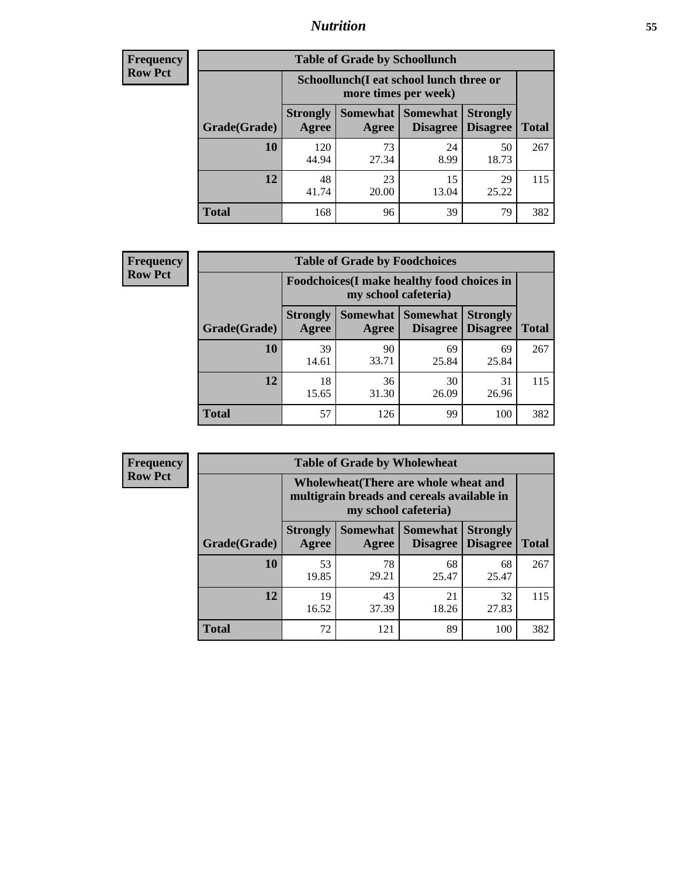**Frequency**
**Row Pct**

| Table of Grade by Schoollunch | | | | | |
|---|---|---|---|---|---|
| | Schoollunch(I eat school lunch three or more times per week) | | | | |
| Grade(Grade) | Strongly Agree | Somewhat Agree | Somewhat Disagree | Strongly Disagree | Total |
| **10** | 120<br>44.94 | 73<br>27.34 | 24<br>8.99 | 50<br>18.73 | 267 |
| **12** | 48<br>41.74 | 23<br>20.00 | 15<br>13.04 | 29<br>25.22 | 115 |
| **Total** | 168 | 96 | 39 | 79 | 382 |

**Frequency**
**Row Pct**

| Table of Grade by Foodchoices | | | | | |
|---|---|---|---|---|---|
| | Foodchoices(I make healthy food choices in my school cafeteria) | | | | |
| Grade(Grade) | Strongly Agree | Somewhat Agree | Somewhat Disagree | Strongly Disagree | Total |
| **10** | 39<br>14.61 | 90<br>33.71 | 69<br>25.84 | 69<br>25.84 | 267 |
| **12** | 18<br>15.65 | 36<br>31.30 | 30<br>26.09 | 31<br>26.96 | 115 |
| **Total** | 57 | 126 | 99 | 100 | 382 |

**Frequency**
**Row Pct**

| Table of Grade by Wholewheat | | | | | |
|---|---|---|---|---|---|
| | Wholewheat(There are whole wheat and multigrain breads and cereals available in my school cafeteria) | | | | |
| Grade(Grade) | Strongly Agree | Somewhat Agree | Somewhat Disagree | Strongly Disagree | Total |
| **10** | 53<br>19.85 | 78<br>29.21 | 68<br>25.47 | 68<br>25.47 | 267 |
| **12** | 19<br>16.52 | 43<br>37.39 | 21<br>18.26 | 32<br>27.83 | 115 |
| **Total** | 72 | 121 | 89 | 100 | 382 |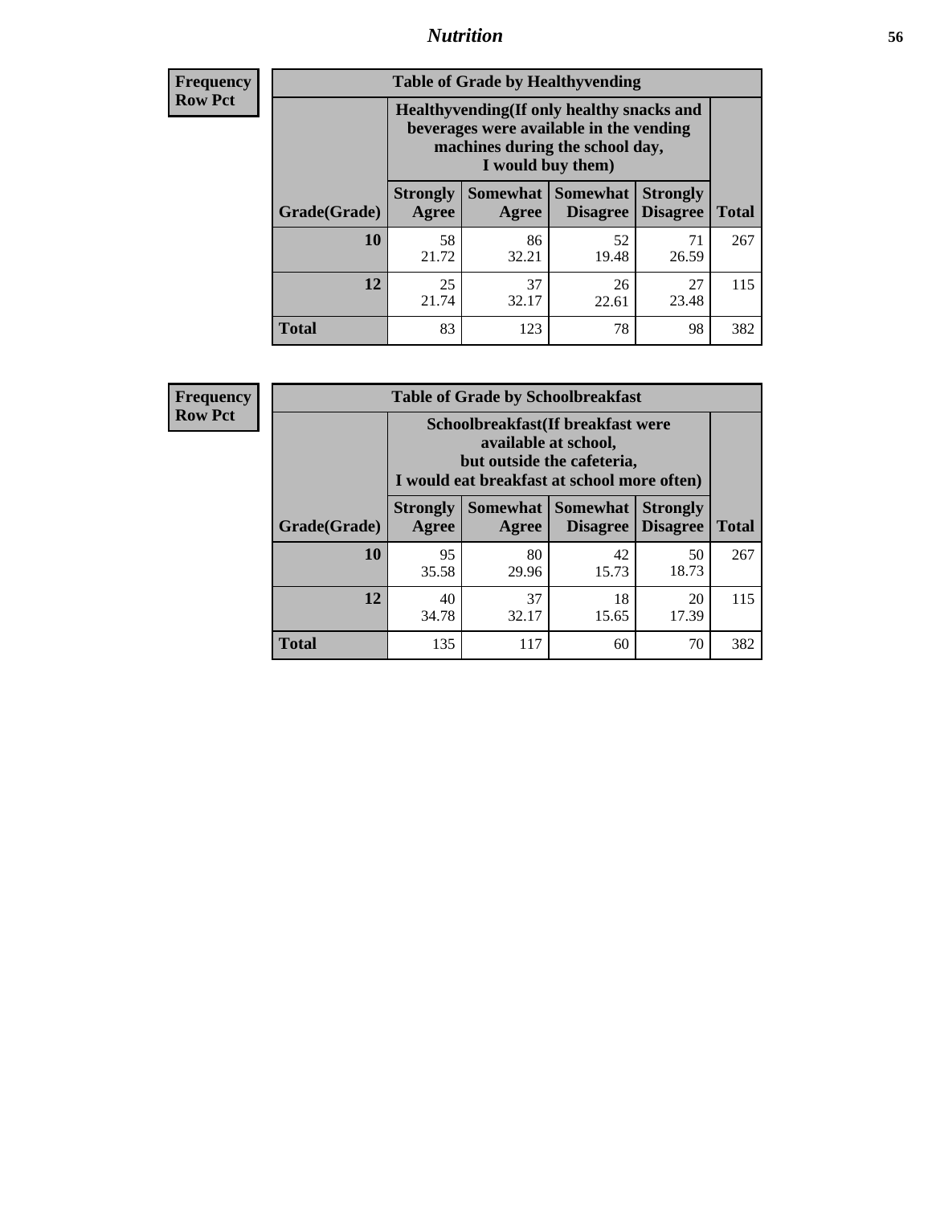| Frequency<br>Row Pct |
|---|

| Table of Grade by Healthyvending | | | | | |
|---|---|---|---|---|---|
| | Healthyvending(If only healthy snacks and beverages were available in the vending machines during the school day, I would buy them) | | | | |
| Grade(Grade) | Strongly Agree | Somewhat Agree | Somewhat Disagree | Strongly Disagree | Total |
| **10** | 58<br>21.72 | 86<br>32.21 | 52<br>19.48 | 71<br>26.59 | 267 |
| **12** | 25<br>21.74 | 37<br>32.17 | 26<br>22.61 | 27<br>23.48 | 115 |
| **Total** | 83 | 123 | 78 | 98 | 382 |

| Frequency<br>Row Pct |
|---|

| Table of Grade by Schoolbreakfast | | | | | |
|---|---|---|---|---|---|
| | Schoolbreakfast(If breakfast were available at school, but outside the cafeteria, I would eat breakfast at school more often) | | | | |
| Grade(Grade) | Strongly Agree | Somewhat Agree | Somewhat Disagree | Strongly Disagree | Total |
| **10** | 95<br>35.58 | 80<br>29.96 | 42<br>15.73 | 50<br>18.73 | 267 |
| **12** | 40<br>34.78 | 37<br>32.17 | 18<br>15.65 | 20<br>17.39 | 115 |
| **Total** | 135 | 117 | 60 | 70 | 382 |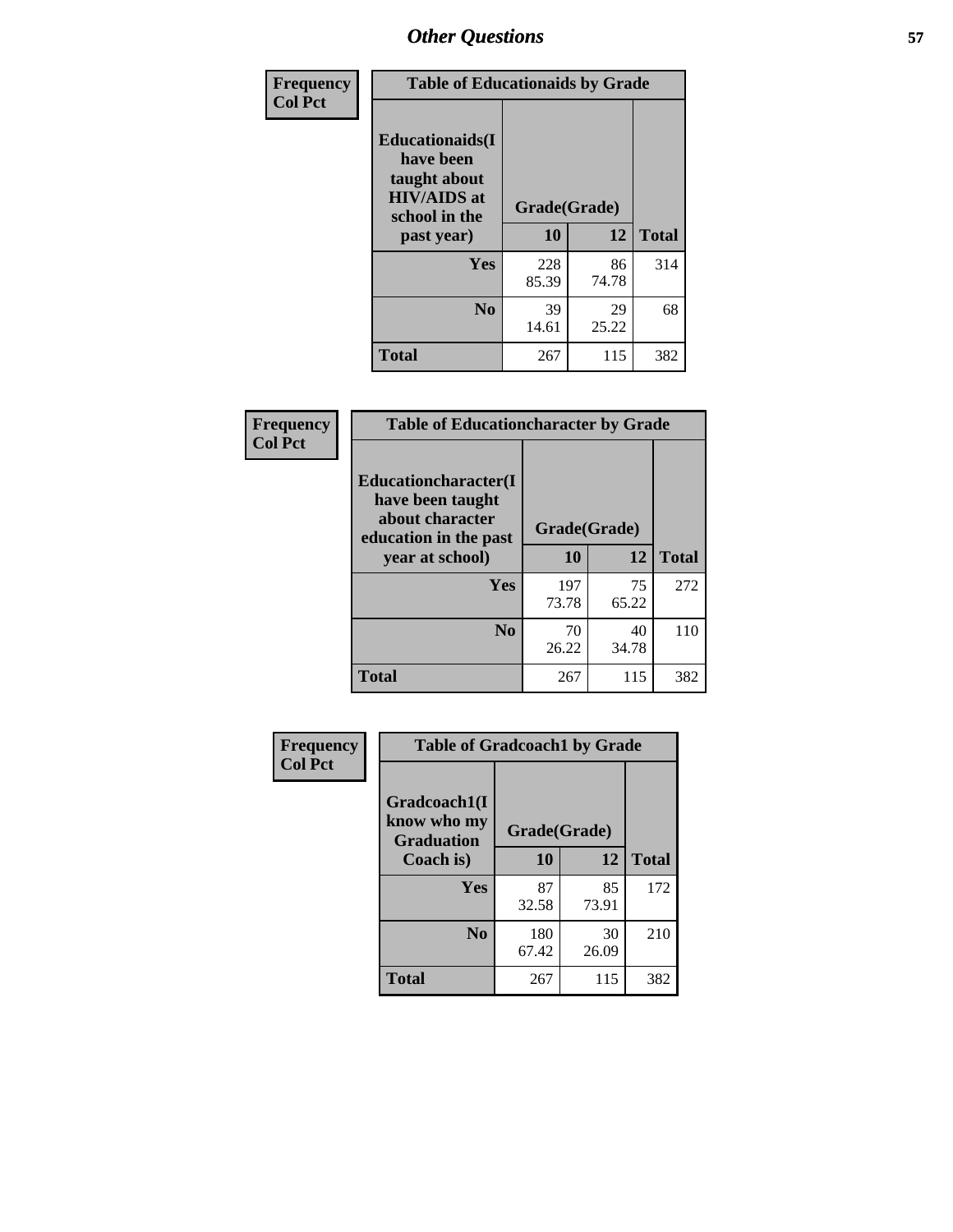| Frequency<br>Col Pct | Table of Educationaids by Grade | | |
|---|---|---|---|
| Educationaids(I have been taught about HIV/AIDS at school in the past year) | Grade(Grade) | | |
| | 10 | 12 | Total |
| Yes | 228<br>85.39 | 86<br>74.78 | 314 |
| No | 39<br>14.61 | 29<br>25.22 | 68 |
| Total | 267 | 115 | 382 |

| Frequency<br>Col Pct | Table of Educationcharacter by Grade | | |
|---|---|---|---|
| Educationcharacter(I have been taught about character education in the past year at school) | Grade(Grade) | | |
| | 10 | 12 | Total |
| Yes | 197<br>73.78 | 75<br>65.22 | 272 |
| No | 70<br>26.22 | 40<br>34.78 | 110 |
| Total | 267 | 115 | 382 |

| Frequency<br>Col Pct | Table of Gradcoach1 by Grade | | |
|---|---|---|---|
| Gradcoach1(I know who my Graduation Coach is) | Grade(Grade) | | |
| | 10 | 12 | Total |
| Yes | 87<br>32.58 | 85<br>73.91 | 172 |
| No | 180<br>67.42 | 30<br>26.09 | 210 |
| Total | 267 | 115 | 382 |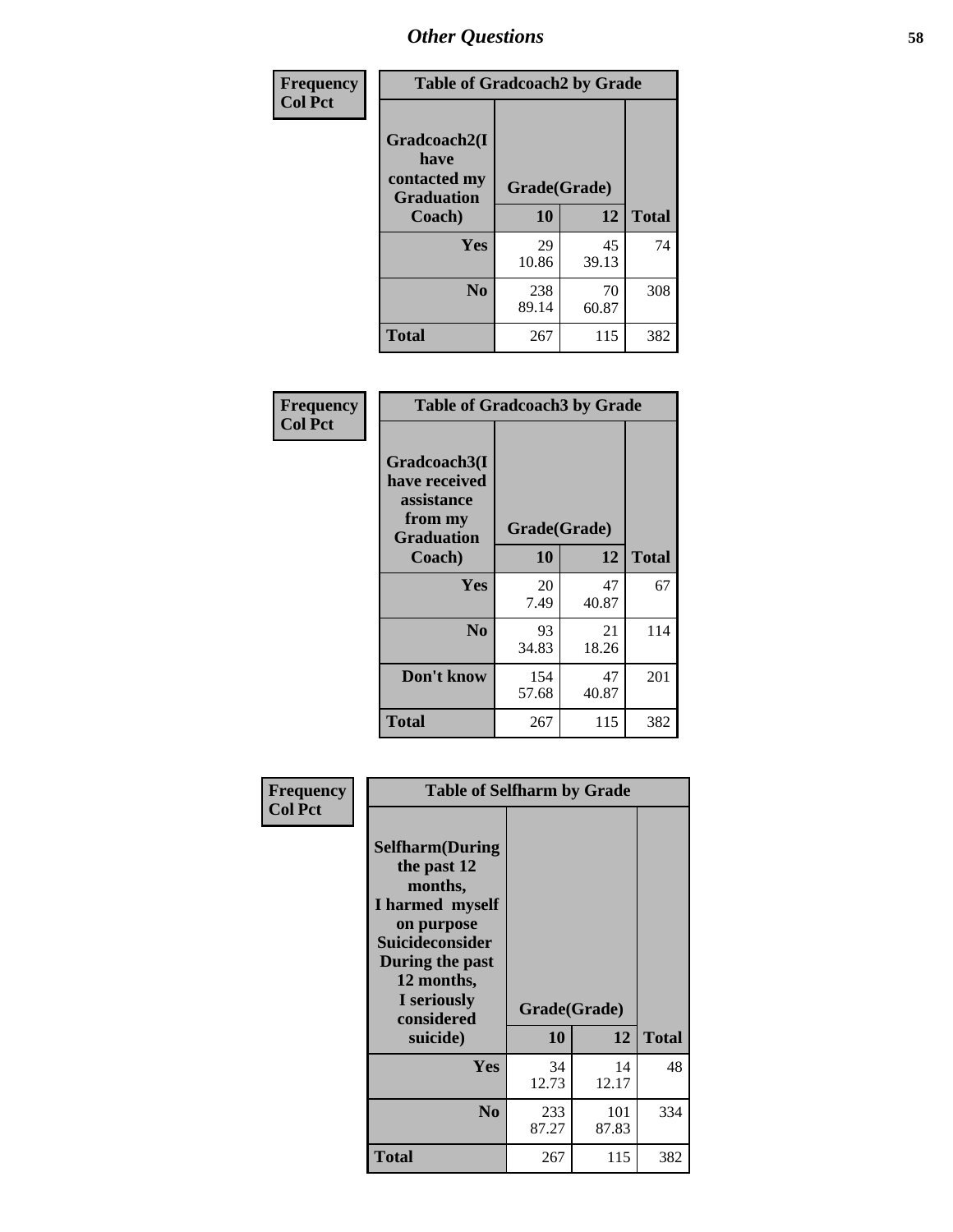## Other Questions

**Frequency**
**Col Pct**

| Table of Gradcoach2 by Grade | | | |
|---|---|---|---|
| Gradcoach2(I have contacted my Graduation Coach) | Grade(Grade) | | |
| | 10 | 12 | Total |
| Yes | 29<br>10.86 | 45<br>39.13 | 74 |
| No | 238<br>89.14 | 70<br>60.87 | 308 |
| Total | 267 | 115 | 382 |

**Frequency**
**Col Pct**

| Table of Gradcoach3 by Grade | | | |
|---|---|---|---|
| Gradcoach3(I have received assistance from my Graduation Coach) | Grade(Grade) | | |
| | 10 | 12 | Total |
| Yes | 20<br>7.49 | 47<br>40.87 | 67 |
| No | 93<br>34.83 | 21<br>18.26 | 114 |
| Don't know | 154<br>57.68 | 47<br>40.87 | 201 |
| Total | 267 | 115 | 382 |

**Frequency**
**Col Pct**

| Table of Selfharm by Grade | | | |
|---|---|---|---|
| Selfharm(During the past 12 months, I harmed myself on purpose Suicideconsider During the past 12 months, I seriously considered suicide) | Grade(Grade) | | |
| | 10 | 12 | Total |
| Yes | 34<br>12.73 | 14<br>12.17 | 48 |
| No | 233<br>87.27 | 101<br>87.83 | 334 |
| Total | 267 | 115 | 382 |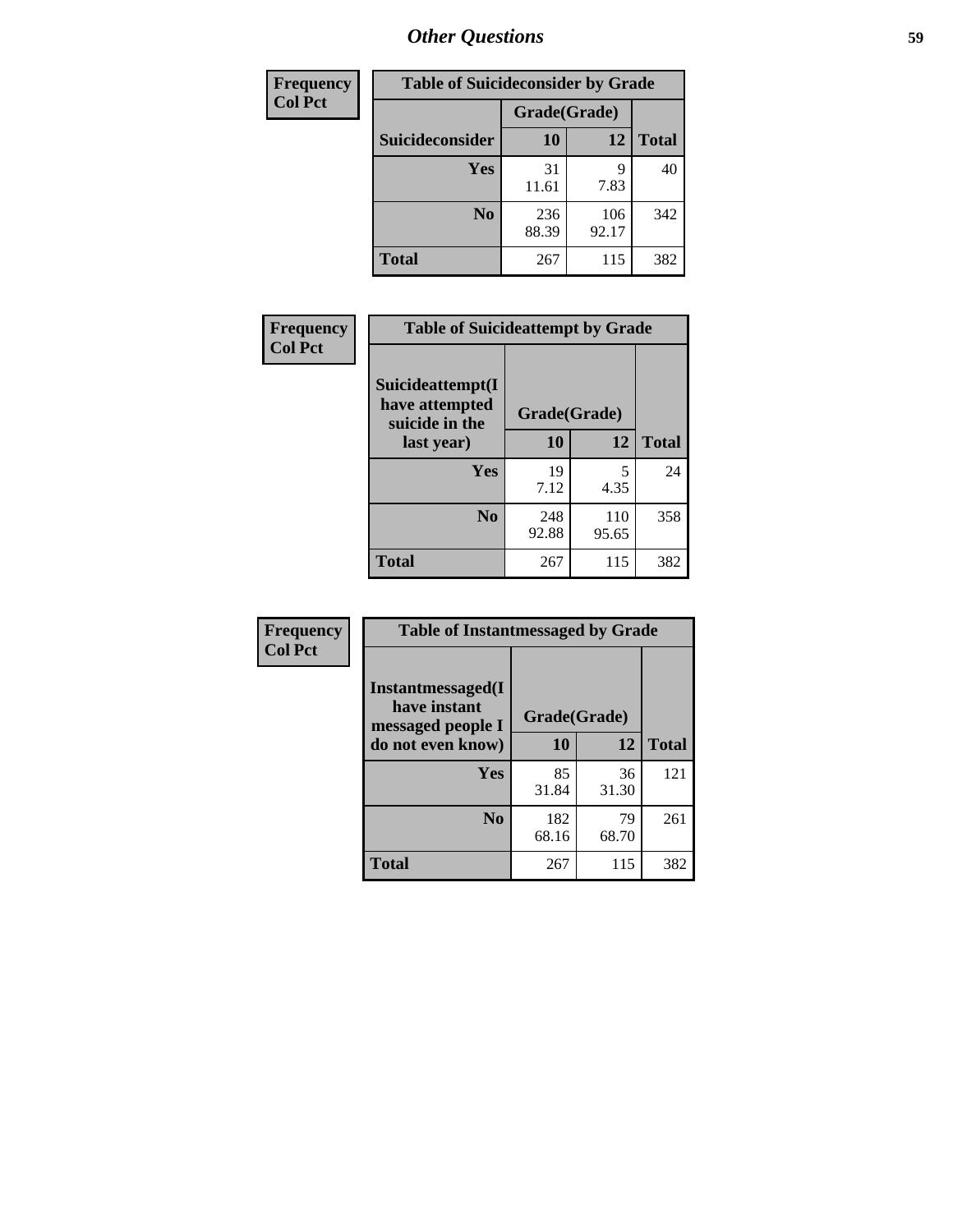| Frequency<br>Col Pct |
|---|

| Table of Suicideconsider by Grade | | | |
|---|---|---|---|
| | Grade(Grade) | | |
| Suicideconsider | 10 | 12 | Total |
| Yes | 31<br>11.61 | 9<br>7.83 | 40 |
| No | 236<br>88.39 | 106<br>92.17 | 342 |
| Total | 267 | 115 | 382 |

| Frequency<br>Col Pct |
|---|

| Table of Suicideattempt by Grade | | | |
|---|---|---|---|
| Suicideattempt(I have attempted suicide in the last year) | Grade(Grade) | | |
| | 10 | 12 | Total |
| Yes | 19<br>7.12 | 5<br>4.35 | 24 |
| No | 248<br>92.88 | 110<br>95.65 | 358 |
| Total | 267 | 115 | 382 |

| Frequency<br>Col Pct |
|---|

| Table of Instantmessaged by Grade | | | |
|---|---|---|---|
| Instantmessaged(I have instant messaged people I do not even know) | Grade(Grade) | | |
| | 10 | 12 | Total |
| Yes | 85<br>31.84 | 36<br>31.30 | 121 |
| No | 182<br>68.16 | 79<br>68.70 | 261 |
| Total | 267 | 115 | 382 |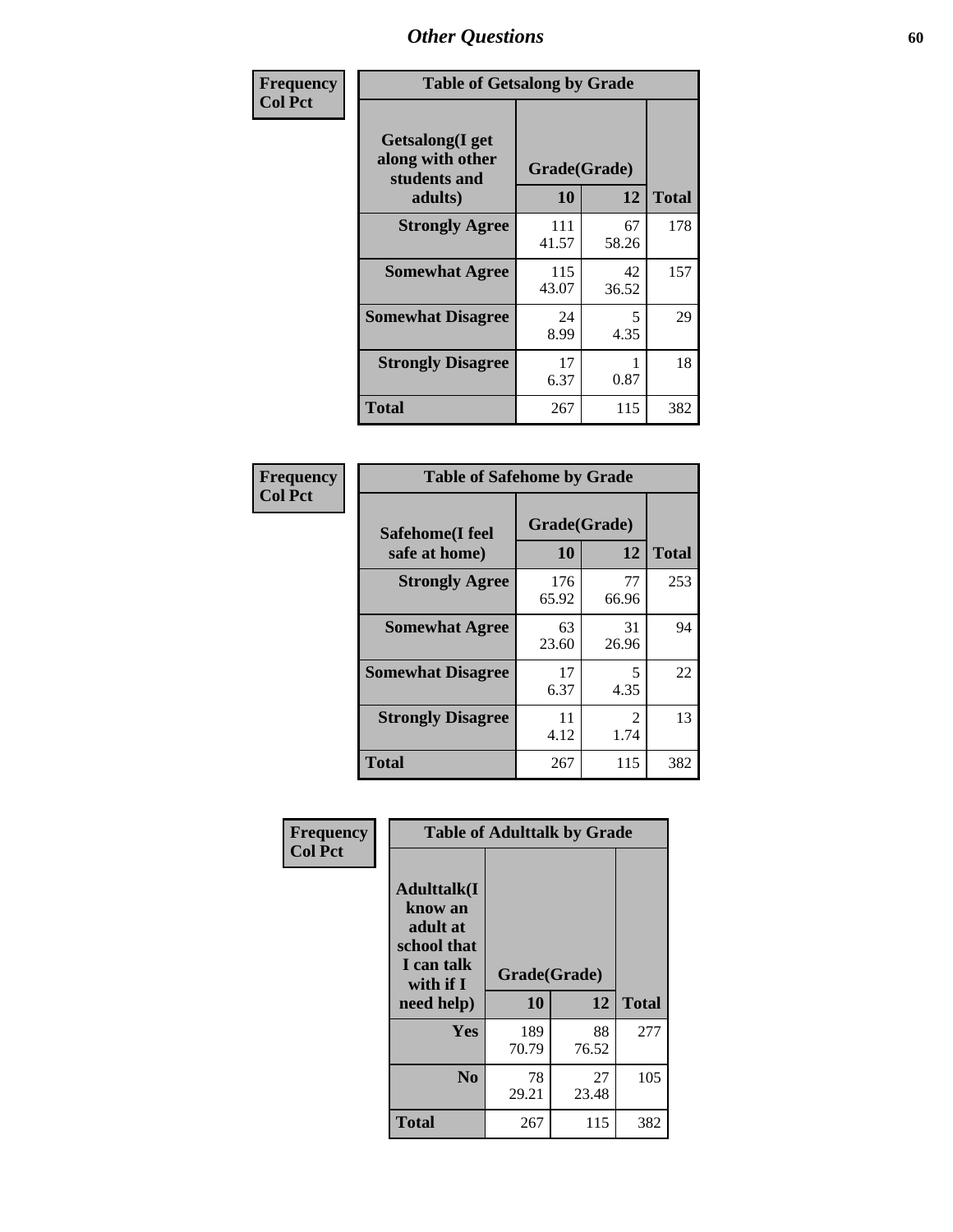# Other Questions

| Frequency Col Pct | | | |
|---|---|---|---|

**Table of Getsalong by Grade**

| Getsalong(I get along with other students and adults) | Grade(Grade) 10 | 12 | Total |
|---|---|---|---|
| **Strongly Agree** | 111<br>41.57 | 67<br>58.26 | 178 |
| **Somewhat Agree** | 115<br>43.07 | 42<br>36.52 | 157 |
| **Somewhat Disagree** | 24<br>8.99 | 5<br>4.35 | 29 |
| **Strongly Disagree** | 17<br>6.37 | 1<br>0.87 | 18 |
| **Total** | 267 | 115 | 382 |

| Frequency Col Pct | | | |
|---|---|---|---|

**Table of Safehome by Grade**

| Safehome(I feel safe at home) | Grade(Grade) 10 | 12 | Total |
|---|---|---|---|
| **Strongly Agree** | 176<br>65.92 | 77<br>66.96 | 253 |
| **Somewhat Agree** | 63<br>23.60 | 31<br>26.96 | 94 |
| **Somewhat Disagree** | 17<br>6.37 | 5<br>4.35 | 22 |
| **Strongly Disagree** | 11<br>4.12 | 2<br>1.74 | 13 |
| **Total** | 267 | 115 | 382 |

| Frequency Col Pct | | | |
|---|---|---|---|

**Table of Adulttalk by Grade**

| Adulttalk(I know an adult at school that I can talk with if I need help) | Grade(Grade) 10 | 12 | Total |
|---|---|---|---|
| **Yes** | 189<br>70.79 | 88<br>76.52 | 277 |
| **No** | 78<br>29.21 | 27<br>23.48 | 105 |
| **Total** | 267 | 115 | 382 |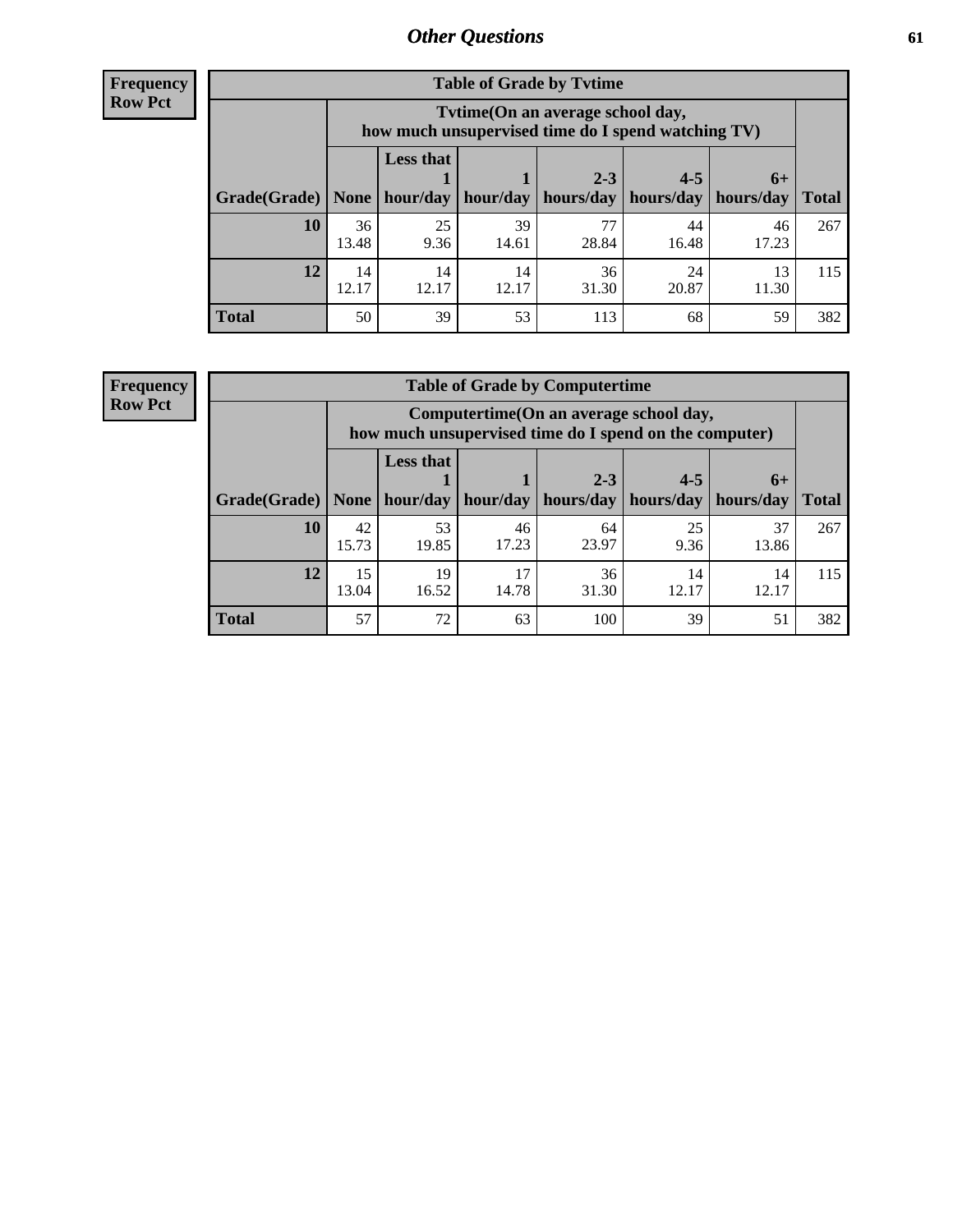## Other Questions

**Frequency**
**Row Pct**

**Table of Grade by Tvtime**

| Grade(Grade) | Tvtime(On an average school day, how much unsupervised time do I spend watching TV) | | | | | | Total |
|---|---|---|---|---|---|---|---|
| | None | Less that 1 hour/day | 1 hour/day | 2-3 hours/day | 4-5 hours/day | 6+ hours/day | |
| **10** | 36<br>13.48 | 25<br>9.36 | 39<br>14.61 | 77<br>28.84 | 44<br>16.48 | 46<br>17.23 | 267 |
| **12** | 14<br>12.17 | 14<br>12.17 | 14<br>12.17 | 36<br>31.30 | 24<br>20.87 | 13<br>11.30 | 115 |
| **Total** | 50 | 39 | 53 | 113 | 68 | 59 | 382 |

**Frequency**
**Row Pct**

**Table of Grade by Computertime**

| Grade(Grade) | Computertime(On an average school day, how much unsupervised time do I spend on the computer) | | | | | | Total |
|---|---|---|---|---|---|---|---|
| | None | Less that 1 hour/day | 1 hour/day | 2-3 hours/day | 4-5 hours/day | 6+ hours/day | |
| **10** | 42<br>15.73 | 53<br>19.85 | 46<br>17.23 | 64<br>23.97 | 25<br>9.36 | 37<br>13.86 | 267 |
| **12** | 15<br>13.04 | 19<br>16.52 | 17<br>14.78 | 36<br>31.30 | 14<br>12.17 | 14<br>12.17 | 115 |
| **Total** | 57 | 72 | 63 | 100 | 39 | 51 | 382 |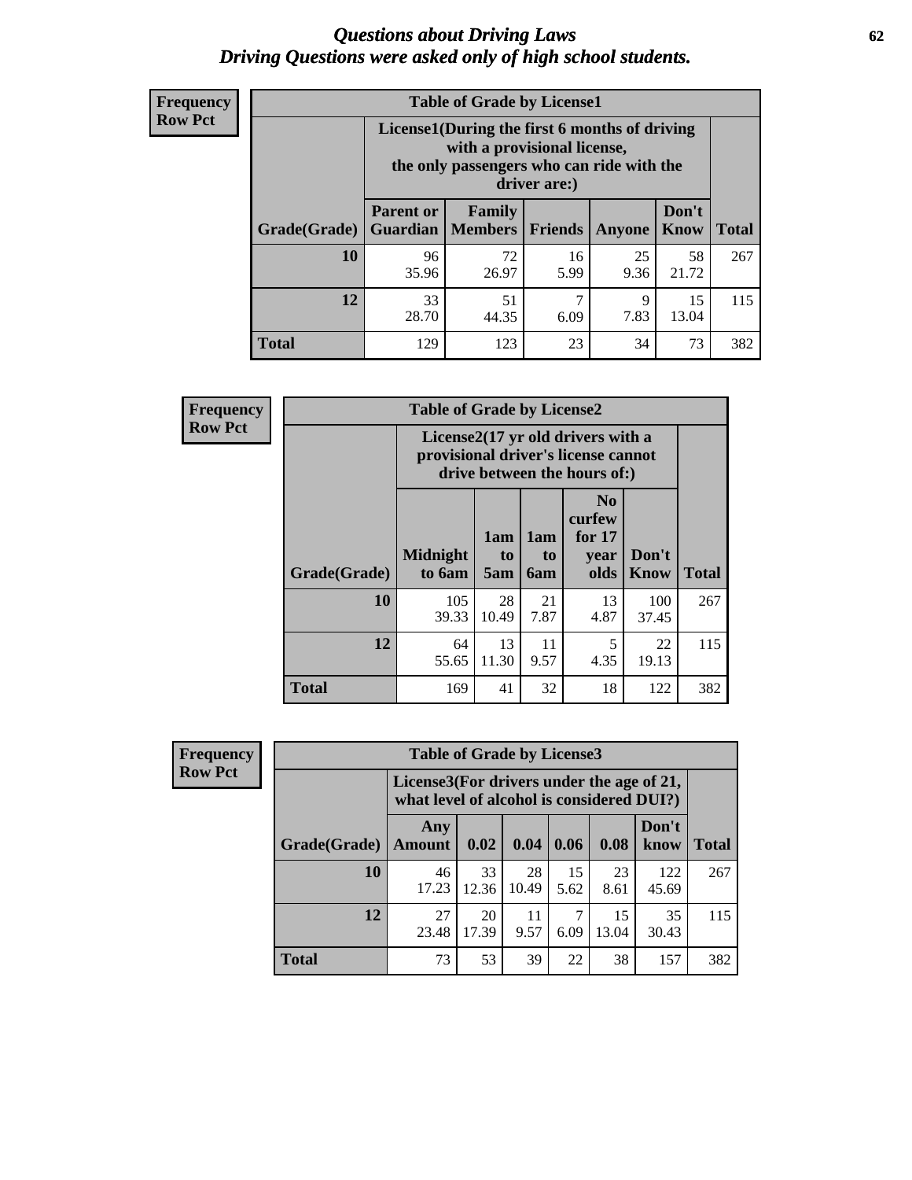# *Questions about Driving Laws*
# *Driving Questions were asked only of high school students.*

**Frequency**
**Row Pct**

| Table of Grade by License1 | | | | | | |
|---|---|---|---|---|---|---|
| | License1(During the first 6 months of driving with a provisional license, the only passengers who can ride with the driver are:) | | | | | |
| Grade(Grade) | Parent or Guardian | Family Members | Friends | Anyone | Don't Know | Total |
| 10 | 96<br>35.96 | 72<br>26.97 | 16<br>5.99 | 25<br>9.36 | 58<br>21.72 | 267 |
| 12 | 33<br>28.70 | 51<br>44.35 | 7<br>6.09 | 9<br>7.83 | 15<br>13.04 | 115 |
| Total | 129 | 123 | 23 | 34 | 73 | 382 |

**Frequency**
**Row Pct**

| Table of Grade by License2 | | | | | | |
|---|---|---|---|---|---|---|
| | License2(17 yr old drivers with a provisional driver's license cannot drive between the hours of:) | | | | | |
| Grade(Grade) | Midnight to 6am | 1am to 5am | 1am to 6am | No curfew for 17 year olds | Don't Know | Total |
| 10 | 105<br>39.33 | 28<br>10.49 | 21<br>7.87 | 13<br>4.87 | 100<br>37.45 | 267 |
| 12 | 64<br>55.65 | 13<br>11.30 | 11<br>9.57 | 5<br>4.35 | 22<br>19.13 | 115 |
| Total | 169 | 41 | 32 | 18 | 122 | 382 |

**Frequency**
**Row Pct**

| Table of Grade by License3 | | | | | | | |
|---|---|---|---|---|---|---|---|
| | License3(For drivers under the age of 21, what level of alcohol is considered DUI?) | | | | | | |
| Grade(Grade) | Any Amount | 0.02 | 0.04 | 0.06 | 0.08 | Don't know | Total |
| 10 | 46<br>17.23 | 33<br>12.36 | 28<br>10.49 | 15<br>5.62 | 23<br>8.61 | 122<br>45.69 | 267 |
| 12 | 27<br>23.48 | 20<br>17.39 | 11<br>9.57 | 7<br>6.09 | 15<br>13.04 | 35<br>30.43 | 115 |
| Total | 73 | 53 | 39 | 22 | 38 | 157 | 382 |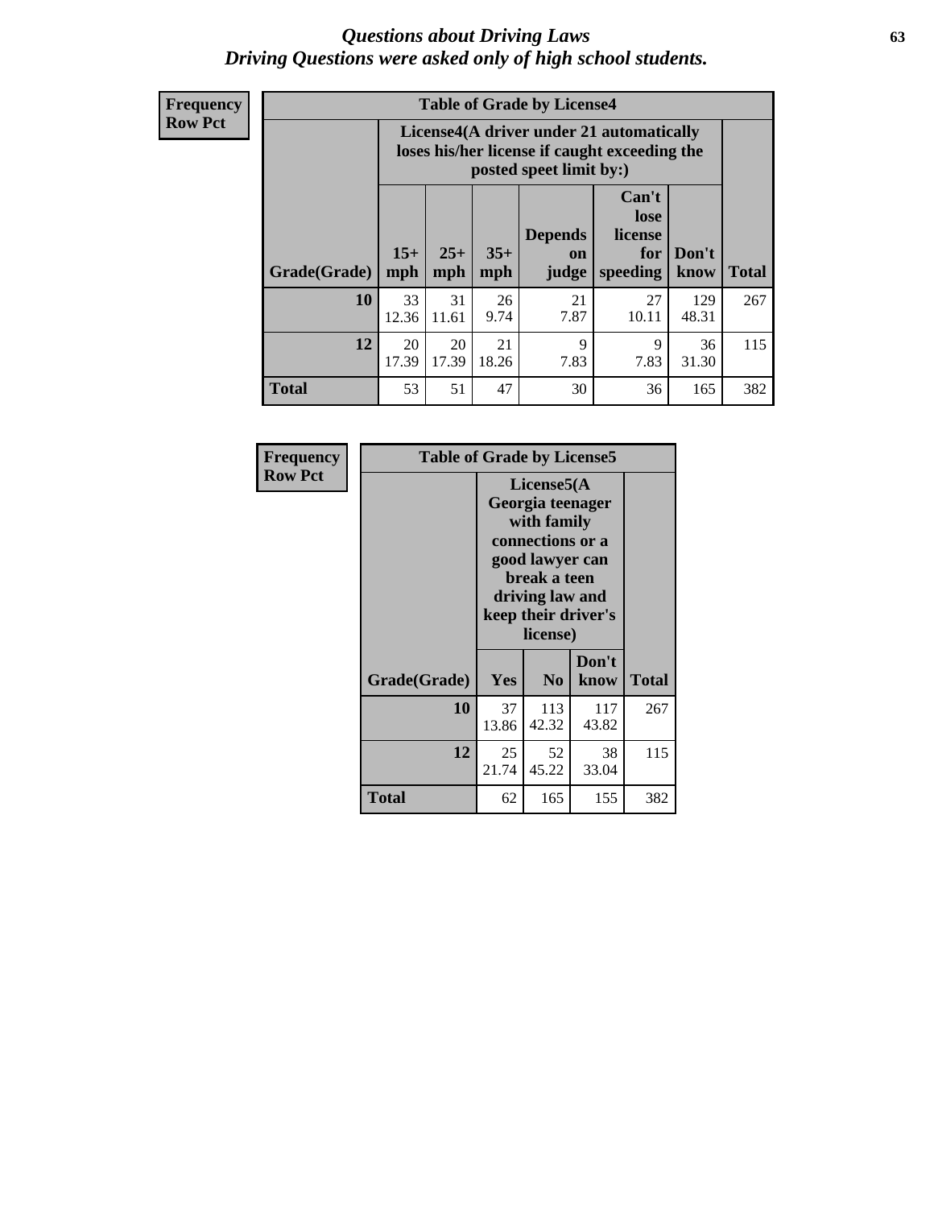# Questions about Driving Laws
## Driving Questions were asked only of high school students.

**Frequency**
**Row Pct**

| Table of Grade by License4 | | | | | | | |
|---|---|---|---|---|---|---|---|
| | License4(A driver under 21 automatically loses his/her license if caught exceeding the posted speet limit by:) | | | | | | |
| Grade(Grade) | 15+ mph | 25+ mph | 35+ mph | Depends on judge | Can't lose license for speeding | Don't know | Total |
| **10** | 33<br>12.36 | 31<br>11.61 | 26<br>9.74 | 21<br>7.87 | 27<br>10.11 | 129<br>48.31 | 267 |
| **12** | 20<br>17.39 | 20<br>17.39 | 21<br>18.26 | 9<br>7.83 | 9<br>7.83 | 36<br>31.30 | 115 |
| **Total** | 53 | 51 | 47 | 30 | 36 | 165 | 382 |

**Frequency**
**Row Pct**

| Table of Grade by License5 | | | | |
|---|---|---|---|---|
| | License5(A Georgia teenager with family connections or a good lawyer can break a teen driving law and keep their driver's license) | | | |
| Grade(Grade) | Yes | No | Don't know | Total |
| **10** | 37<br>13.86 | 113<br>42.32 | 117<br>43.82 | 267 |
| **12** | 25<br>21.74 | 52<br>45.22 | 38<br>33.04 | 115 |
| **Total** | 62 | 165 | 155 | 382 |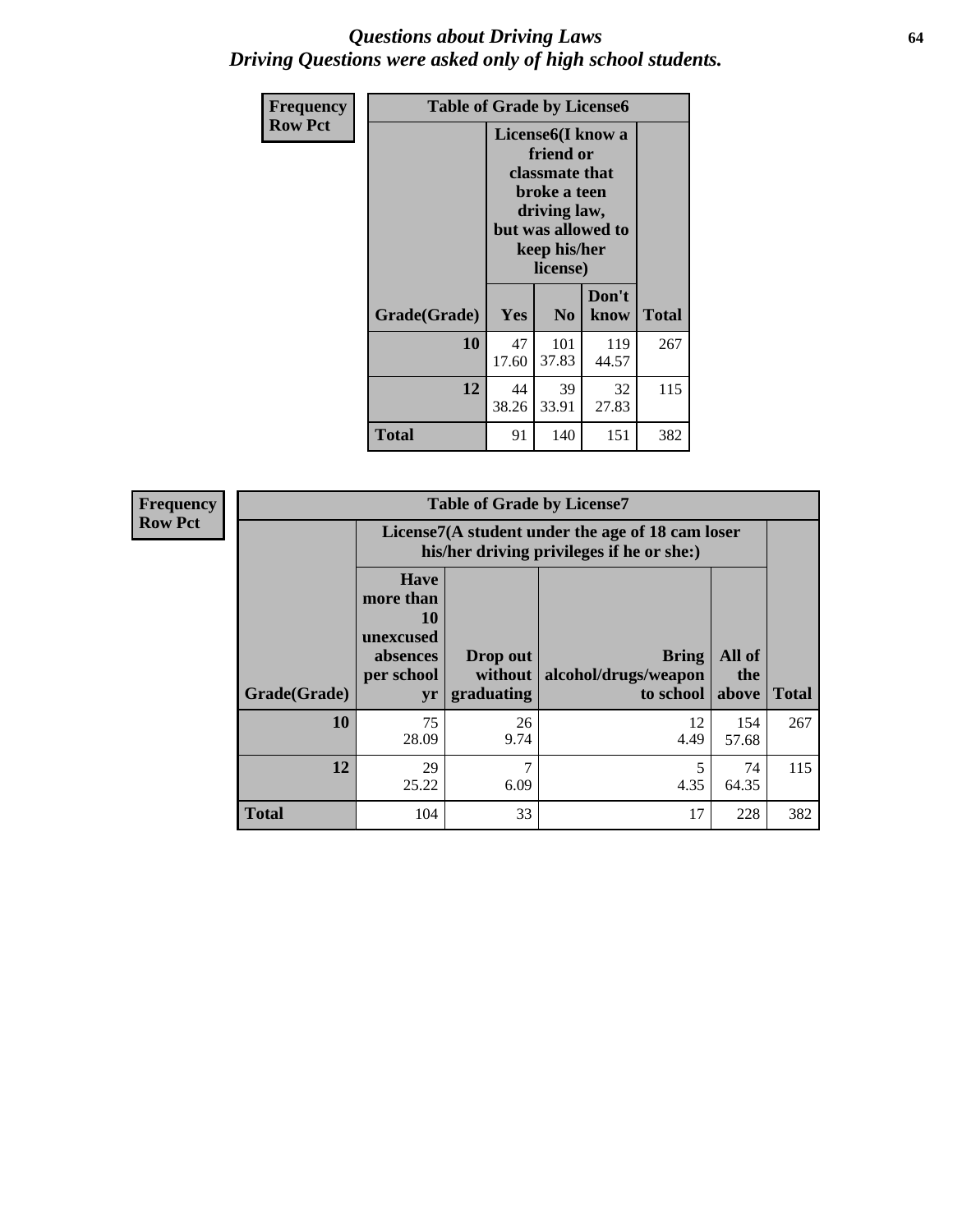# *Questions about Driving Laws*
## *Driving Questions were asked only of high school students.*

**Frequency**
**Row Pct**

**Table of Grade by License6**

| Grade(Grade) | License6(I know a friend or classmate that broke a teen driving law, but was allowed to keep his/her license) | | | Total |
|---|---|---|---|---|
| | Yes | No | Don't know | |
| **10** | 47<br>17.60 | 101<br>37.83 | 119<br>44.57 | 267 |
| **12** | 44<br>38.26 | 39<br>33.91 | 32<br>27.83 | 115 |
| **Total** | 91 | 140 | 151 | 382 |

**Frequency**
**Row Pct**

**Table of Grade by License7**

| Grade(Grade) | License7(A student under the age of 18 cam loser his/her driving privileges if he or she:) | | | | Total |
|---|---|---|---|---|---|
| | Have more than 10 unexcused absences per school yr | Drop out without graduating | Bring alcohol/drugs/weapon to school | All of the above | |
| **10** | 75<br>28.09 | 26<br>9.74 | 12<br>4.49 | 154<br>57.68 | 267 |
| **12** | 29<br>25.22 | 7<br>6.09 | 5<br>4.35 | 74<br>64.35 | 115 |
| **Total** | 104 | 33 | 17 | 228 | 382 |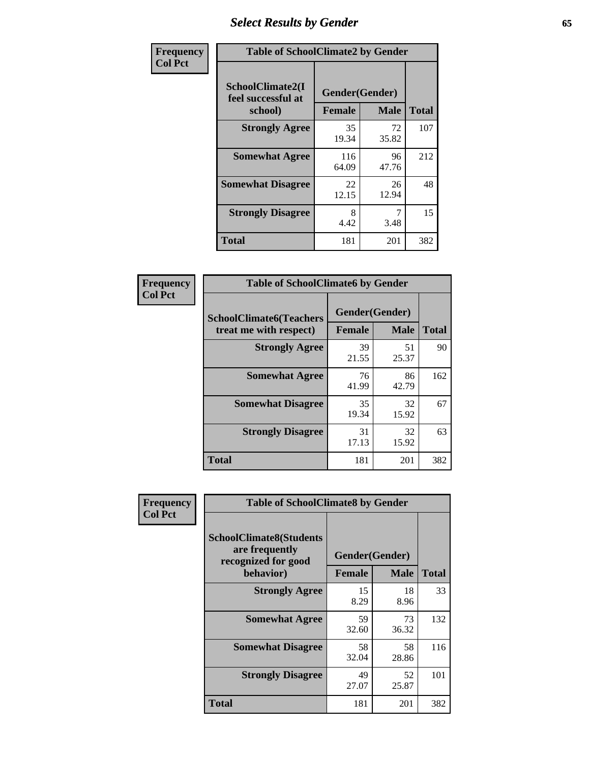## Select Results by Gender

**Frequency / Col Pct**

**Table of SchoolClimate2 by Gender**

| SchoolClimate2(I feel successful at school) | Gender(Gender) | | Total |
|---|---|---|---|
| | Female | Male | |
| Strongly Agree | 35<br>19.34 | 72<br>35.82 | 107 |
| Somewhat Agree | 116<br>64.09 | 96<br>47.76 | 212 |
| Somewhat Disagree | 22<br>12.15 | 26<br>12.94 | 48 |
| Strongly Disagree | 8<br>4.42 | 7<br>3.48 | 15 |
| Total | 181 | 201 | 382 |

**Frequency / Col Pct**

**Table of SchoolClimate6 by Gender**

| SchoolClimate6(Teachers treat me with respect) | Gender(Gender) | | Total |
|---|---|---|---|
| | Female | Male | |
| Strongly Agree | 39<br>21.55 | 51<br>25.37 | 90 |
| Somewhat Agree | 76<br>41.99 | 86<br>42.79 | 162 |
| Somewhat Disagree | 35<br>19.34 | 32<br>15.92 | 67 |
| Strongly Disagree | 31<br>17.13 | 32<br>15.92 | 63 |
| Total | 181 | 201 | 382 |

**Frequency / Col Pct**

**Table of SchoolClimate8 by Gender**

| SchoolClimate8(Students are frequently recognized for good behavior) | Gender(Gender) | | Total |
|---|---|---|---|
| | Female | Male | |
| Strongly Agree | 15<br>8.29 | 18<br>8.96 | 33 |
| Somewhat Agree | 59<br>32.60 | 73<br>36.32 | 132 |
| Somewhat Disagree | 58<br>32.04 | 58<br>28.86 | 116 |
| Strongly Disagree | 49<br>27.07 | 52<br>25.87 | 101 |
| Total | 181 | 201 | 382 |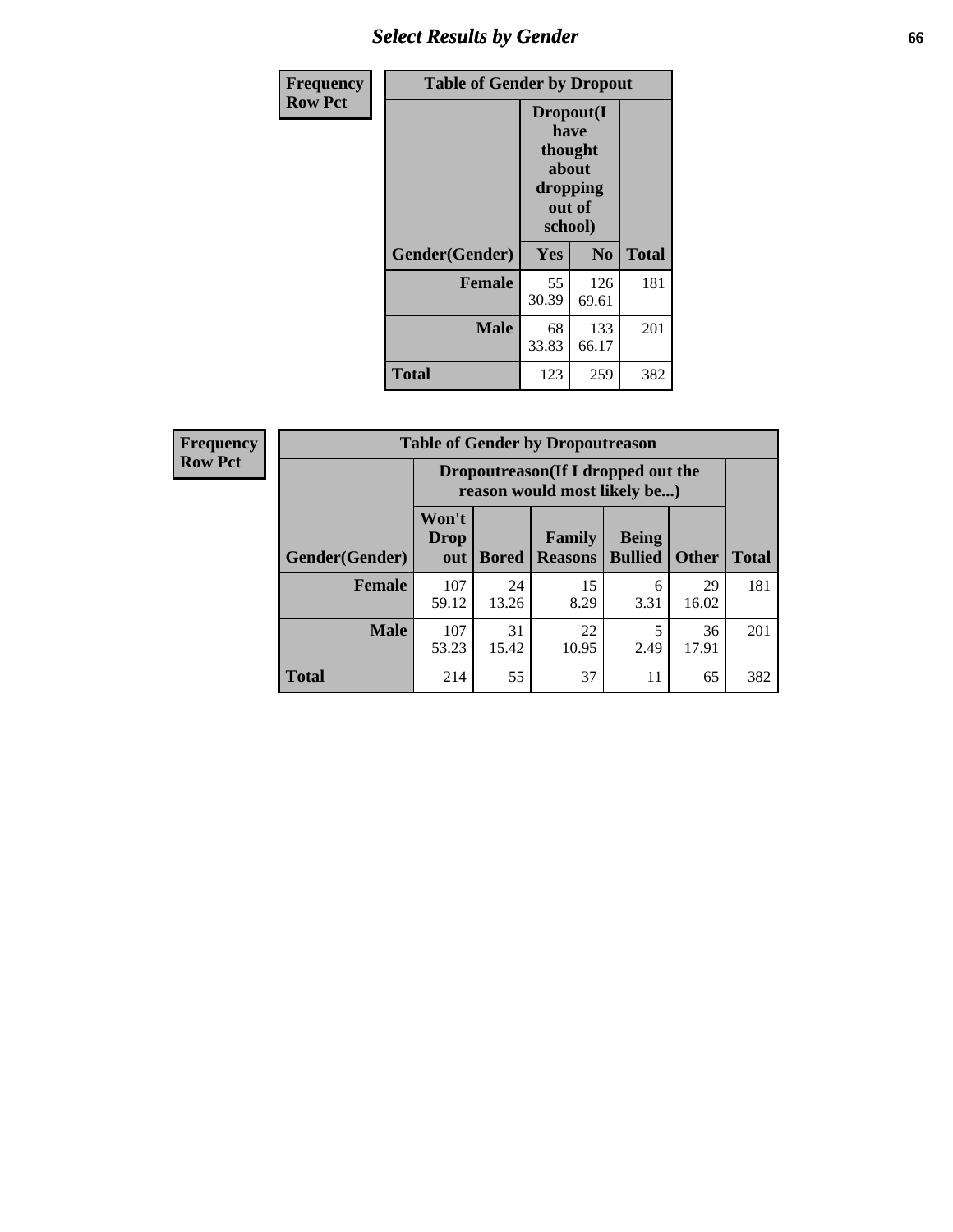**Frequency Row Pct**

| Table of Gender by Dropout | | | |
|---|---|---|---|
| | Dropout(I have thought about dropping out of school) | | |
| Gender(Gender) | Yes | No | Total |
| **Female** | 55<br>30.39 | 126<br>69.61 | 181 |
| **Male** | 68<br>33.83 | 133<br>66.17 | 201 |
| **Total** | 123 | 259 | 382 |

**Frequency Row Pct**

| Table of Gender by Dropoutreason | | | | | | |
|---|---|---|---|---|---|---|
| | Dropoutreason(If I dropped out the reason would most likely be...) | | | | | |
| Gender(Gender) | Won't Drop out | Bored | Family Reasons | Being Bullied | Other | Total |
| **Female** | 107<br>59.12 | 24<br>13.26 | 15<br>8.29 | 6<br>3.31 | 29<br>16.02 | 181 |
| **Male** | 107<br>53.23 | 31<br>15.42 | 22<br>10.95 | 5<br>2.49 | 36<br>17.91 | 201 |
| **Total** | 214 | 55 | 37 | 11 | 65 | 382 |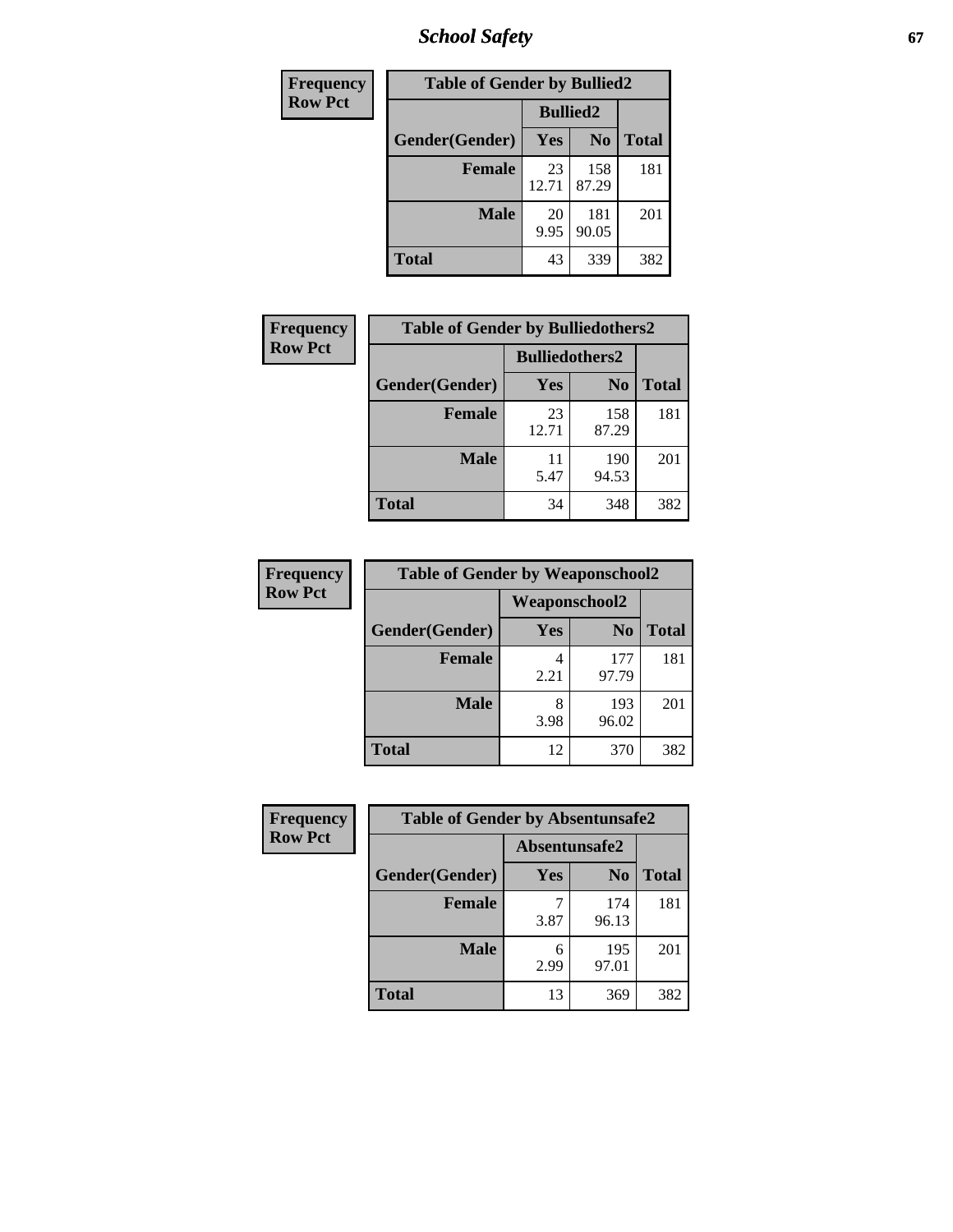| Frequency Row Pct | Table of Gender by Bullied2 | | |
|---|---|---|---|
| | Bullied2 | | |
| Gender(Gender) | Yes | No | Total |
| Female | 23<br>12.71 | 158<br>87.29 | 181 |
| Male | 20<br>9.95 | 181<br>90.05 | 201 |
| Total | 43 | 339 | 382 |

| Frequency Row Pct | Table of Gender by Bulliedothers2 | | |
|---|---|---|---|
| | Bulliedothers2 | | |
| Gender(Gender) | Yes | No | Total |
| Female | 23<br>12.71 | 158<br>87.29 | 181 |
| Male | 11<br>5.47 | 190<br>94.53 | 201 |
| Total | 34 | 348 | 382 |

| Frequency Row Pct | Table of Gender by Weaponschool2 | | |
|---|---|---|---|
| | Weaponschool2 | | |
| Gender(Gender) | Yes | No | Total |
| Female | 4<br>2.21 | 177<br>97.79 | 181 |
| Male | 8<br>3.98 | 193<br>96.02 | 201 |
| Total | 12 | 370 | 382 |

| Frequency Row Pct | Table of Gender by Absentunsafe2 | | |
|---|---|---|---|
| | Absentunsafe2 | | |
| Gender(Gender) | Yes | No | Total |
| Female | 7<br>3.87 | 174<br>96.13 | 181 |
| Male | 6<br>2.99 | 195<br>97.01 | 201 |
| Total | 13 | 369 | 382 |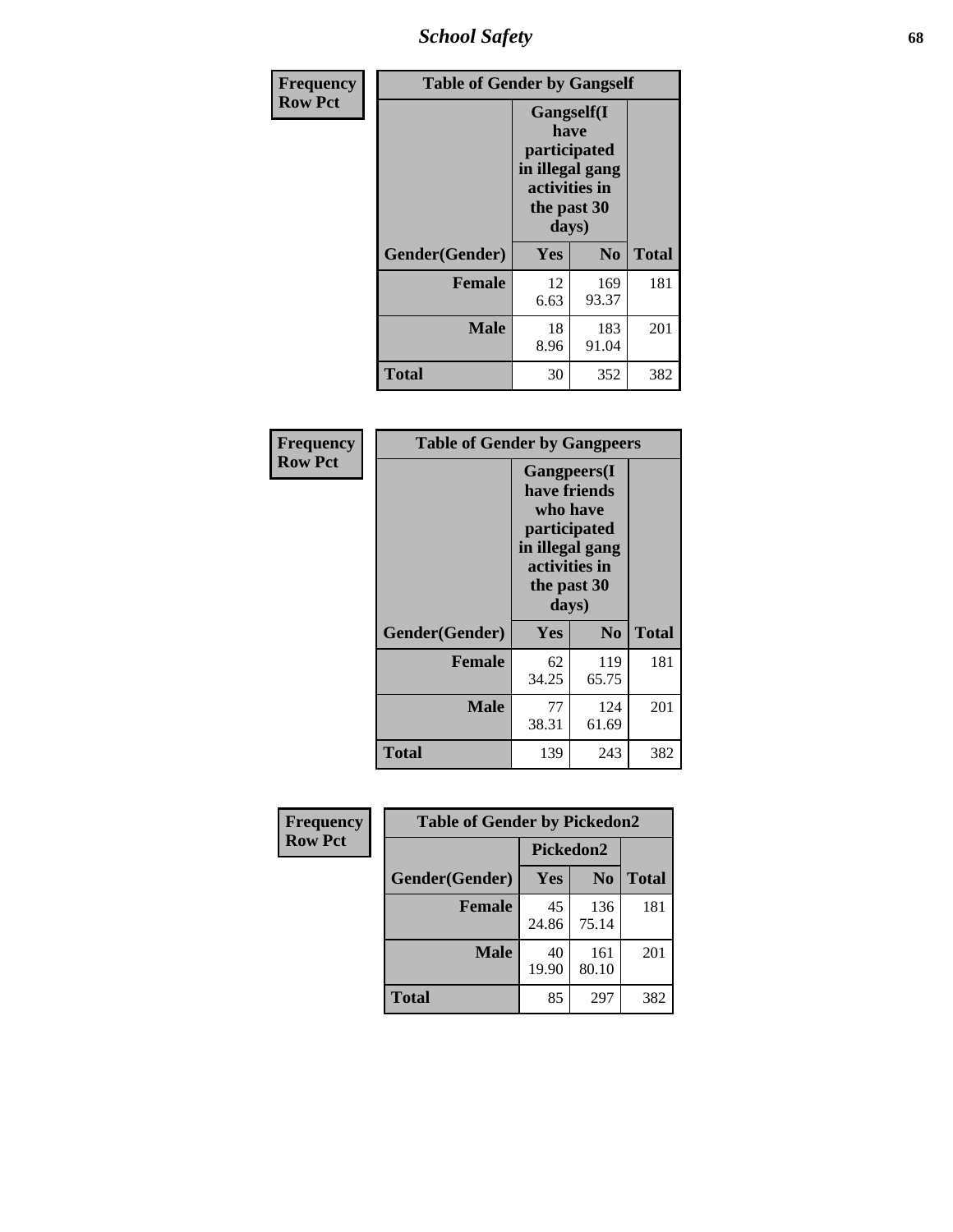# School Safety

**Frequency**
**Row Pct**

| Table of Gender by Gangself | | | |
|---|---|---|---|
| | Gangself(I have participated in illegal gang activities in the past 30 days) | | |
| Gender(Gender) | Yes | No | Total |
| Female | 12<br>6.63 | 169<br>93.37 | 181 |
| Male | 18<br>8.96 | 183<br>91.04 | 201 |
| Total | 30 | 352 | 382 |

**Frequency**
**Row Pct**

| Table of Gender by Gangpeers | | | |
|---|---|---|---|
| | Gangpeers(I have friends who have participated in illegal gang activities in the past 30 days) | | |
| Gender(Gender) | Yes | No | Total |
| Female | 62<br>34.25 | 119<br>65.75 | 181 |
| Male | 77<br>38.31 | 124<br>61.69 | 201 |
| Total | 139 | 243 | 382 |

**Frequency**
**Row Pct**

| Table of Gender by Pickedon2 | | | |
|---|---|---|---|
| | Pickedon2 | | |
| Gender(Gender) | Yes | No | Total |
| Female | 45<br>24.86 | 136<br>75.14 | 181 |
| Male | 40<br>19.90 | 161<br>80.10 | 201 |
| Total | 85 | 297 | 382 |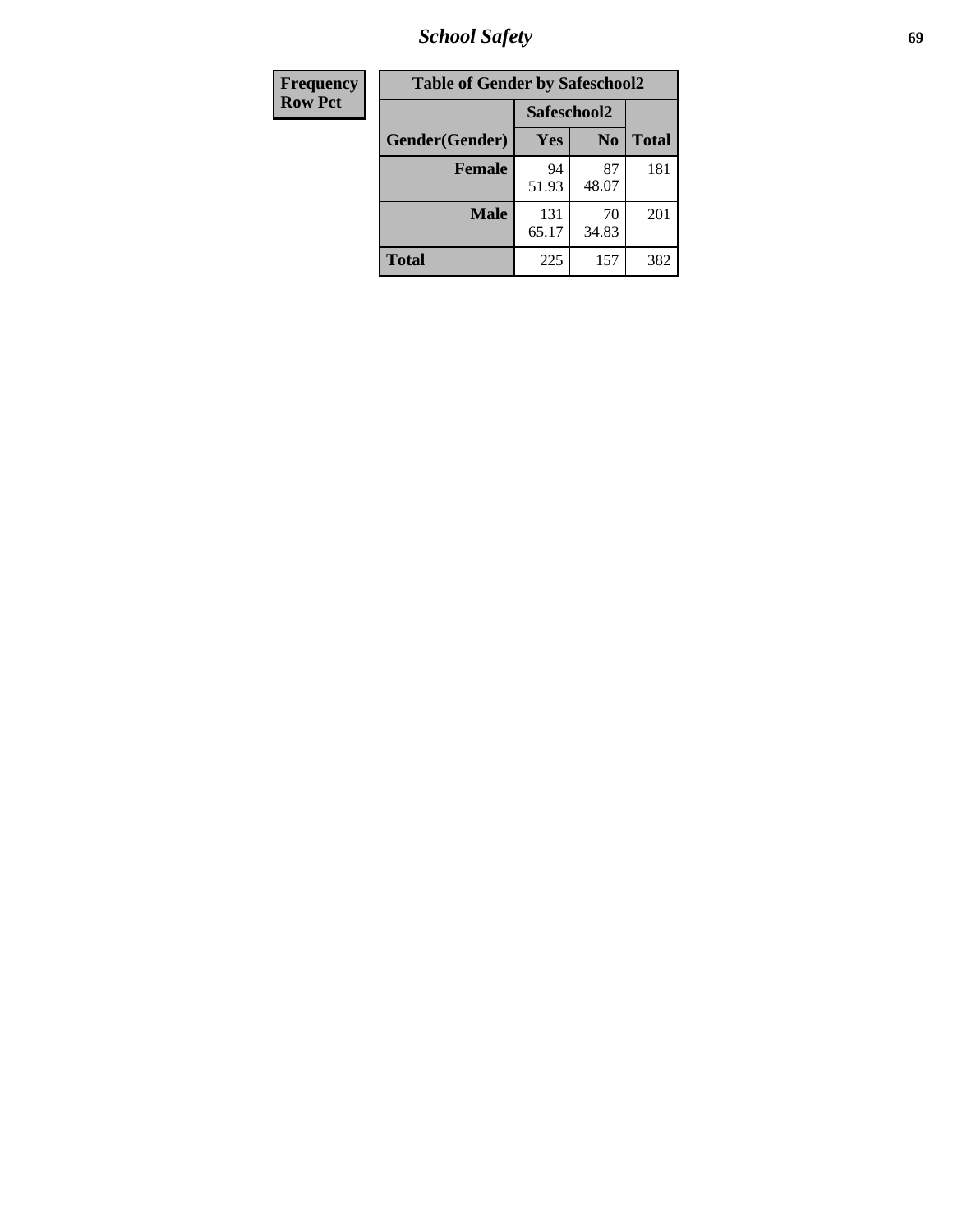| Frequency Row Pct |
|---|

**Table of Gender by Safeschool2**

| Gender(Gender) | Safeschool2 | | Total |
|---|---|---|---|
| | Yes | No | |
| Female | 94<br>51.93 | 87<br>48.07 | 181 |
| Male | 131<br>65.17 | 70<br>34.83 | 201 |
| Total | 225 | 157 | 382 |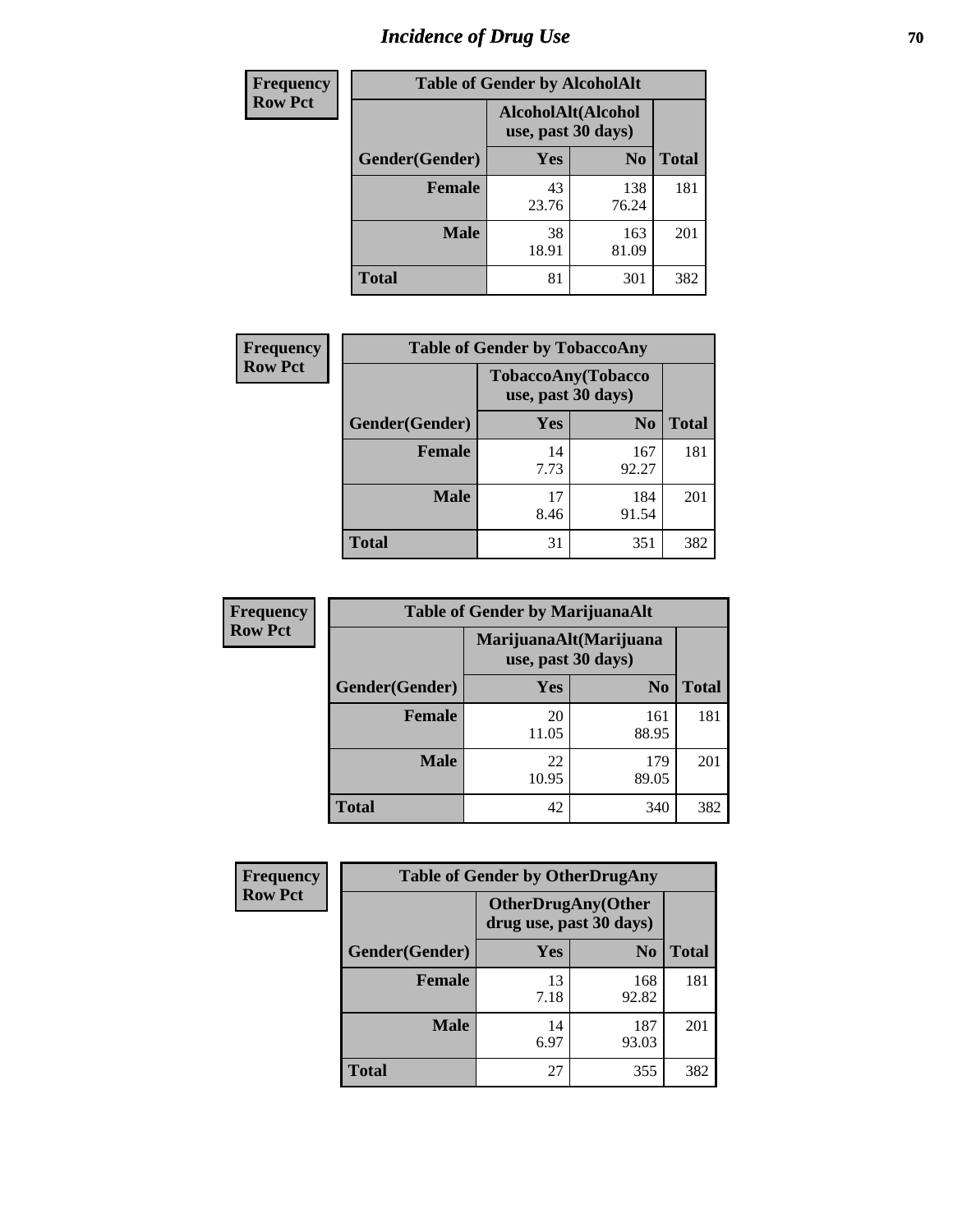# Incidence of Drug Use

| Frequency Row Pct | Table of Gender by AlcoholAlt | | |
|---|---|---|---|
| | AlcoholAlt(Alcohol use, past 30 days) | | |
| Gender(Gender) | Yes | No | Total |
| Female | 43<br>23.76 | 138<br>76.24 | 181 |
| Male | 38<br>18.91 | 163<br>81.09 | 201 |
| Total | 81 | 301 | 382 |

| Frequency Row Pct | Table of Gender by TobaccoAny | | |
|---|---|---|---|
| | TobaccoAny(Tobacco use, past 30 days) | | |
| Gender(Gender) | Yes | No | Total |
| Female | 14<br>7.73 | 167<br>92.27 | 181 |
| Male | 17<br>8.46 | 184<br>91.54 | 201 |
| Total | 31 | 351 | 382 |

| Frequency Row Pct | Table of Gender by MarijuanaAlt | | |
|---|---|---|---|
| | MarijuanaAlt(Marijuana use, past 30 days) | | |
| Gender(Gender) | Yes | No | Total |
| Female | 20<br>11.05 | 161<br>88.95 | 181 |
| Male | 22<br>10.95 | 179<br>89.05 | 201 |
| Total | 42 | 340 | 382 |

| Frequency Row Pct | Table of Gender by OtherDrugAny | | |
|---|---|---|---|
| | OtherDrugAny(Other drug use, past 30 days) | | |
| Gender(Gender) | Yes | No | Total |
| Female | 13<br>7.18 | 168<br>92.82 | 181 |
| Male | 14<br>6.97 | 187<br>93.03 | 201 |
| Total | 27 | 355 | 382 |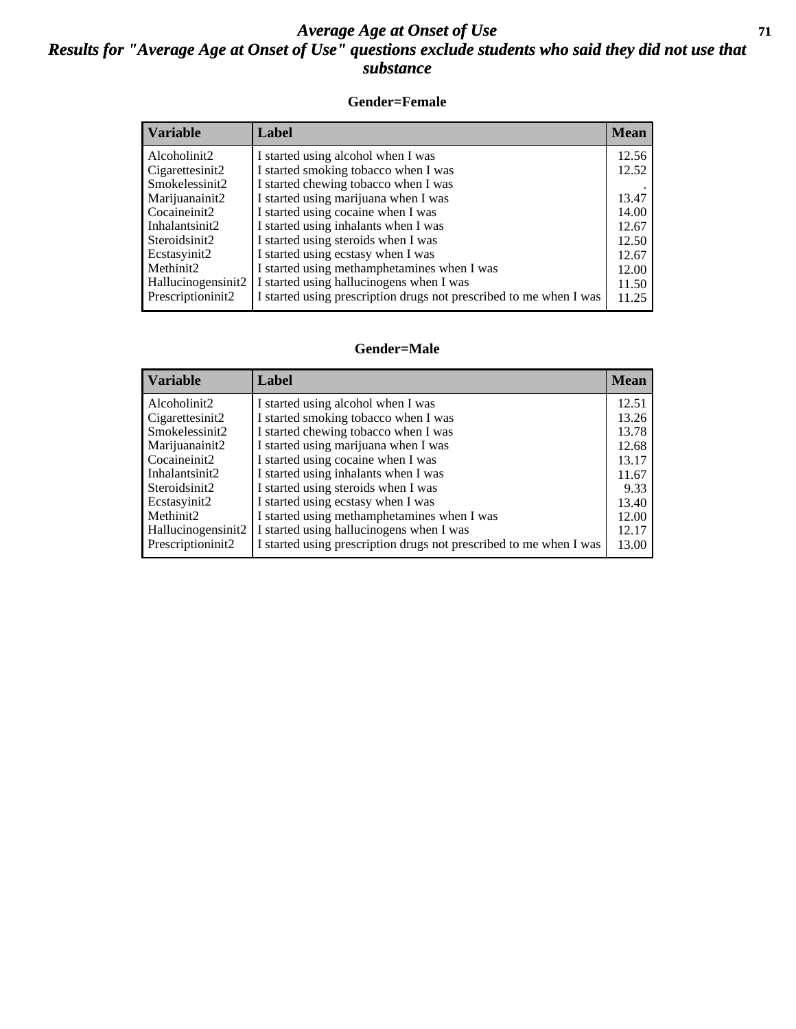# *Average Age at Onset of Use*
## *Results for "Average Age at Onset of Use" questions exclude students who said they did not use that substance*

### Gender=Female

| Variable | Label | Mean |
|---|---|---|
| Alcoholinit2 | I started using alcohol when I was | 12.56 |
| Cigarettesinit2 | I started smoking tobacco when I was | 12.52 |
| Smokelessinit2 | I started chewing tobacco when I was | . |
| Marijuanainit2 | I started using marijuana when I was | 13.47 |
| Cocaineinit2 | I started using cocaine when I was | 14.00 |
| Inhalantsinit2 | I started using inhalants when I was | 12.67 |
| Steroidsinit2 | I started using steroids when I was | 12.50 |
| Ecstasyinit2 | I started using ecstasy when I was | 12.67 |
| Methinit2 | I started using methamphetamines when I was | 12.00 |
| Hallucinogensinit2 | I started using hallucinogens when I was | 11.50 |
| Prescriptioninit2 | I started using prescription drugs not prescribed to me when I was | 11.25 |

### Gender=Male

| Variable | Label | Mean |
|---|---|---|
| Alcoholinit2 | I started using alcohol when I was | 12.51 |
| Cigarettesinit2 | I started smoking tobacco when I was | 13.26 |
| Smokelessinit2 | I started chewing tobacco when I was | 13.78 |
| Marijuanainit2 | I started using marijuana when I was | 12.68 |
| Cocaineinit2 | I started using cocaine when I was | 13.17 |
| Inhalantsinit2 | I started using inhalants when I was | 11.67 |
| Steroidsinit2 | I started using steroids when I was | 9.33 |
| Ecstasyinit2 | I started using ecstasy when I was | 13.40 |
| Methinit2 | I started using methamphetamines when I was | 12.00 |
| Hallucinogensinit2 | I started using hallucinogens when I was | 12.17 |
| Prescriptioninit2 | I started using prescription drugs not prescribed to me when I was | 13.00 |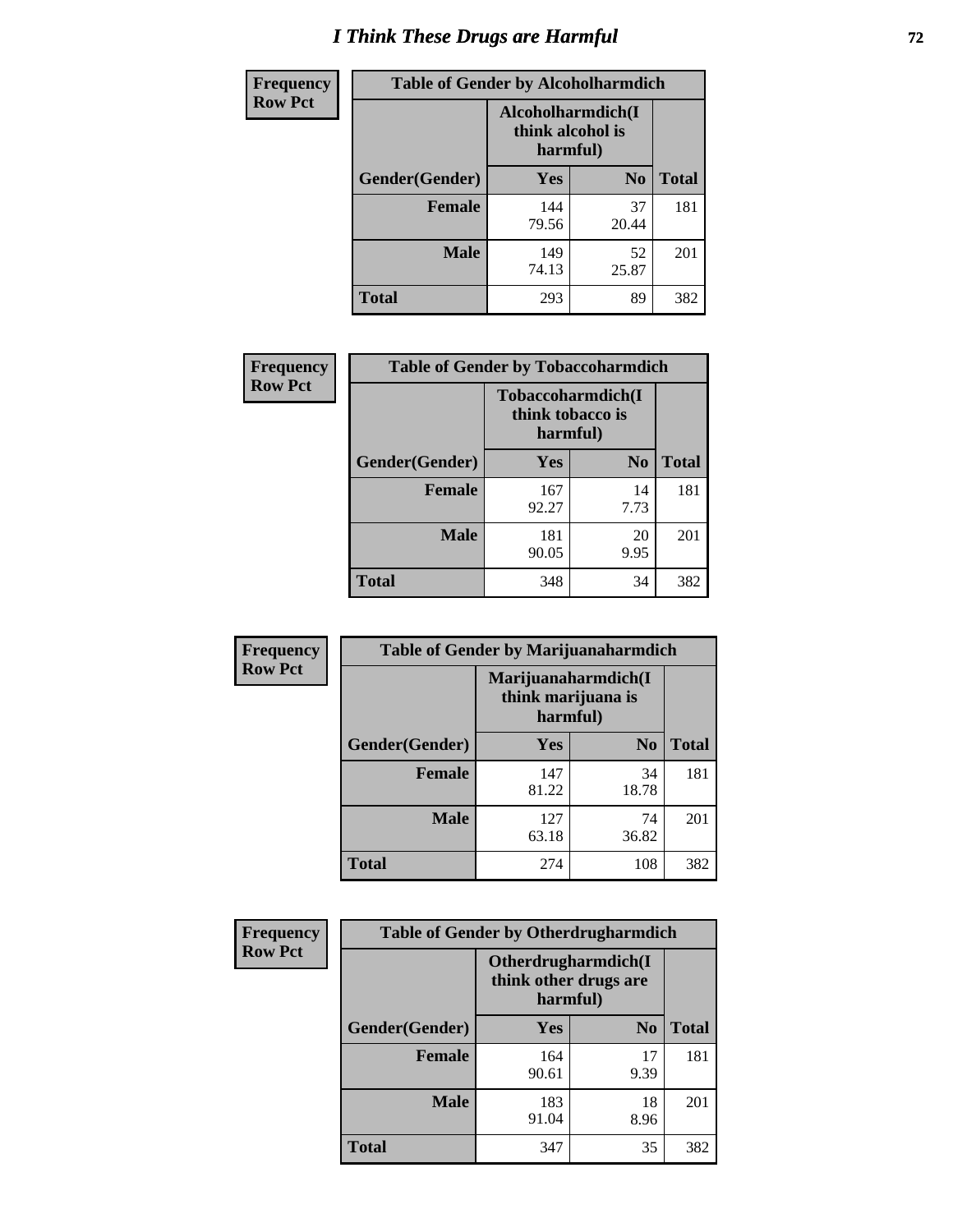# I Think These Drugs are Harmful

**Frequency**
**Row Pct**

| Table of Gender by Alcoholharmdich | | | |
|---|---|---|---|
| | Alcoholharmdich(I think alcohol is harmful) | | |
| Gender(Gender) | Yes | No | Total |
| Female | 144<br>79.56 | 37<br>20.44 | 181 |
| Male | 149<br>74.13 | 52<br>25.87 | 201 |
| Total | 293 | 89 | 382 |

**Frequency**
**Row Pct**

| Table of Gender by Tobaccoharmdich | | | |
|---|---|---|---|
| | Tobaccoharmdich(I think tobacco is harmful) | | |
| Gender(Gender) | Yes | No | Total |
| Female | 167<br>92.27 | 14<br>7.73 | 181 |
| Male | 181<br>90.05 | 20<br>9.95 | 201 |
| Total | 348 | 34 | 382 |

**Frequency**
**Row Pct**

| Table of Gender by Marijuanaharmdich | | | |
|---|---|---|---|
| | Marijuanaharmdich(I think marijuana is harmful) | | |
| Gender(Gender) | Yes | No | Total |
| Female | 147<br>81.22 | 34<br>18.78 | 181 |
| Male | 127<br>63.18 | 74<br>36.82 | 201 |
| Total | 274 | 108 | 382 |

**Frequency**
**Row Pct**

| Table of Gender by Otherdrugharmdich | | | |
|---|---|---|---|
| | Otherdrugharmdich(I think other drugs are harmful) | | |
| Gender(Gender) | Yes | No | Total |
| Female | 164<br>90.61 | 17<br>9.39 | 181 |
| Male | 183<br>91.04 | 18<br>8.96 | 201 |
| Total | 347 | 35 | 382 |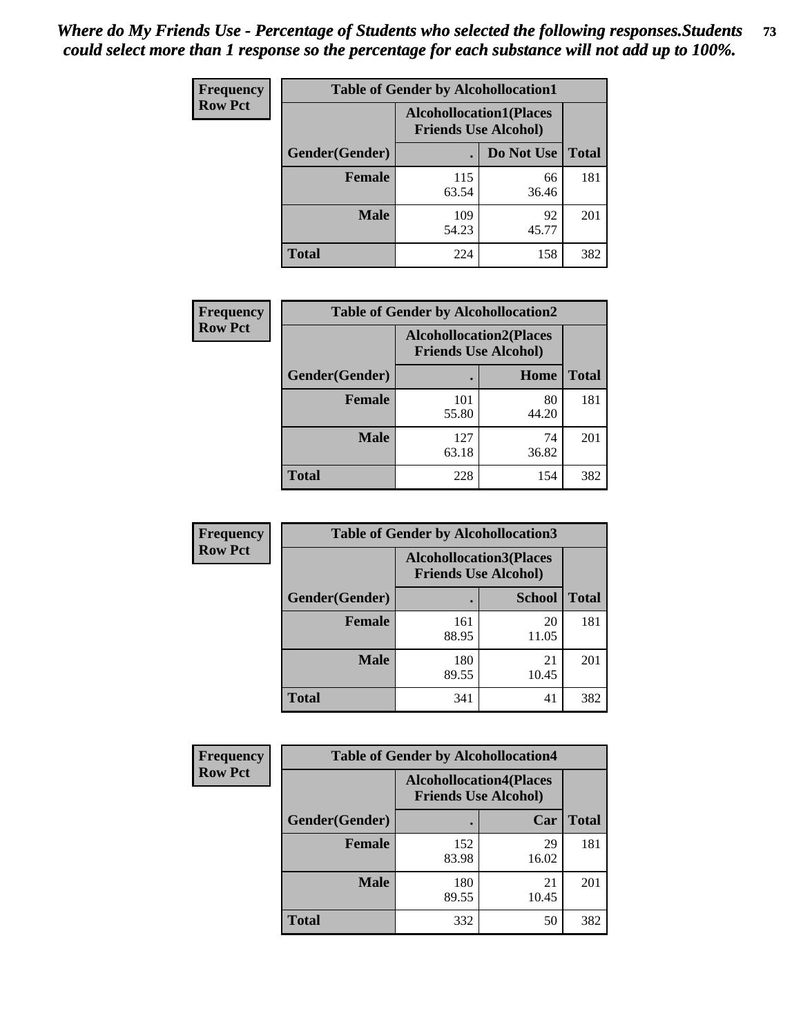*Where do My Friends Use - Percentage of Students who selected the following responses.Students could select more than 1 response so the percentage for each substance will not add up to 100%.*

**Frequency Row Pct**

| Table of Gender by Alcohollocation1 | | | |
|---|---|---|---|
| | Alcohollocation1(Places Friends Use Alcohol) | | |
| Gender(Gender) | . | Do Not Use | Total |
| Female | 115<br>63.54 | 66<br>36.46 | 181 |
| Male | 109<br>54.23 | 92<br>45.77 | 201 |
| Total | 224 | 158 | 382 |

**Frequency Row Pct**

| Table of Gender by Alcohollocation2 | | | |
|---|---|---|---|
| | Alcohollocation2(Places Friends Use Alcohol) | | |
| Gender(Gender) | . | Home | Total |
| Female | 101<br>55.80 | 80<br>44.20 | 181 |
| Male | 127<br>63.18 | 74<br>36.82 | 201 |
| Total | 228 | 154 | 382 |

**Frequency Row Pct**

| Table of Gender by Alcohollocation3 | | | |
|---|---|---|---|
| | Alcohollocation3(Places Friends Use Alcohol) | | |
| Gender(Gender) | . | School | Total |
| Female | 161<br>88.95 | 20<br>11.05 | 181 |
| Male | 180<br>89.55 | 21<br>10.45 | 201 |
| Total | 341 | 41 | 382 |

**Frequency Row Pct**

| Table of Gender by Alcohollocation4 | | | |
|---|---|---|---|
| | Alcohollocation4(Places Friends Use Alcohol) | | |
| Gender(Gender) | . | Car | Total |
| Female | 152<br>83.98 | 29<br>16.02 | 181 |
| Male | 180<br>89.55 | 21<br>10.45 | 201 |
| Total | 332 | 50 | 382 |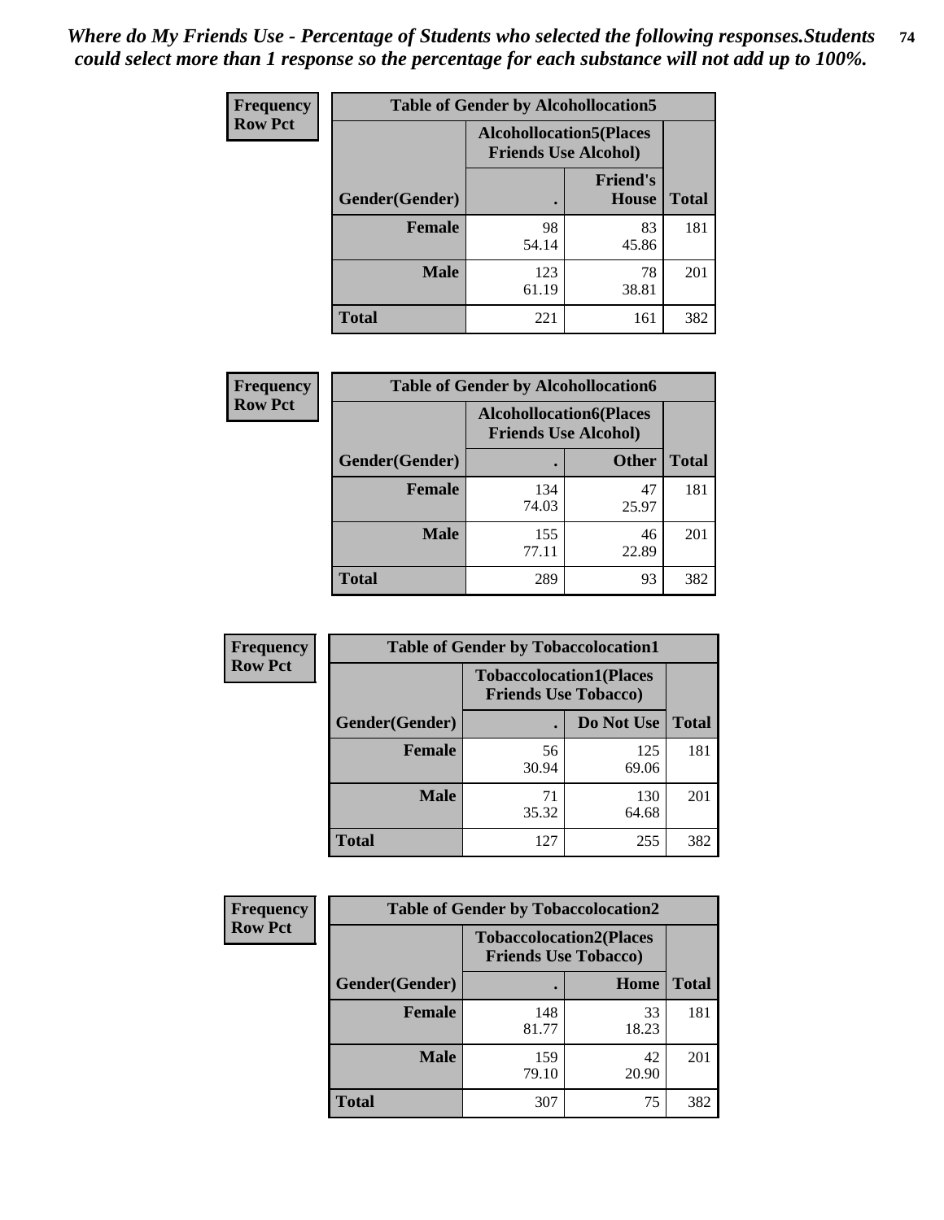*Where do My Friends Use - Percentage of Students who selected the following responses.Students could select more than 1 response so the percentage for each substance will not add up to 100%.*

**Frequency**
**Row Pct**

| Table of Gender by Alcohollocation5 | | | |
|---|---|---|---|
| | Alcohollocation5(Places Friends Use Alcohol) | | |
| Gender(Gender) | . | Friend's House | Total |
| **Female** | 98<br>54.14 | 83<br>45.86 | 181 |
| **Male** | 123<br>61.19 | 78<br>38.81 | 201 |
| **Total** | 221 | 161 | 382 |

**Frequency**
**Row Pct**

| Table of Gender by Alcohollocation6 | | | |
|---|---|---|---|
| | Alcohollocation6(Places Friends Use Alcohol) | | |
| Gender(Gender) | . | Other | Total |
| **Female** | 134<br>74.03 | 47<br>25.97 | 181 |
| **Male** | 155<br>77.11 | 46<br>22.89 | 201 |
| **Total** | 289 | 93 | 382 |

**Frequency**
**Row Pct**

| Table of Gender by Tobaccolocation1 | | | |
|---|---|---|---|
| | Tobaccolocation1(Places Friends Use Tobacco) | | |
| Gender(Gender) | . | Do Not Use | Total |
| **Female** | 56<br>30.94 | 125<br>69.06 | 181 |
| **Male** | 71<br>35.32 | 130<br>64.68 | 201 |
| **Total** | 127 | 255 | 382 |

**Frequency**
**Row Pct**

| Table of Gender by Tobaccolocation2 | | | |
|---|---|---|---|
| | Tobaccolocation2(Places Friends Use Tobacco) | | |
| Gender(Gender) | . | Home | Total |
| **Female** | 148<br>81.77 | 33<br>18.23 | 181 |
| **Male** | 159<br>79.10 | 42<br>20.90 | 201 |
| **Total** | 307 | 75 | 382 |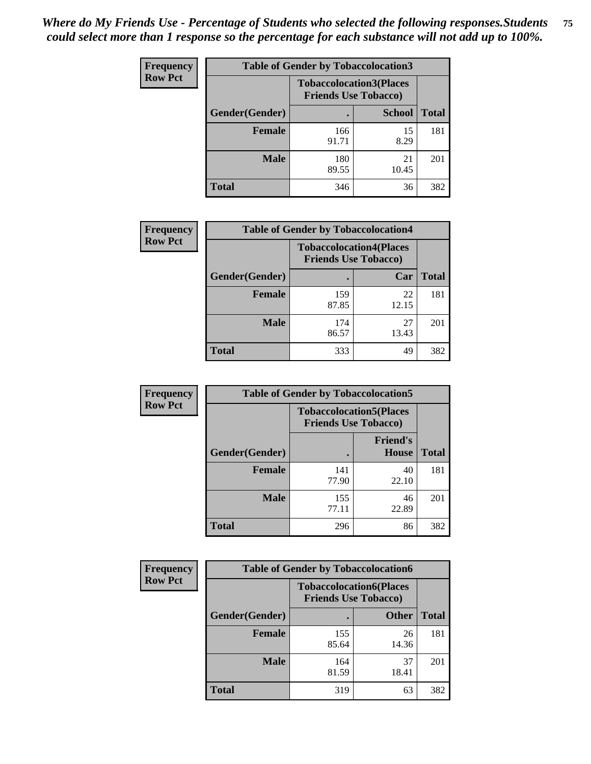*Where do My Friends Use - Percentage of Students who selected the following responses.Students could select more than 1 response so the percentage for each substance will not add up to 100%.*

**Frequency Row Pct**

| Table of Gender by Tobaccolocation3 | | | |
|---|---|---|---|
| | Tobaccolocation3(Places Friends Use Tobacco) | | |
| Gender(Gender) | . | School | Total |
| Female | 166<br>91.71 | 15<br>8.29 | 181 |
| Male | 180<br>89.55 | 21<br>10.45 | 201 |
| Total | 346 | 36 | 382 |

**Frequency Row Pct**

| Table of Gender by Tobaccolocation4 | | | |
|---|---|---|---|
| | Tobaccolocation4(Places Friends Use Tobacco) | | |
| Gender(Gender) | . | Car | Total |
| Female | 159<br>87.85 | 22<br>12.15 | 181 |
| Male | 174<br>86.57 | 27<br>13.43 | 201 |
| Total | 333 | 49 | 382 |

**Frequency Row Pct**

| Table of Gender by Tobaccolocation5 | | | |
|---|---|---|---|
| | Tobaccolocation5(Places Friends Use Tobacco) | | |
| Gender(Gender) | . | Friend's House | Total |
| Female | 141<br>77.90 | 40<br>22.10 | 181 |
| Male | 155<br>77.11 | 46<br>22.89 | 201 |
| Total | 296 | 86 | 382 |

**Frequency Row Pct**

| Table of Gender by Tobaccolocation6 | | | |
|---|---|---|---|
| | Tobaccolocation6(Places Friends Use Tobacco) | | |
| Gender(Gender) | . | Other | Total |
| Female | 155<br>85.64 | 26<br>14.36 | 181 |
| Male | 164<br>81.59 | 37<br>18.41 | 201 |
| Total | 319 | 63 | 382 |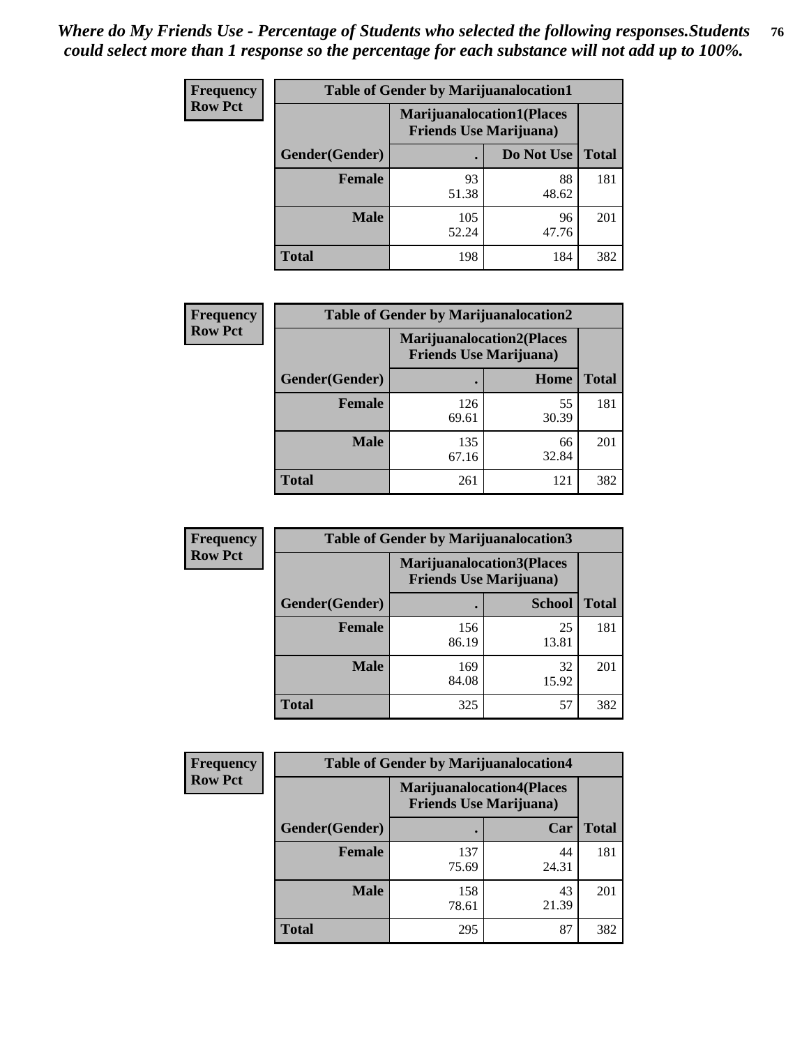*Where do My Friends Use - Percentage of Students who selected the following responses.Students could select more than 1 response so the percentage for each substance will not add up to 100%.*

**Frequency**
**Row Pct**

| Table of Gender by Marijuanalocation1 | | | |
|---|---|---|---|
| | Marijuanalocation1(Places Friends Use Marijuana) | | |
| Gender(Gender) | . | Do Not Use | Total |
| **Female** | 93<br>51.38 | 88<br>48.62 | 181 |
| **Male** | 105<br>52.24 | 96<br>47.76 | 201 |
| **Total** | 198 | 184 | 382 |

**Frequency**
**Row Pct**

| Table of Gender by Marijuanalocation2 | | | |
|---|---|---|---|
| | Marijuanalocation2(Places Friends Use Marijuana) | | |
| Gender(Gender) | . | Home | Total |
| **Female** | 126<br>69.61 | 55<br>30.39 | 181 |
| **Male** | 135<br>67.16 | 66<br>32.84 | 201 |
| **Total** | 261 | 121 | 382 |

**Frequency**
**Row Pct**

| Table of Gender by Marijuanalocation3 | | | |
|---|---|---|---|
| | Marijuanalocation3(Places Friends Use Marijuana) | | |
| Gender(Gender) | . | School | Total |
| **Female** | 156<br>86.19 | 25<br>13.81 | 181 |
| **Male** | 169<br>84.08 | 32<br>15.92 | 201 |
| **Total** | 325 | 57 | 382 |

**Frequency**
**Row Pct**

| Table of Gender by Marijuanalocation4 | | | |
|---|---|---|---|
| | Marijuanalocation4(Places Friends Use Marijuana) | | |
| Gender(Gender) | . | Car | Total |
| **Female** | 137<br>75.69 | 44<br>24.31 | 181 |
| **Male** | 158<br>78.61 | 43<br>21.39 | 201 |
| **Total** | 295 | 87 | 382 |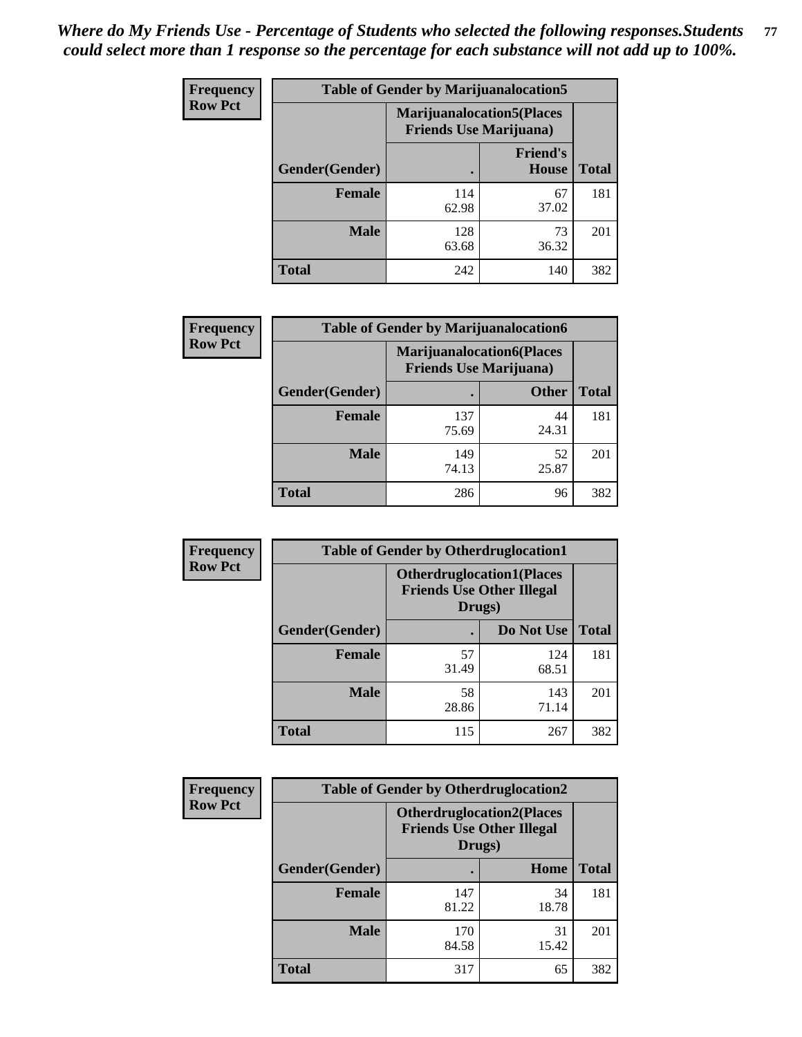*Where do My Friends Use - Percentage of Students who selected the following responses.Students could select more than 1 response so the percentage for each substance will not add up to 100%.*

**Frequency Row Pct**

| Table of Gender by Marijuanalocation5 | | | |
|---|---|---|---|
| | Marijuanalocation5(Places Friends Use Marijuana) | | |
| Gender(Gender) | . | Friend's House | Total |
| **Female** | 114<br>62.98 | 67<br>37.02 | 181 |
| **Male** | 128<br>63.68 | 73<br>36.32 | 201 |
| **Total** | 242 | 140 | 382 |

**Frequency Row Pct**

| Table of Gender by Marijuanalocation6 | | | |
|---|---|---|---|
| | Marijuanalocation6(Places Friends Use Marijuana) | | |
| Gender(Gender) | . | Other | Total |
| **Female** | 137<br>75.69 | 44<br>24.31 | 181 |
| **Male** | 149<br>74.13 | 52<br>25.87 | 201 |
| **Total** | 286 | 96 | 382 |

**Frequency Row Pct**

| Table of Gender by Otherdruglocation1 | | | |
|---|---|---|---|
| | Otherdruglocation1(Places Friends Use Other Illegal Drugs) | | |
| Gender(Gender) | . | Do Not Use | Total |
| **Female** | 57<br>31.49 | 124<br>68.51 | 181 |
| **Male** | 58<br>28.86 | 143<br>71.14 | 201 |
| **Total** | 115 | 267 | 382 |

**Frequency Row Pct**

| Table of Gender by Otherdruglocation2 | | | |
|---|---|---|---|
| | Otherdruglocation2(Places Friends Use Other Illegal Drugs) | | |
| Gender(Gender) | . | Home | Total |
| **Female** | 147<br>81.22 | 34<br>18.78 | 181 |
| **Male** | 170<br>84.58 | 31<br>15.42 | 201 |
| **Total** | 317 | 65 | 382 |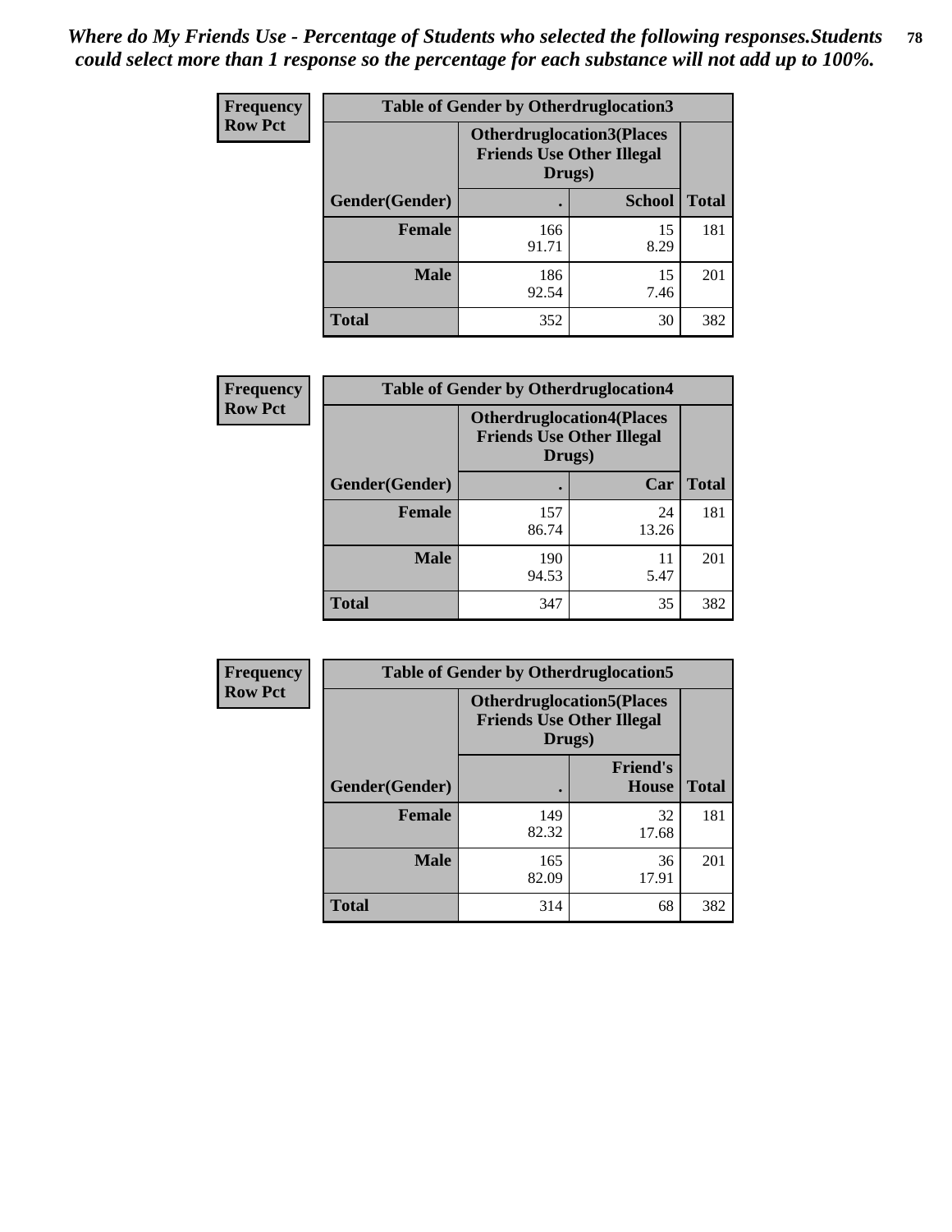*Where do My Friends Use - Percentage of Students who selected the following responses.Students could select more than 1 response so the percentage for each substance will not add up to 100%.*

**Frequency**
**Row Pct**

| Table of Gender by Otherdruglocation3 | | | |
|---|---|---|---|
| | Otherdruglocation3(Places Friends Use Other Illegal Drugs) | | |
| Gender(Gender) | . | School | Total |
| Female | 166<br>91.71 | 15<br>8.29 | 181 |
| Male | 186<br>92.54 | 15<br>7.46 | 201 |
| Total | 352 | 30 | 382 |

**Frequency**
**Row Pct**

| Table of Gender by Otherdruglocation4 | | | |
|---|---|---|---|
| | Otherdruglocation4(Places Friends Use Other Illegal Drugs) | | |
| Gender(Gender) | . | Car | Total |
| Female | 157<br>86.74 | 24<br>13.26 | 181 |
| Male | 190<br>94.53 | 11<br>5.47 | 201 |
| Total | 347 | 35 | 382 |

**Frequency**
**Row Pct**

| Table of Gender by Otherdruglocation5 | | | |
|---|---|---|---|
| | Otherdruglocation5(Places Friends Use Other Illegal Drugs) | | |
| Gender(Gender) | . | Friend's House | Total |
| Female | 149<br>82.32 | 32<br>17.68 | 181 |
| Male | 165<br>82.09 | 36<br>17.91 | 201 |
| Total | 314 | 68 | 382 |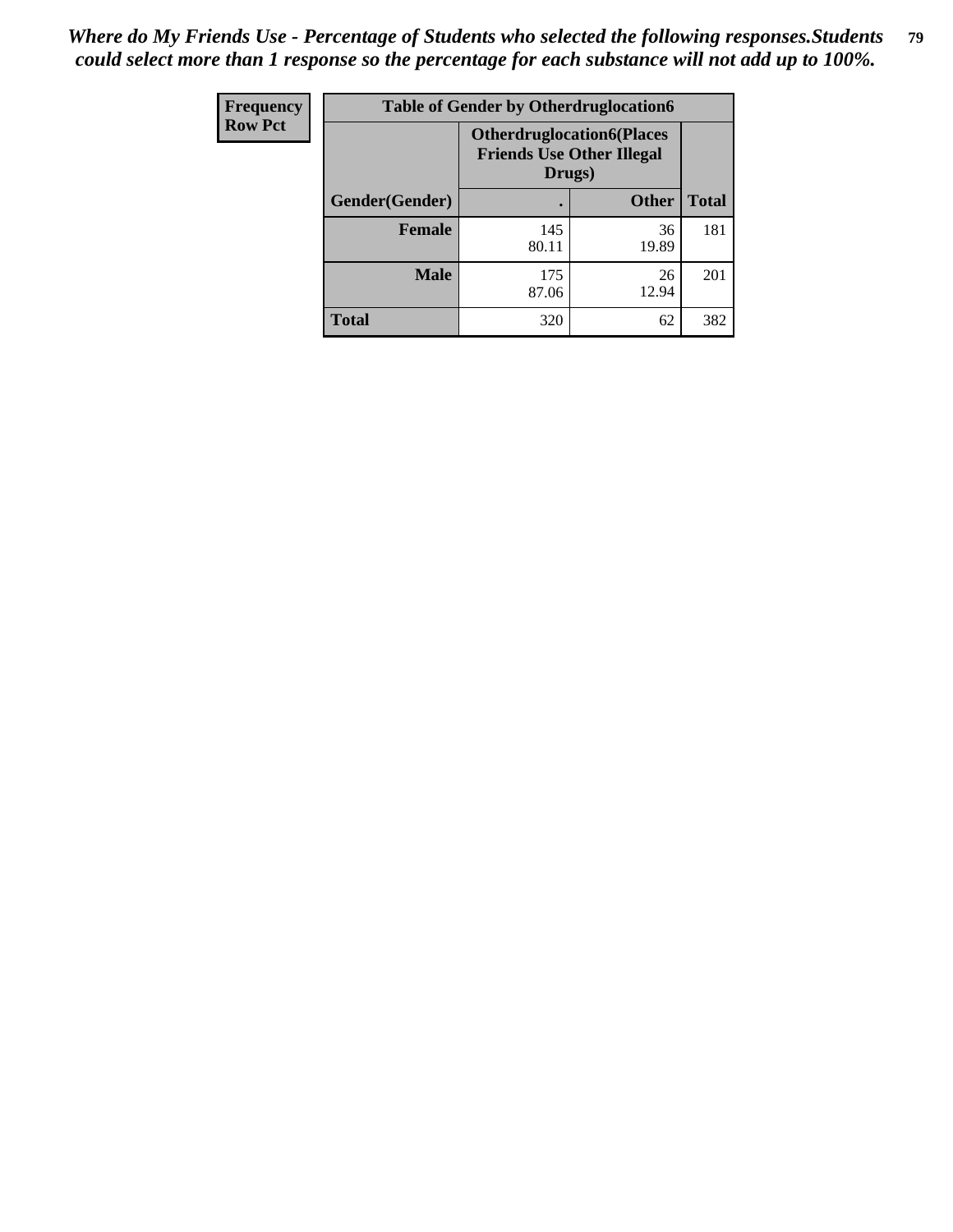*Where do My Friends Use - Percentage of Students who selected the following responses.Students could select more than 1 response so the percentage for each substance will not add up to 100%.*

| Frequency Row Pct | Table of Gender by Otherdruglocation6 | | |
|---|---|---|---|
| | Otherdruglocation6(Places Friends Use Other Illegal Drugs) | | |
| Gender(Gender) | . | Other | Total |
| Female | 145<br>80.11 | 36<br>19.89 | 181 |
| Male | 175<br>87.06 | 26<br>12.94 | 201 |
| Total | 320 | 62 | 382 |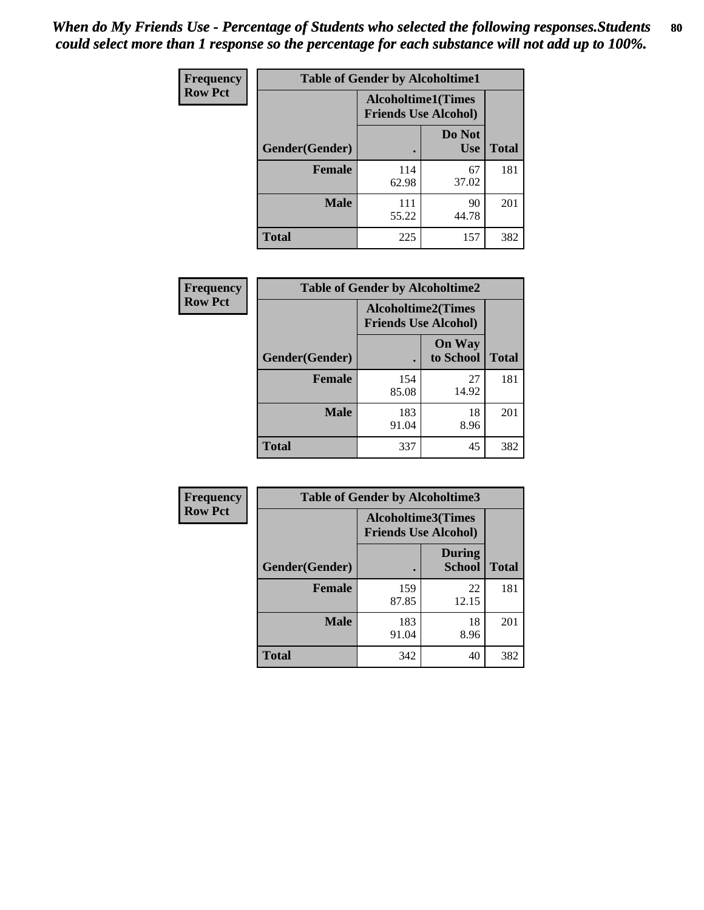*When do My Friends Use - Percentage of Students who selected the following responses.Students could select more than 1 response so the percentage for each substance will not add up to 100%.*

**Frequency**
**Row Pct**

| Table of Gender by Alcoholtime1 | | | |
|---|---|---|---|
| | Alcoholtime1(Times Friends Use Alcohol) | | |
| Gender(Gender) | . | Do Not Use | Total |
| **Female** | 114<br>62.98 | 67<br>37.02 | 181 |
| **Male** | 111<br>55.22 | 90<br>44.78 | 201 |
| **Total** | 225 | 157 | 382 |

**Frequency**
**Row Pct**

| Table of Gender by Alcoholtime2 | | | |
|---|---|---|---|
| | Alcoholtime2(Times Friends Use Alcohol) | | |
| Gender(Gender) | . | On Way to School | Total |
| **Female** | 154<br>85.08 | 27<br>14.92 | 181 |
| **Male** | 183<br>91.04 | 18<br>8.96 | 201 |
| **Total** | 337 | 45 | 382 |

**Frequency**
**Row Pct**

| Table of Gender by Alcoholtime3 | | | |
|---|---|---|---|
| | Alcoholtime3(Times Friends Use Alcohol) | | |
| Gender(Gender) | . | During School | Total |
| **Female** | 159<br>87.85 | 22<br>12.15 | 181 |
| **Male** | 183<br>91.04 | 18<br>8.96 | 201 |
| **Total** | 342 | 40 | 382 |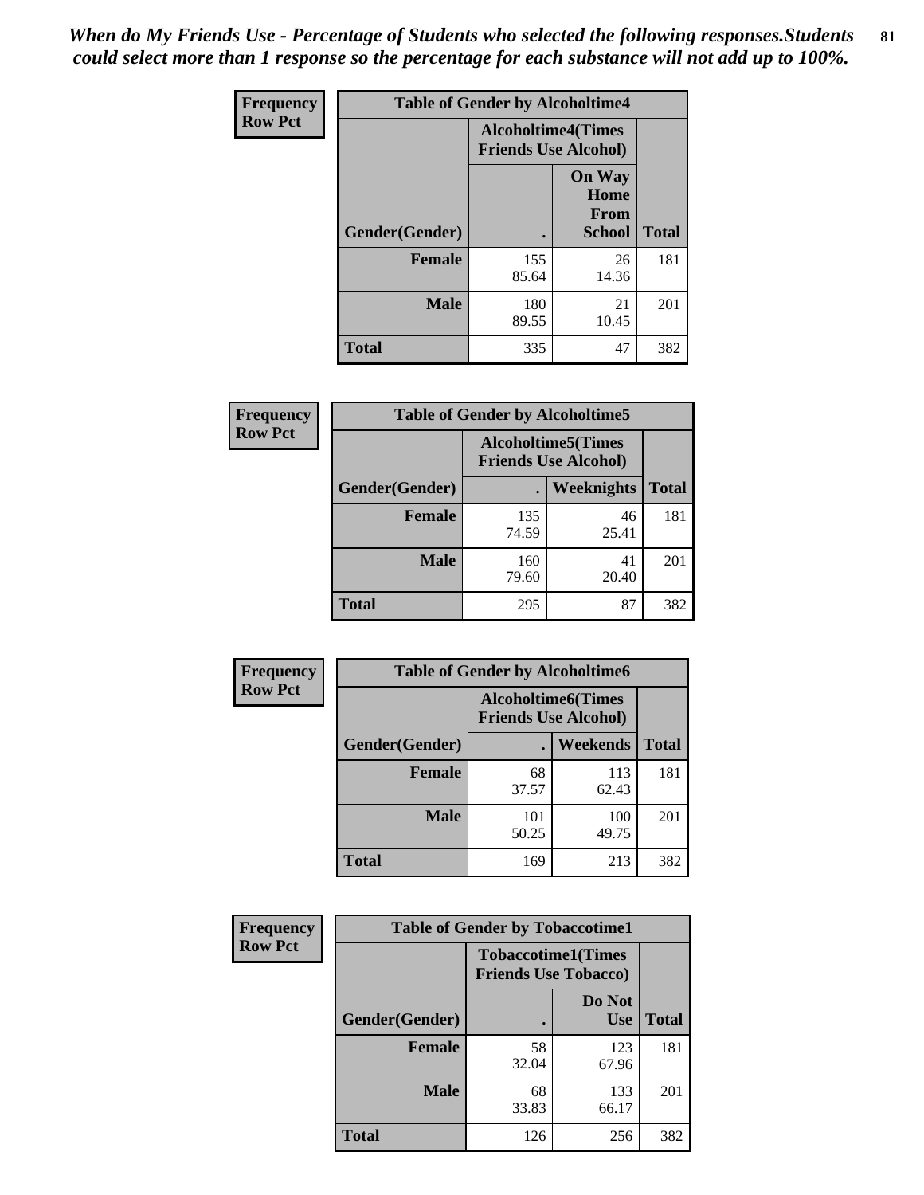*When do My Friends Use - Percentage of Students who selected the following responses.Students could select more than 1 response so the percentage for each substance will not add up to 100%.*

**Frequency**
**Row Pct**

| Table of Gender by Alcoholtime4 | | | |
|---|---|---|---|
| | Alcoholtime4(Times Friends Use Alcohol) | | |
| Gender(Gender) | . | On Way Home From School | Total |
| Female | 155<br>85.64 | 26<br>14.36 | 181 |
| Male | 180<br>89.55 | 21<br>10.45 | 201 |
| Total | 335 | 47 | 382 |

**Frequency**
**Row Pct**

| Table of Gender by Alcoholtime5 | | | |
|---|---|---|---|
| | Alcoholtime5(Times Friends Use Alcohol) | | |
| Gender(Gender) | . | Weeknights | Total |
| Female | 135<br>74.59 | 46<br>25.41 | 181 |
| Male | 160<br>79.60 | 41<br>20.40 | 201 |
| Total | 295 | 87 | 382 |

**Frequency**
**Row Pct**

| Table of Gender by Alcoholtime6 | | | |
|---|---|---|---|
| | Alcoholtime6(Times Friends Use Alcohol) | | |
| Gender(Gender) | . | Weekends | Total |
| Female | 68<br>37.57 | 113<br>62.43 | 181 |
| Male | 101<br>50.25 | 100<br>49.75 | 201 |
| Total | 169 | 213 | 382 |

**Frequency**
**Row Pct**

| Table of Gender by Tobaccotime1 | | | |
|---|---|---|---|
| | Tobaccotime1(Times Friends Use Tobacco) | | |
| Gender(Gender) | . | Do Not Use | Total |
| Female | 58<br>32.04 | 123<br>67.96 | 181 |
| Male | 68<br>33.83 | 133<br>66.17 | 201 |
| Total | 126 | 256 | 382 |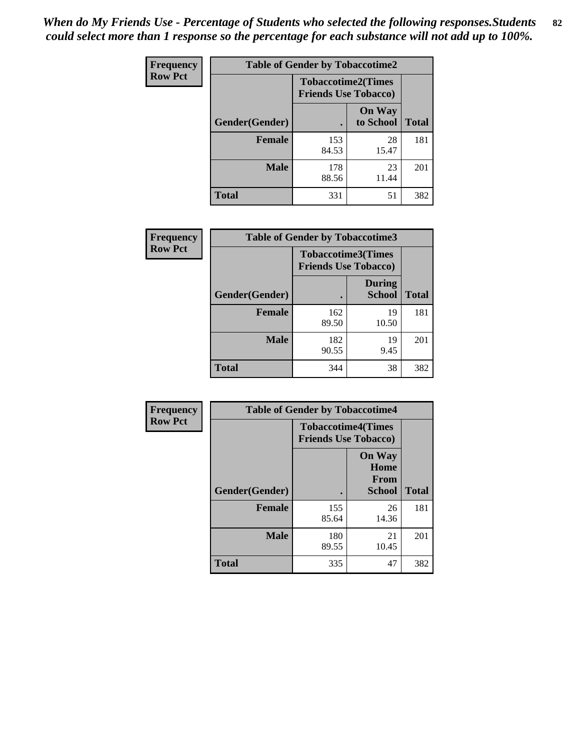*When do My Friends Use - Percentage of Students who selected the following responses.Students could select more than 1 response so the percentage for each substance will not add up to 100%.*

**Frequency**
**Row Pct**

**Table of Gender by Tobaccotime2**

| | Tobaccotime2(Times Friends Use Tobacco) | | |
|---|---|---|---|
| Gender(Gender) | . | On Way to School | Total |
| **Female** | 153<br>84.53 | 28<br>15.47 | 181 |
| **Male** | 178<br>88.56 | 23<br>11.44 | 201 |
| **Total** | 331 | 51 | 382 |

**Frequency**
**Row Pct**

**Table of Gender by Tobaccotime3**

| | Tobaccotime3(Times Friends Use Tobacco) | | |
|---|---|---|---|
| Gender(Gender) | . | During School | Total |
| **Female** | 162<br>89.50 | 19<br>10.50 | 181 |
| **Male** | 182<br>90.55 | 19<br>9.45 | 201 |
| **Total** | 344 | 38 | 382 |

**Frequency**
**Row Pct**

**Table of Gender by Tobaccotime4**

| | Tobaccotime4(Times Friends Use Tobacco) | | |
|---|---|---|---|
| Gender(Gender) | . | On Way Home From School | Total |
| **Female** | 155<br>85.64 | 26<br>14.36 | 181 |
| **Male** | 180<br>89.55 | 21<br>10.45 | 201 |
| **Total** | 335 | 47 | 382 |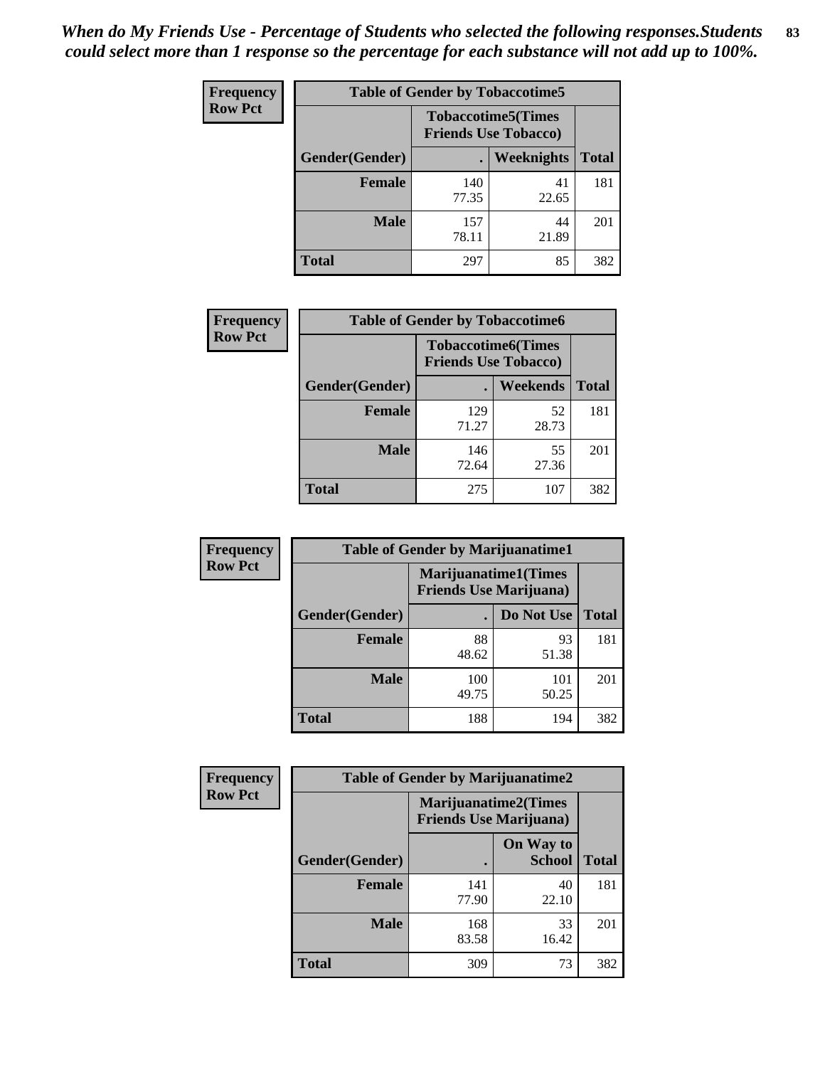*When do My Friends Use - Percentage of Students who selected the following responses.Students could select more than 1 response so the percentage for each substance will not add up to 100%.*

**Frequency**
**Row Pct**

**Table of Gender by Tobaccotime5**

| Gender(Gender) | Tobaccotime5(Times Friends Use Tobacco) . | Weeknights | Total |
|---|---|---|---|
| **Female** | 140<br>77.35 | 41<br>22.65 | 181 |
| **Male** | 157<br>78.11 | 44<br>21.89 | 201 |
| **Total** | 297 | 85 | 382 |

**Frequency**
**Row Pct**

**Table of Gender by Tobaccotime6**

| Gender(Gender) | Tobaccotime6(Times Friends Use Tobacco) . | Weekends | Total |
|---|---|---|---|
| **Female** | 129<br>71.27 | 52<br>28.73 | 181 |
| **Male** | 146<br>72.64 | 55<br>27.36 | 201 |
| **Total** | 275 | 107 | 382 |

**Frequency**
**Row Pct**

**Table of Gender by Marijuanatime1**

| Gender(Gender) | Marijuanatime1(Times Friends Use Marijuana) . | Do Not Use | Total |
|---|---|---|---|
| **Female** | 88<br>48.62 | 93<br>51.38 | 181 |
| **Male** | 100<br>49.75 | 101<br>50.25 | 201 |
| **Total** | 188 | 194 | 382 |

**Frequency**
**Row Pct**

**Table of Gender by Marijuanatime2**

| Gender(Gender) | Marijuanatime2(Times Friends Use Marijuana) . | On Way to School | Total |
|---|---|---|---|
| **Female** | 141<br>77.90 | 40<br>22.10 | 181 |
| **Male** | 168<br>83.58 | 33<br>16.42 | 201 |
| **Total** | 309 | 73 | 382 |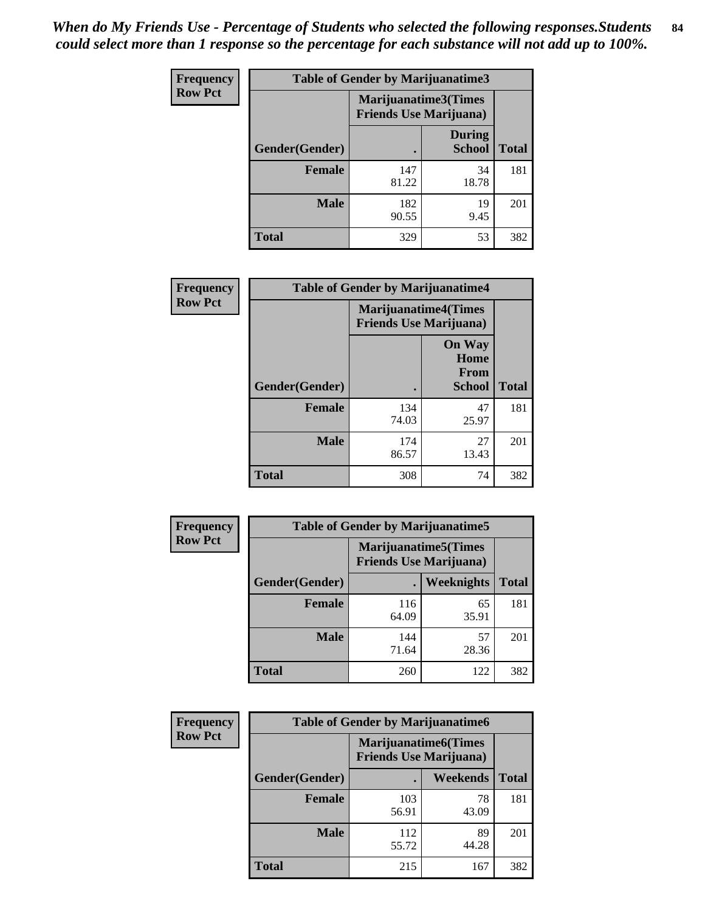*When do My Friends Use - Percentage of Students who selected the following responses.Students could select more than 1 response so the percentage for each substance will not add up to 100%.*

**Frequency**
**Row Pct**

**Table of Gender by Marijuanatime3**

| Gender(Gender) | Marijuanatime3(Times Friends Use Marijuana) | | Total |
|---|---|---|---|
| | . | During School | |
| **Female** | 147<br>81.22 | 34<br>18.78 | 181 |
| **Male** | 182<br>90.55 | 19<br>9.45 | 201 |
| **Total** | 329 | 53 | 382 |

**Frequency**
**Row Pct**

**Table of Gender by Marijuanatime4**

| Gender(Gender) | Marijuanatime4(Times Friends Use Marijuana) | | Total |
|---|---|---|---|
| | . | On Way Home From School | |
| **Female** | 134<br>74.03 | 47<br>25.97 | 181 |
| **Male** | 174<br>86.57 | 27<br>13.43 | 201 |
| **Total** | 308 | 74 | 382 |

**Frequency**
**Row Pct**

**Table of Gender by Marijuanatime5**

| Gender(Gender) | Marijuanatime5(Times Friends Use Marijuana) | | Total |
|---|---|---|---|
| | . | Weeknights | |
| **Female** | 116<br>64.09 | 65<br>35.91 | 181 |
| **Male** | 144<br>71.64 | 57<br>28.36 | 201 |
| **Total** | 260 | 122 | 382 |

**Frequency**
**Row Pct**

**Table of Gender by Marijuanatime6**

| Gender(Gender) | Marijuanatime6(Times Friends Use Marijuana) | | Total |
|---|---|---|---|
| | . | Weekends | |
| **Female** | 103<br>56.91 | 78<br>43.09 | 181 |
| **Male** | 112<br>55.72 | 89<br>44.28 | 201 |
| **Total** | 215 | 167 | 382 |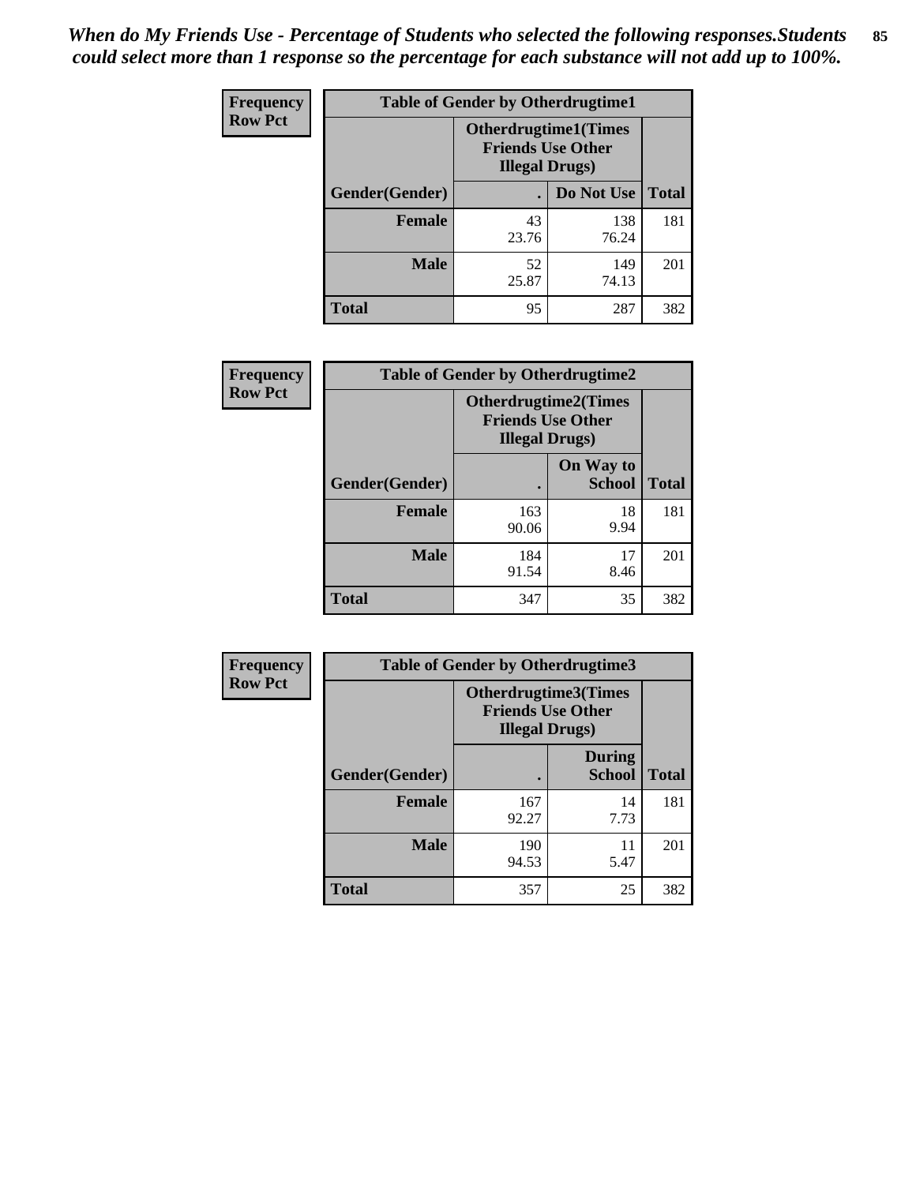*When do My Friends Use - Percentage of Students who selected the following responses.Students could select more than 1 response so the percentage for each substance will not add up to 100%.*

**Frequency**
**Row Pct**

| Table of Gender by Otherdrugtime1 | | | |
|---|---|---|---|
| | Otherdrugtime1(Times Friends Use Other Illegal Drugs) | | |
| Gender(Gender) | . | Do Not Use | Total |
| **Female** | 43<br>23.76 | 138<br>76.24 | 181 |
| **Male** | 52<br>25.87 | 149<br>74.13 | 201 |
| **Total** | 95 | 287 | 382 |

**Frequency**
**Row Pct**

| Table of Gender by Otherdrugtime2 | | | |
|---|---|---|---|
| | Otherdrugtime2(Times Friends Use Other Illegal Drugs) | | |
| Gender(Gender) | . | On Way to School | Total |
| **Female** | 163<br>90.06 | 18<br>9.94 | 181 |
| **Male** | 184<br>91.54 | 17<br>8.46 | 201 |
| **Total** | 347 | 35 | 382 |

**Frequency**
**Row Pct**

| Table of Gender by Otherdrugtime3 | | | |
|---|---|---|---|
| | Otherdrugtime3(Times Friends Use Other Illegal Drugs) | | |
| Gender(Gender) | . | During School | Total |
| **Female** | 167<br>92.27 | 14<br>7.73 | 181 |
| **Male** | 190<br>94.53 | 11<br>5.47 | 201 |
| **Total** | 357 | 25 | 382 |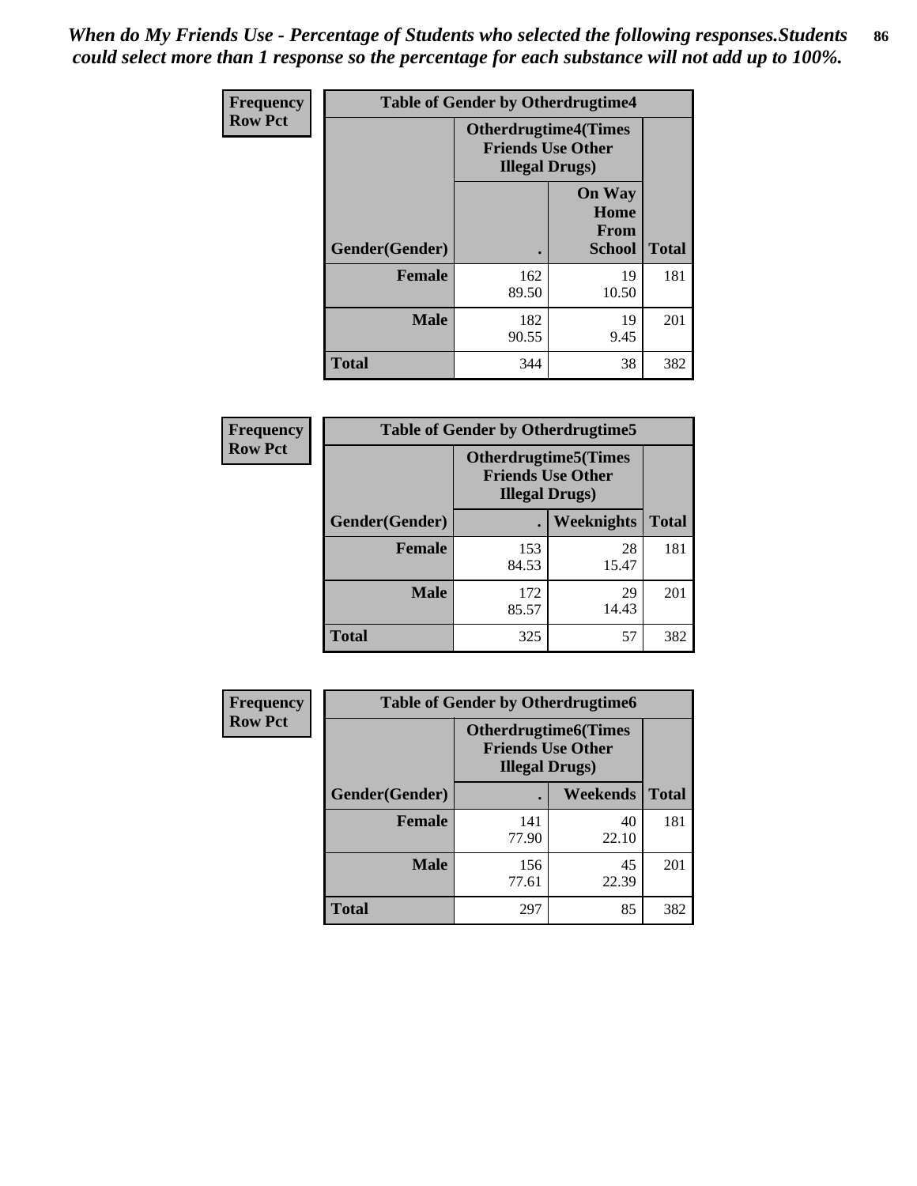*When do My Friends Use - Percentage of Students who selected the following responses.Students could select more than 1 response so the percentage for each substance will not add up to 100%.*

**Frequency**
**Row Pct**

| Table of Gender by Otherdrugtime4 | | | |
|---|---|---|---|
| | Otherdrugtime4(Times Friends Use Other Illegal Drugs) | | |
| Gender(Gender) | . | On Way Home From School | Total |
| **Female** | 162<br>89.50 | 19<br>10.50 | 181 |
| **Male** | 182<br>90.55 | 19<br>9.45 | 201 |
| **Total** | 344 | 38 | 382 |

**Frequency**
**Row Pct**

| Table of Gender by Otherdrugtime5 | | | |
|---|---|---|---|
| | Otherdrugtime5(Times Friends Use Other Illegal Drugs) | | |
| Gender(Gender) | . | Weeknights | Total |
| **Female** | 153<br>84.53 | 28<br>15.47 | 181 |
| **Male** | 172<br>85.57 | 29<br>14.43 | 201 |
| **Total** | 325 | 57 | 382 |

**Frequency**
**Row Pct**

| Table of Gender by Otherdrugtime6 | | | |
|---|---|---|---|
| | Otherdrugtime6(Times Friends Use Other Illegal Drugs) | | |
| Gender(Gender) | . | Weekends | Total |
| **Female** | 141<br>77.90 | 40<br>22.10 | 181 |
| **Male** | 156<br>77.61 | 45<br>22.39 | 201 |
| **Total** | 297 | 85 | 382 |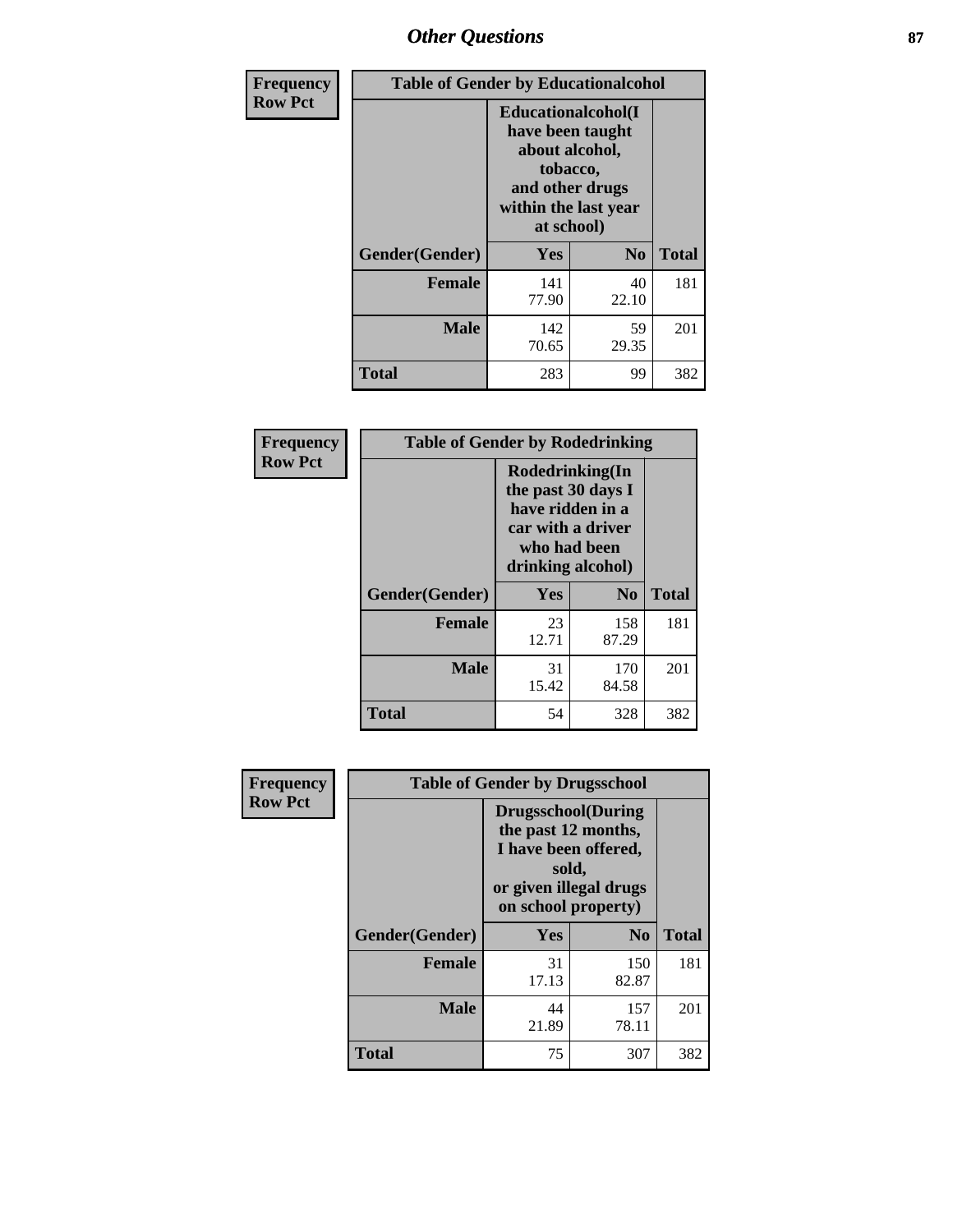# Other Questions

**Frequency**
**Row Pct**

| Table of Gender by Educationalcohol | | | |
|---|---|---|---|
| | Educationalcohol(I have been taught about alcohol, tobacco, and other drugs within the last year at school) | | |
| Gender(Gender) | Yes | No | Total |
| Female | 141<br>77.90 | 40<br>22.10 | 181 |
| Male | 142<br>70.65 | 59<br>29.35 | 201 |
| Total | 283 | 99 | 382 |

**Frequency**
**Row Pct**

| Table of Gender by Rodedrinking | | | |
|---|---|---|---|
| | Rodedrinking(In the past 30 days I have ridden in a car with a driver who had been drinking alcohol) | | |
| Gender(Gender) | Yes | No | Total |
| Female | 23<br>12.71 | 158<br>87.29 | 181 |
| Male | 31<br>15.42 | 170<br>84.58 | 201 |
| Total | 54 | 328 | 382 |

**Frequency**
**Row Pct**

| Table of Gender by Drugsschool | | | |
|---|---|---|---|
| | Drugsschool(During the past 12 months, I have been offered, sold, or given illegal drugs on school property) | | |
| Gender(Gender) | Yes | No | Total |
| Female | 31<br>17.13 | 150<br>82.87 | 181 |
| Male | 44<br>21.89 | 157<br>78.11 | 201 |
| Total | 75 | 307 | 382 |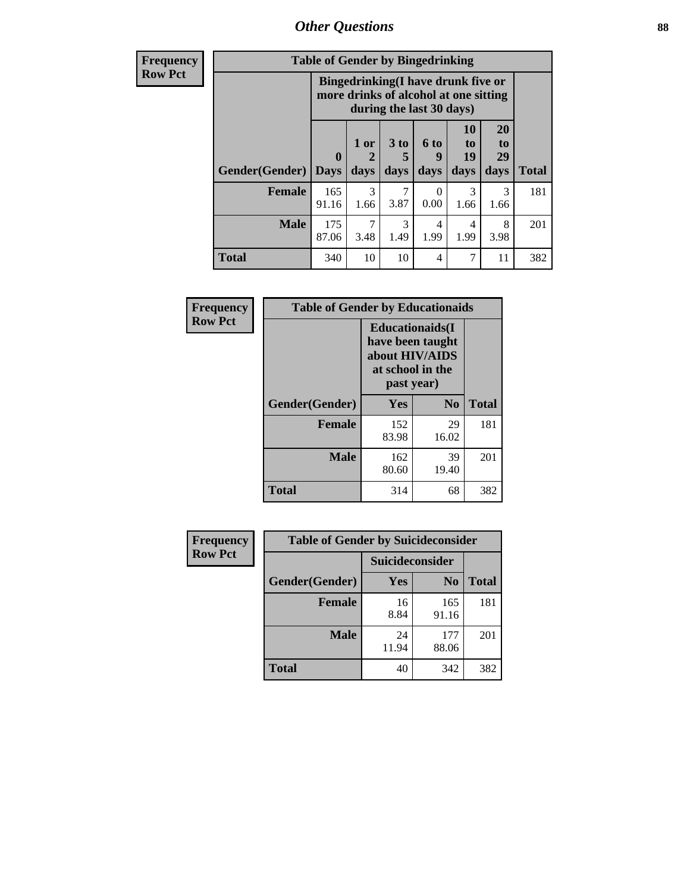# Other Questions

**Frequency**
**Row Pct**

| Table of Gender by Bingedrinking | | | | | | | |
|---|---|---|---|---|---|---|---|
| | Bingedrinking(I have drunk five or more drinks of alcohol at one sitting during the last 30 days) | | | | | | |
| Gender(Gender) | 0 Days | 1 or 2 days | 3 to 5 days | 6 to 9 days | 10 to 19 days | 20 to 29 days | Total |
| **Female** | 165<br>91.16 | 3<br>1.66 | 7<br>3.87 | 0<br>0.00 | 3<br>1.66 | 3<br>1.66 | 181 |
| **Male** | 175<br>87.06 | 7<br>3.48 | 3<br>1.49 | 4<br>1.99 | 4<br>1.99 | 8<br>3.98 | 201 |
| **Total** | 340 | 10 | 10 | 4 | 7 | 11 | 382 |

**Frequency**
**Row Pct**

| Table of Gender by Educationaids | | | |
|---|---|---|---|
| | Educationaids(I have been taught about HIV/AIDS at school in the past year) | | |
| Gender(Gender) | Yes | No | Total |
| **Female** | 152<br>83.98 | 29<br>16.02 | 181 |
| **Male** | 162<br>80.60 | 39<br>19.40 | 201 |
| **Total** | 314 | 68 | 382 |

**Frequency**
**Row Pct**

| Table of Gender by Suicideconsider | | | |
|---|---|---|---|
| | Suicideconsider | | |
| Gender(Gender) | Yes | No | Total |
| **Female** | 16<br>8.84 | 165<br>91.16 | 181 |
| **Male** | 24<br>11.94 | 177<br>88.06 | 201 |
| **Total** | 40 | 342 | 382 |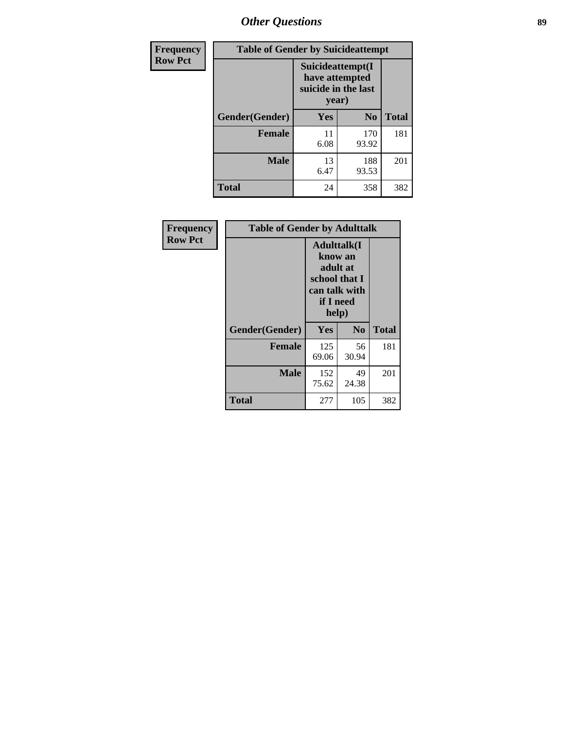## Other Questions

| Frequency Row Pct | Table of Gender by Suicideattempt | | |
|---|---|---|---|
| | Suicideattempt(I have attempted suicide in the last year) | | |
| Gender(Gender) | Yes | No | Total |
| Female | 11<br>6.08 | 170<br>93.92 | 181 |
| Male | 13<br>6.47 | 188<br>93.53 | 201 |
| Total | 24 | 358 | 382 |

| Frequency Row Pct | Table of Gender by Adulttalk | | |
|---|---|---|---|
| | Adulttalk(I know an adult at school that I can talk with if I need help) | | |
| Gender(Gender) | Yes | No | Total |
| Female | 125<br>69.06 | 56<br>30.94 | 181 |
| Male | 152<br>75.62 | 49<br>24.38 | 201 |
| Total | 277 | 105 | 382 |